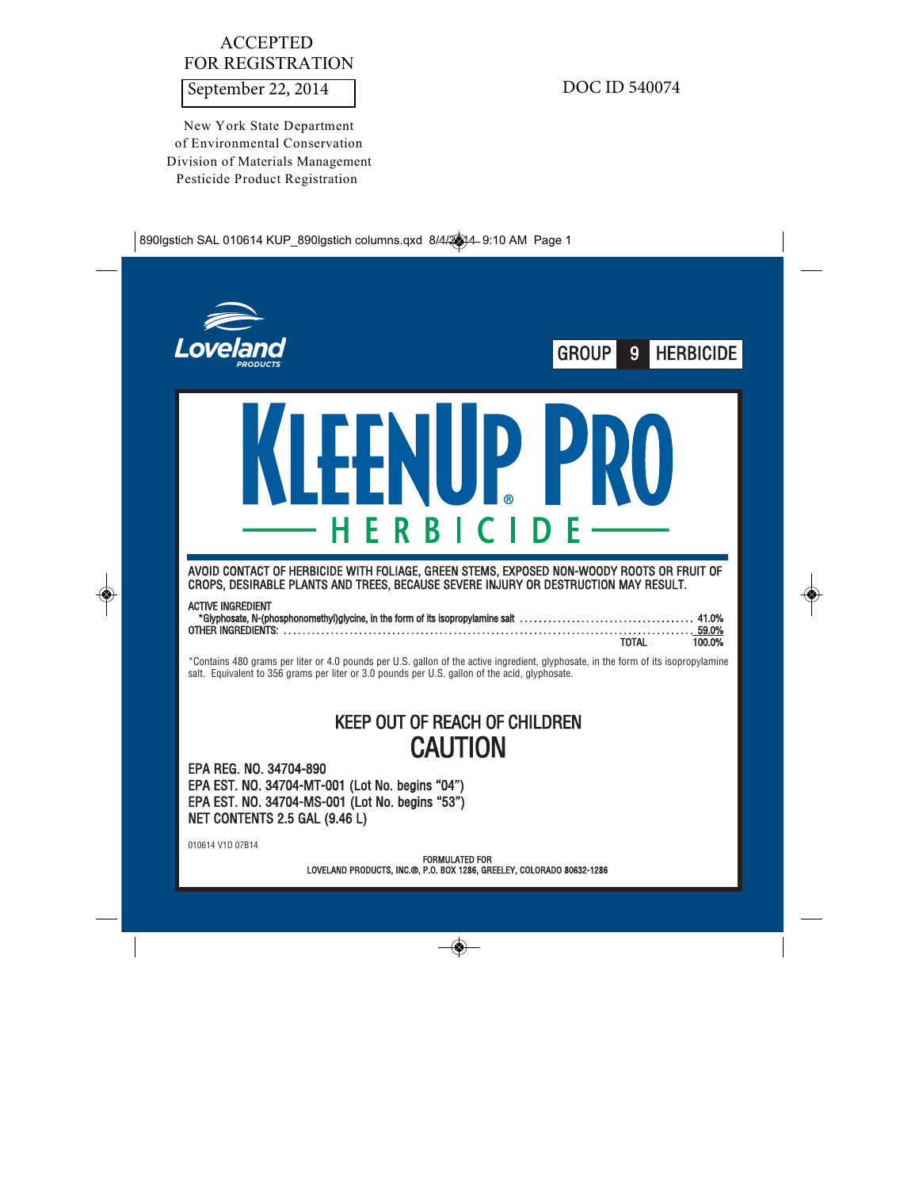ACCEPTED
FOR REGISTRATION

September 22, 2014

New York State Department
of Environmental Conservation
Division of Materials Management
Pesticide Product Registration

DOC ID 540074

Loveland PRODUCTS

GROUP 9 HERBICIDE

# KLEENUP® PRO

## HERBICIDE

**AVOID CONTACT OF HERBICIDE WITH FOLIAGE, GREEN STEMS, EXPOSED NON-WOODY ROOTS OR FRUIT OF CROPS, DESIRABLE PLANTS AND TREES, BECAUSE SEVERE INJURY OR DESTRUCTION MAY RESULT.**

| ACTIVE INGREDIENT | |
|---|---|
| *Glyphosate, N-(phosphonomethyl)glycine, in the form of its isopropylamine salt | 41.0% |
| OTHER INGREDIENTS: | 59.0% |
| TOTAL | 100.0% |

*Contains 480 grams per liter or 4.0 pounds per U.S. gallon of the active ingredient, glyphosate, in the form of its isopropylamine salt. Equivalent to 356 grams per liter or 3.0 pounds per U.S. gallon of the acid, glyphosate.

## KEEP OUT OF REACH OF CHILDREN
## CAUTION

EPA REG. NO. 34704-890
EPA EST. NO. 34704-MT-001 (Lot No. begins "04")
EPA EST. NO. 34704-MS-001 (Lot No. begins "53")
NET CONTENTS 2.5 GAL (9.46 L)

010614 V1D 07B14

FORMULATED FOR
LOVELAND PRODUCTS, INC.®, P.O. BOX 1286, GREELEY, COLORADO 80632-1286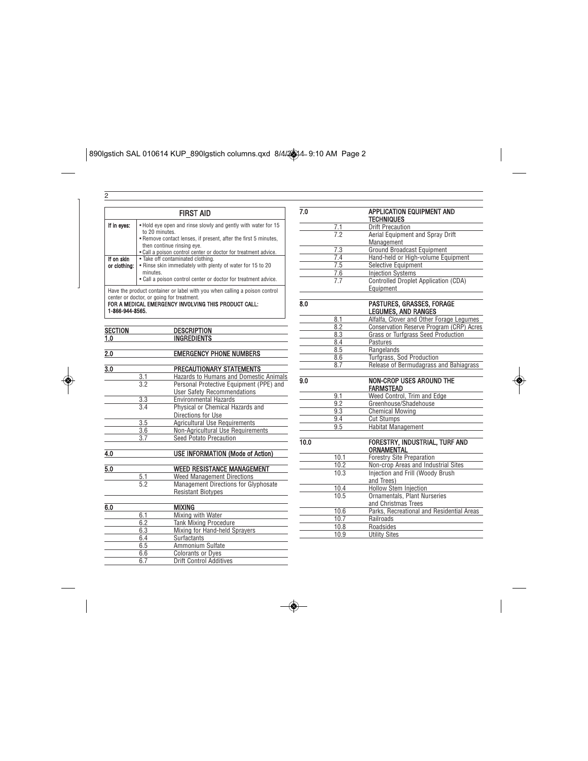## FIRST AID

| | |
|---|---|
| **If in eyes:** | • Hold eye open and rinse slowly and gently with water for 15 to 20 minutes.<br>• Remove contact lenses, if present, after the first 5 minutes, then continue rinsing eye.<br>• Call a poison control center or doctor for treatment advice. |
| **If on skin or clothing:** | • Take off contaminated clothing.<br>• Rinse skin immediately with plenty of water for 15 to 20 minutes.<br>• Call a poison control center or doctor for treatment advice. |

Have the product container or label with you when calling a poison control center or doctor, or going for treatment.

**FOR A MEDICAL EMERGENCY INVOLVING THIS PRODUCT CALL: 1-866-944-8565.**

| SECTION | | DESCRIPTION |
|---|---|---|
| **1.0** | | **INGREDIENTS** |
| **2.0** | | **EMERGENCY PHONE NUMBERS** |
| **3.0** | | **PRECAUTIONARY STATEMENTS** |
| | 3.1 | Hazards to Humans and Domestic Animals |
| | 3.2 | Personal Protective Equipment (PPE) and User Safety Recommendations |
| | 3.3 | Environmental Hazards |
| | 3.4 | Physical or Chemical Hazards and Directions for Use |
| | 3.5 | Agricultural Use Requirements |
| | 3.6 | Non-Agricultural Use Requirements |
| | 3.7 | Seed Potato Precaution |
| **4.0** | | **USE INFORMATION (Mode of Action)** |
| **5.0** | | **WEED RESISTANCE MANAGEMENT** |
| | 5.1 | Weed Management Directions |
| | 5.2 | Management Directions for Glyphosate Resistant Biotypes |
| **6.0** | | **MIXING** |
| | 6.1 | Mixing with Water |
| | 6.2 | Tank Mixing Procedure |
| | 6.3 | Mixing for Hand-held Sprayers |
| | 6.4 | Surfactants |
| | 6.5 | Ammonium Sulfate |
| | 6.6 | Colorants or Dyes |
| | 6.7 | Drift Control Additives |
| **7.0** | | **APPLICATION EQUIPMENT AND TECHNIQUES** |
| | 7.1 | Drift Precaution |
| | 7.2 | Aerial Equipment and Spray Drift Management |
| | 7.3 | Ground Broadcast Equipment |
| | 7.4 | Hand-held or High-volume Equipment |
| | 7.5 | Selective Equipment |
| | 7.6 | Injection Systems |
| | 7.7 | Controlled Droplet Application (CDA) Equipment |
| **8.0** | | **PASTURES, GRASSES, FORAGE LEGUMES, AND RANGES** |
| | 8.1 | Alfalfa, Clover and Other Forage Legumes |
| | 8.2 | Conservation Reserve Program (CRP) Acres |
| | 8.3 | Grass or Turfgrass Seed Production |
| | 8.4 | Pastures |
| | 8.5 | Rangelands |
| | 8.6 | Turfgrass, Sod Production |
| | 8.7 | Release of Bermudagrass and Bahiagrass |
| **9.0** | | **NON-CROP USES AROUND THE FARMSTEAD** |
| | 9.1 | Weed Control, Trim and Edge |
| | 9.2 | Greenhouse/Shadehouse |
| | 9.3 | Chemical Mowing |
| | 9.4 | Cut Stumps |
| | 9.5 | Habitat Management |
| **10.0** | | **FORESTRY, INDUSTRIAL, TURF AND ORNAMENTAL** |
| | 10.1 | Forestry Site Preparation |
| | 10.2 | Non-crop Areas and Industrial Sites |
| | 10.3 | Injection and Frill (Woody Brush and Trees) |
| | 10.4 | Hollow Stem Injection |
| | 10.5 | Ornamentals, Plant Nurseries and Christmas Trees |
| | 10.6 | Parks, Recreational and Residential Areas |
| | 10.7 | Railroads |
| | 10.8 | Roadsides |
| | 10.9 | Utility Sites |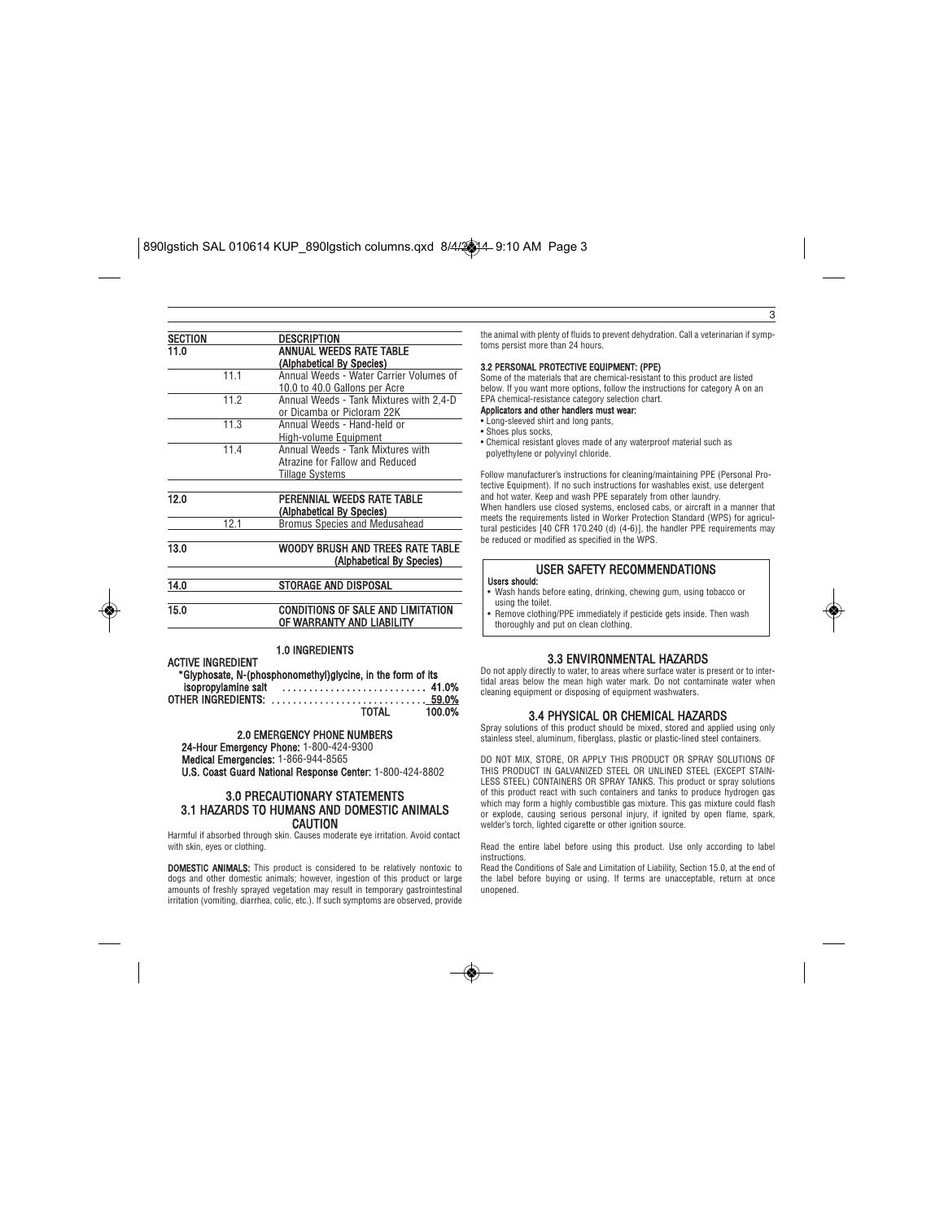| SECTION | | DESCRIPTION |
|---|---|---|
| 11.0 | | ANNUAL WEEDS RATE TABLE (Alphabetical By Species) |
| | 11.1 | Annual Weeds - Water Carrier Volumes of 10.0 to 40.0 Gallons per Acre |
| | 11.2 | Annual Weeds - Tank Mixtures with 2,4-D or Dicamba or Picloram 22K |
| | 11.3 | Annual Weeds - Hand-held or High-volume Equipment |
| | 11.4 | Annual Weeds - Tank Mixtures with Atrazine for Fallow and Reduced Tillage Systems |
| 12.0 | | PERENNIAL WEEDS RATE TABLE (Alphabetical By Species) |
| | 12.1 | Bromus Species and Medusahead |
| 13.0 | | WOODY BRUSH AND TREES RATE TABLE (Alphabetical By Species) |
| 14.0 | | STORAGE AND DISPOSAL |
| 15.0 | | CONDITIONS OF SALE AND LIMITATION OF WARRANTY AND LIABILITY |

## 1.0 INGREDIENTS

**ACTIVE INGREDIENT**

*Glyphosate, N-(phosphonomethyl)glycine, in the form of its isopropylamine salt ........................... 41.0%

OTHER INGREDIENTS: ............................. 59.0%

TOTAL 100.0%

## 2.0 EMERGENCY PHONE NUMBERS

**24-Hour Emergency Phone:** 1-800-424-9300

**Medical Emergencies:** 1-866-944-8565

**U.S. Coast Guard National Response Center:** 1-800-424-8802

## 3.0 PRECAUTIONARY STATEMENTS

## 3.1 HAZARDS TO HUMANS AND DOMESTIC ANIMALS

**CAUTION**

Harmful if absorbed through skin. Causes moderate eye irritation. Avoid contact with skin, eyes or clothing.

**DOMESTIC ANIMALS:** This product is considered to be relatively nontoxic to dogs and other domestic animals; however, ingestion of this product or large amounts of freshly sprayed vegetation may result in temporary gastrointestinal irritation (vomiting, diarrhea, colic, etc.). If such symptoms are observed, provide the animal with plenty of fluids to prevent dehydration. Call a veterinarian if symptoms persist more than 24 hours.

### 3.2 PERSONAL PROTECTIVE EQUIPMENT: (PPE)

Some of the materials that are chemical-resistant to this product are listed below. If you want more options, follow the instructions for category A on an EPA chemical-resistance category selection chart.

**Applicators and other handlers must wear:**

- Long-sleeved shirt and long pants,
- Shoes plus socks,
- Chemical resistant gloves made of any waterproof material such as polyethylene or polyvinyl chloride.

Follow manufacturer's instructions for cleaning/maintaining PPE (Personal Protective Equipment). If no such instructions for washables exist, use detergent and hot water. Keep and wash PPE separately from other laundry.

When handlers use closed systems, enclosed cabs, or aircraft in a manner that meets the requirements listed in Worker Protection Standard (WPS) for agricultural pesticides [40 CFR 170.240 (d) (4-6)], the handler PPE requirements may be reduced or modified as specified in the WPS.

### USER SAFETY RECOMMENDATIONS

**Users should:**

- Wash hands before eating, drinking, chewing gum, using tobacco or using the toilet.
- Remove clothing/PPE immediately if pesticide gets inside. Then wash thoroughly and put on clean clothing.

## 3.3 ENVIRONMENTAL HAZARDS

Do not apply directly to water, to areas where surface water is present or to intertidal areas below the mean high water mark. Do not contaminate water when cleaning equipment or disposing of equipment washwaters.

## 3.4 PHYSICAL OR CHEMICAL HAZARDS

Spray solutions of this product should be mixed, stored and applied using only stainless steel, aluminum, fiberglass, plastic or plastic-lined steel containers.

DO NOT MIX, STORE, OR APPLY THIS PRODUCT OR SPRAY SOLUTIONS OF THIS PRODUCT IN GALVANIZED STEEL OR UNLINED STEEL (EXCEPT STAINLESS STEEL) CONTAINERS OR SPRAY TANKS. This product or spray solutions of this product react with such containers and tanks to produce hydrogen gas which may form a highly combustible gas mixture. This gas mixture could flash or explode, causing serious personal injury, if ignited by open flame, spark, welder's torch, lighted cigarette or other ignition source.

Read the entire label before using this product. Use only according to label instructions.

Read the Conditions of Sale and Limitation of Liability, Section 15.0, at the end of the label before buying or using. If terms are unacceptable, return at once unopened.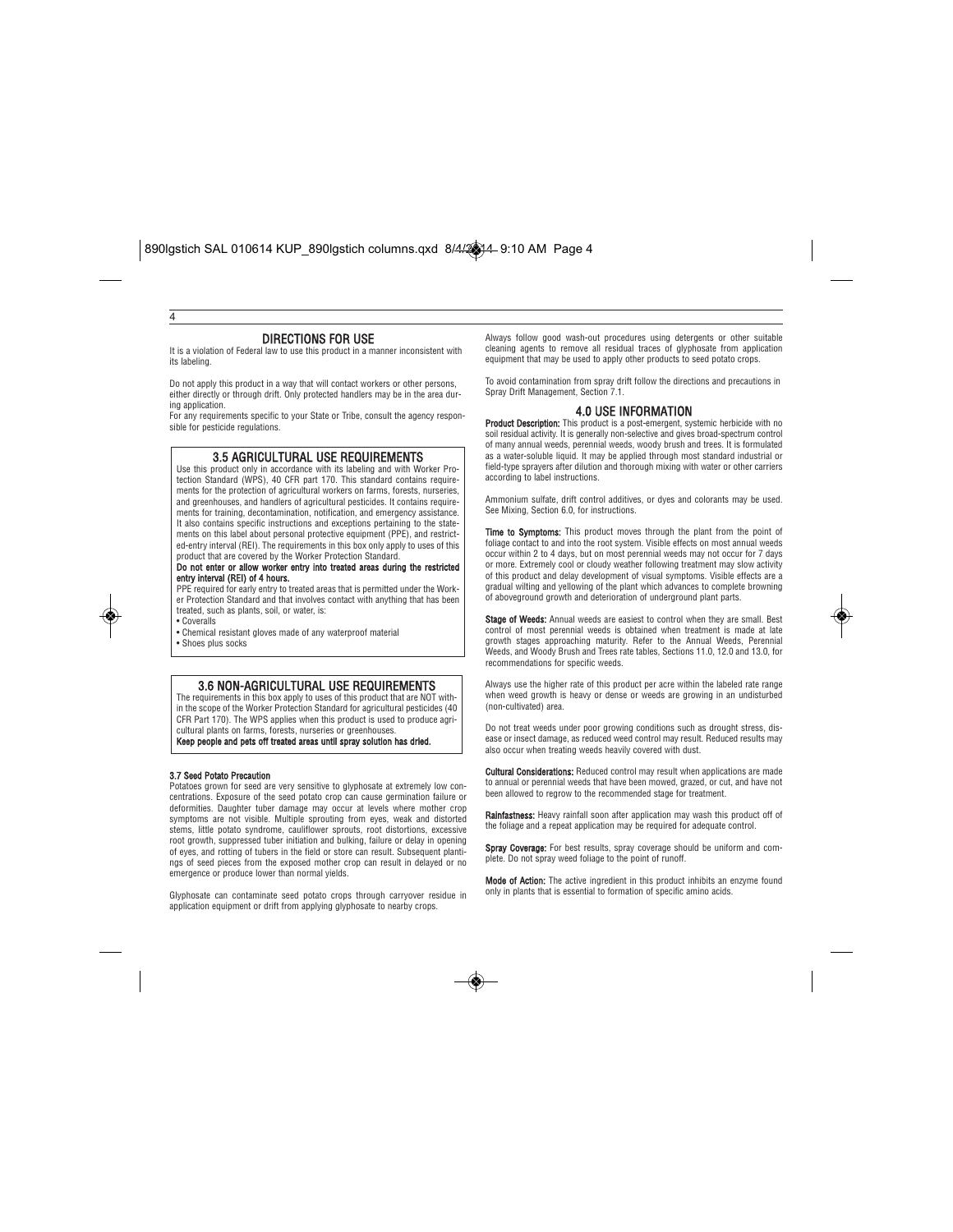## DIRECTIONS FOR USE

It is a violation of Federal law to use this product in a manner inconsistent with its labeling.

Do not apply this product in a way that will contact workers or other persons, either directly or through drift. Only protected handlers may be in the area during application.

For any requirements specific to your State or Tribe, consult the agency responsible for pesticide regulations.

### 3.5 AGRICULTURAL USE REQUIREMENTS

Use this product only in accordance with its labeling and with Worker Protection Standard (WPS), 40 CFR part 170. This standard contains requirements for the protection of agricultural workers on farms, forests, nurseries, and greenhouses, and handlers of agricultural pesticides. It contains requirements for training, decontamination, notification, and emergency assistance. It also contains specific instructions and exceptions pertaining to the statements on this label about personal protective equipment (PPE), and restricted-entry interval (REI). The requirements in this box only apply to uses of this product that are covered by the Worker Protection Standard.

**Do not enter or allow worker entry into treated areas during the restricted entry interval (REI) of 4 hours.**

PPE required for early entry to treated areas that is permitted under the Worker Protection Standard and that involves contact with anything that has been treated, such as plants, soil, or water, is:

- Coveralls
- Chemical resistant gloves made of any waterproof material
- Shoes plus socks

### 3.6 NON-AGRICULTURAL USE REQUIREMENTS

The requirements in this box apply to uses of this product that are NOT within the scope of the Worker Protection Standard for agricultural pesticides (40 CFR Part 170). The WPS applies when this product is used to produce agricultural plants on farms, forests, nurseries or greenhouses.

**Keep people and pets off treated areas until spray solution has dried.**

#### 3.7 Seed Potato Precaution

Potatoes grown for seed are very sensitive to glyphosate at extremely low concentrations. Exposure of the seed potato crop can cause germination failure or deformities. Daughter tuber damage may occur at levels where mother crop symptoms are not visible. Multiple sprouting from eyes, weak and distorted stems, little potato syndrome, cauliflower sprouts, root distortions, excessive root growth, suppressed tuber initiation and bulking, failure or delay in opening of eyes, and rotting of tubers in the field or store can result. Subsequent plantings of seed pieces from the exposed mother crop can result in delayed or no emergence or produce lower than normal yields.

Glyphosate can contaminate seed potato crops through carryover residue in application equipment or drift from applying glyphosate to nearby crops.

Always follow good wash-out procedures using detergents or other suitable cleaning agents to remove all residual traces of glyphosate from application equipment that may be used to apply other products to seed potato crops.

To avoid contamination from spray drift follow the directions and precautions in Spray Drift Management, Section 7.1.

## 4.0 USE INFORMATION

**Product Description:** This product is a post-emergent, systemic herbicide with no soil residual activity. It is generally non-selective and gives broad-spectrum control of many annual weeds, perennial weeds, woody brush and trees. It is formulated as a water-soluble liquid. It may be applied through most standard industrial or field-type sprayers after dilution and thorough mixing with water or other carriers according to label instructions.

Ammonium sulfate, drift control additives, or dyes and colorants may be used. See Mixing, Section 6.0, for instructions.

**Time to Symptoms:** This product moves through the plant from the point of foliage contact to and into the root system. Visible effects on most annual weeds occur within 2 to 4 days, but on most perennial weeds may not occur for 7 days or more. Extremely cool or cloudy weather following treatment may slow activity of this product and delay development of visual symptoms. Visible effects are a gradual wilting and yellowing of the plant which advances to complete browning of aboveground growth and deterioration of underground plant parts.

**Stage of Weeds:** Annual weeds are easiest to control when they are small. Best control of most perennial weeds is obtained when treatment is made at late growth stages approaching maturity. Refer to the Annual Weeds, Perennial Weeds, and Woody Brush and Trees rate tables, Sections 11.0, 12.0 and 13.0, for recommendations for specific weeds.

Always use the higher rate of this product per acre within the labeled rate range when weed growth is heavy or dense or weeds are growing in an undisturbed (non-cultivated) area.

Do not treat weeds under poor growing conditions such as drought stress, disease or insect damage, as reduced weed control may result. Reduced results may also occur when treating weeds heavily covered with dust.

**Cultural Considerations:** Reduced control may result when applications are made to annual or perennial weeds that have been mowed, grazed, or cut, and have not been allowed to regrow to the recommended stage for treatment.

**Rainfastness:** Heavy rainfall soon after application may wash this product off of the foliage and a repeat application may be required for adequate control.

**Spray Coverage:** For best results, spray coverage should be uniform and complete. Do not spray weed foliage to the point of runoff.

**Mode of Action:** The active ingredient in this product inhibits an enzyme found only in plants that is essential to formation of specific amino acids.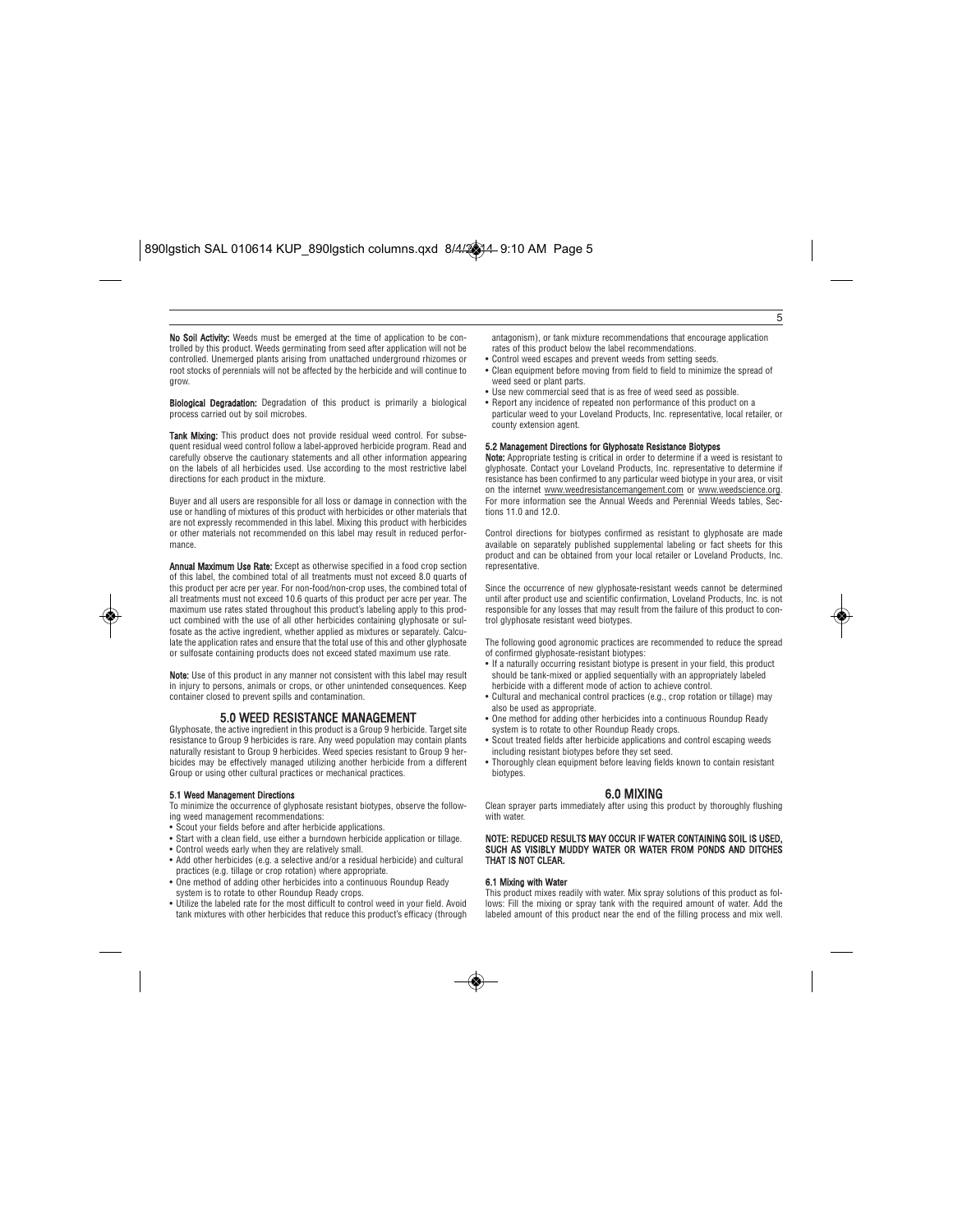**No Soil Activity:** Weeds must be emerged at the time of application to be controlled by this product. Weeds germinating from seed after application will not be controlled. Unemerged plants arising from unattached underground rhizomes or root stocks of perennials will not be affected by the herbicide and will continue to grow.

**Biological Degradation:** Degradation of this product is primarily a biological process carried out by soil microbes.

**Tank Mixing:** This product does not provide residual weed control. For subsequent residual weed control follow a label-approved herbicide program. Read and carefully observe the cautionary statements and all other information appearing on the labels of all herbicides used. Use according to the most restrictive label directions for each product in the mixture.

Buyer and all users are responsible for all loss or damage in connection with the use or handling of mixtures of this product with herbicides or other materials that are not expressly recommended in this label. Mixing this product with herbicides or other materials not recommended on this label may result in reduced performance.

**Annual Maximum Use Rate:** Except as otherwise specified in a food crop section of this label, the combined total of all treatments must not exceed 8.0 quarts of this product per acre per year. For non-food/non-crop uses, the combined total of all treatments must not exceed 10.6 quarts of this product per acre per year. The maximum use rates stated throughout this product's labeling apply to this product combined with the use of all other herbicides containing glyphosate or sulfosate as the active ingredient, whether applied as mixtures or separately. Calculate the application rates and ensure that the total use of this and other glyphosate or sulfosate containing products does not exceed stated maximum use rate.

**Note:** Use of this product in any manner not consistent with this label may result in injury to persons, animals or crops, or other unintended consequences. Keep container closed to prevent spills and contamination.

## 5.0 WEED RESISTANCE MANAGEMENT

Glyphosate, the active ingredient in this product is a Group 9 herbicide. Target site resistance to Group 9 herbicides is rare. Any weed population may contain plants naturally resistant to Group 9 herbicides. Weed species resistant to Group 9 herbicides may be effectively managed utilizing another herbicide from a different Group or using other cultural practices or mechanical practices.

### 5.1 Weed Management Directions

To minimize the occurrence of glyphosate resistant biotypes, observe the following weed management recommendations:

- Scout your fields before and after herbicide applications.
- Start with a clean field, use either a burndown herbicide application or tillage.
- Control weeds early when they are relatively small.
- Add other herbicides (e.g. a selective and/or a residual herbicide) and cultural practices (e.g. tillage or crop rotation) where appropriate.
- One method of adding other herbicides into a continuous Roundup Ready system is to rotate to other Roundup Ready crops.
- Utilize the labeled rate for the most difficult to control weed in your field. Avoid tank mixtures with other herbicides that reduce this product's efficacy (through antagonism), or tank mixture recommendations that encourage application rates of this product below the label recommendations.
- Control weed escapes and prevent weeds from setting seeds.
- Clean equipment before moving from field to field to minimize the spread of weed seed or plant parts.
- Use new commercial seed that is as free of weed seed as possible.
- Report any incidence of repeated non performance of this product on a particular weed to your Loveland Products, Inc. representative, local retailer, or county extension agent.

### 5.2 Management Directions for Glyphosate Resistance Biotypes

**Note:** Appropriate testing is critical in order to determine if a weed is resistant to glyphosate. Contact your Loveland Products, Inc. representative to determine if resistance has been confirmed to any particular weed biotype in your area, or visit on the internet www.weedresistancemangement.com or www.weedscience.org. For more information see the Annual Weeds and Perennial Weeds tables, Sections 11.0 and 12.0.

Control directions for biotypes confirmed as resistant to glyphosate are made available on separately published supplemental labeling or fact sheets for this product and can be obtained from your local retailer or Loveland Products, Inc. representative.

Since the occurrence of new glyphosate-resistant weeds cannot be determined until after product use and scientific confirmation, Loveland Products, Inc. is not responsible for any losses that may result from the failure of this product to control glyphosate resistant weed biotypes.

The following good agronomic practices are recommended to reduce the spread of confirmed glyphosate-resistant biotypes:

- If a naturally occurring resistant biotype is present in your field, this product should be tank-mixed or applied sequentially with an appropriately labeled herbicide with a different mode of action to achieve control.
- Cultural and mechanical control practices (e.g., crop rotation or tillage) may also be used as appropriate.
- One method for adding other herbicides into a continuous Roundup Ready system is to rotate to other Roundup Ready crops.
- Scout treated fields after herbicide applications and control escaping weeds including resistant biotypes before they set seed.
- Thoroughly clean equipment before leaving fields known to contain resistant biotypes.

## 6.0 MIXING

Clean sprayer parts immediately after using this product by thoroughly flushing with water.

**NOTE: REDUCED RESULTS MAY OCCUR IF WATER CONTAINING SOIL IS USED, SUCH AS VISIBLY MUDDY WATER OR WATER FROM PONDS AND DITCHES THAT IS NOT CLEAR.**

### 6.1 Mixing with Water

This product mixes readily with water. Mix spray solutions of this product as follows: Fill the mixing or spray tank with the required amount of water. Add the labeled amount of this product near the end of the filling process and mix well.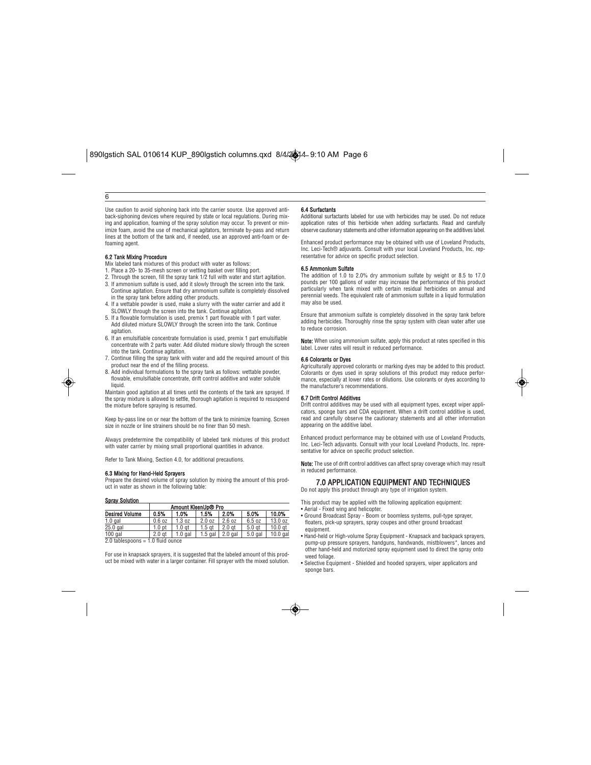Use caution to avoid siphoning back into the carrier source. Use approved anti-back-siphoning devices where required by state or local regulations. During mixing and application, foaming of the spray solution may occur. To prevent or minimize foam, avoid the use of mechanical agitators, terminate by-pass and return lines at the bottom of the tank and, if needed, use an approved anti-foam or defoaming agent.

### 6.2 Tank Mixing Procedure

Mix labeled tank mixtures of this product with water as follows:

1. Place a 20- to 35-mesh screen or wetting basket over filling port.
2. Through the screen, fill the spray tank 1/2 full with water and start agitation.
3. If ammonium sulfate is used, add it slowly through the screen into the tank. Continue agitation. Ensure that dry ammonium sulfate is completely dissolved in the spray tank before adding other products.
4. If a wettable powder is used, make a slurry with the water carrier and add it SLOWLY through the screen into the tank. Continue agitation.
5. If a flowable formulation is used, premix 1 part flowable with 1 part water. Add diluted mixture SLOWLY through the screen into the tank. Continue agitation.
6. If an emulsifiable concentrate formulation is used, premix 1 part emulsifiable concentrate with 2 parts water. Add diluted mixture slowly through the screen into the tank. Continue agitation.
7. Continue filling the spray tank with water and add the required amount of this product near the end of the filling process.
8. Add individual formulations to the spray tank as follows: wettable powder, flowable, emulsifiable concentrate, drift control additive and water soluble liquid.

Maintain good agitation at all times until the contents of the tank are sprayed. If the spray mixture is allowed to settle, thorough agitation is required to resuspend the mixture before spraying is resumed.

Keep by-pass line on or near the bottom of the tank to minimize foaming. Screen size in nozzle or line strainers should be no finer than 50 mesh.

Always predetermine the compatibility of labeled tank mixtures of this product with water carrier by mixing small proportional quantities in advance.

Refer to Tank Mixing, Section 4.0, for additional precautions.

### 6.3 Mixing for Hand-Held Sprayers

Prepare the desired volume of spray solution by mixing the amount of this product in water as shown in the following table:

**Spray Solution**

| | Amount KleenUp® Pro | | | | | |
|---|---|---|---|---|---|---|
| **Desired Volume** | **0.5%** | **1.0%** | **1.5%** | **2.0%** | **5.0%** | **10.0%** |
| 1.0 gal | 0.6 oz | 1.3 oz | 2.0 oz | 2.6 oz | 6.5 oz | 13.0 oz |
| 25.0 gal | 1.0 pt | 1.0 qt | 1.5 qt | 2.0 qt | 5.0 qt | 10.0 qt |
| 100 gal | 2.0 qt | 1.0 gal | 1.5 gal | 2.0 gal | 5.0 gal | 10.0 gal |

2.0 tablespoons = 1.0 fluid ounce

For use in knapsack sprayers, it is suggested that the labeled amount of this product be mixed with water in a larger container. Fill sprayer with the mixed solution.

### 6.4 Surfactants

Additional surfactants labeled for use with herbicides may be used. Do not reduce application rates of this herbicide when adding surfactants. Read and carefully observe cautionary statements and other information appearing on the additives label.

Enhanced product performance may be obtained with use of Loveland Products, Inc. Leci-Tech® adjuvants. Consult with your local Loveland Products, Inc. representative for advice on specific product selection.

### 6.5 Ammonium Sulfate

The addition of 1.0 to 2.0% dry ammonium sulfate by weight or 8.5 to 17.0 pounds per 100 gallons of water may increase the performance of this product particularly when tank mixed with certain residual herbicides on annual and perennial weeds. The equivalent rate of ammonium sulfate in a liquid formulation may also be used.

Ensure that ammonium sulfate is completely dissolved in the spray tank before adding herbicides. Thoroughly rinse the spray system with clean water after use to reduce corrosion.

**Note:** When using ammonium sulfate, apply this product at rates specified in this label. Lower rates will result in reduced performance.

### 6.6 Colorants or Dyes

Agriculturally approved colorants or marking dyes may be added to this product. Colorants or dyes used in spray solutions of this product may reduce performance, especially at lower rates or dilutions. Use colorants or dyes according to the manufacturer's recommendations.

### 6.7 Drift Control Additives

Drift control additives may be used with all equipment types, except wiper applicators, sponge bars and CDA equipment. When a drift control additive is used, read and carefully observe the cautionary statements and all other information appearing on the additive label.

Enhanced product performance may be obtained with use of Loveland Products, Inc. Leci-Tech adjuvants. Consult with your local Loveland Products, Inc. representative for advice on specific product selection.

**Note:** The use of drift control additives can affect spray coverage which may result in reduced performance.

## 7.0 APPLICATION EQUIPMENT AND TECHNIQUES

Do not apply this product through any type of irrigation system.

This product may be applied with the following application equipment:

- Aerial - Fixed wing and helicopter.
- Ground Broadcast Spray - Boom or boomless systems, pull-type sprayer, floaters, pick-up sprayers, spray coupes and other ground broadcast equipment.
- Hand-held or High-volume Spray Equipment - Knapsack and backpack sprayers, pump-up pressure sprayers, handguns, handwands, mistblowers*, lances and other hand-held and motorized spray equipment used to direct the spray onto weed foliage.
- Selective Equipment - Shielded and hooded sprayers, wiper applicators and sponge bars.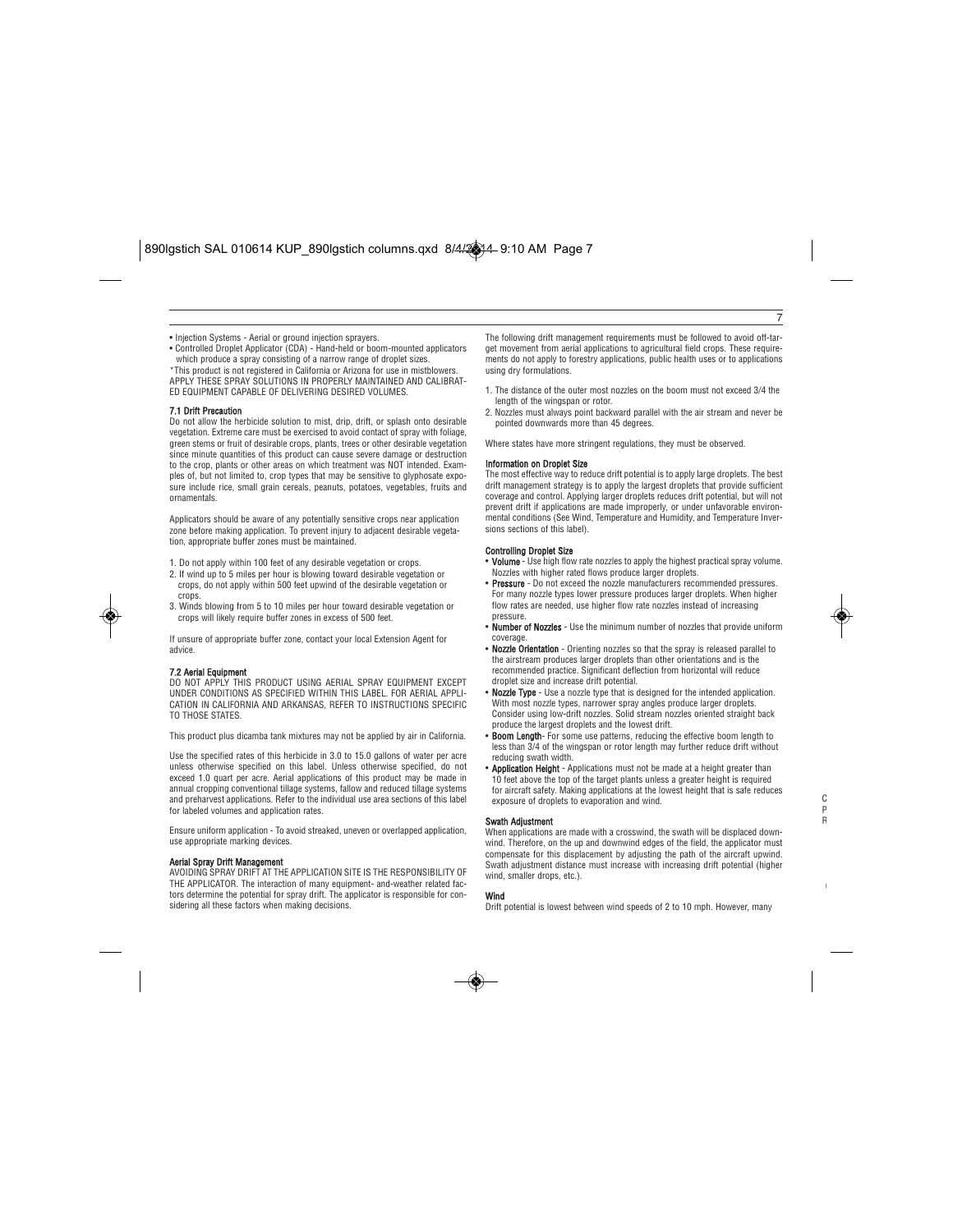- Injection Systems - Aerial or ground injection sprayers.
- Controlled Droplet Applicator (CDA) - Hand-held or boom-mounted applicators which produce a spray consisting of a narrow range of droplet sizes.

*This product is not registered in California or Arizona for use in mistblowers.

APPLY THESE SPRAY SOLUTIONS IN PROPERLY MAINTAINED AND CALIBRATED EQUIPMENT CAPABLE OF DELIVERING DESIRED VOLUMES.

### 7.1 Drift Precaution

Do not allow the herbicide solution to mist, drip, drift, or splash onto desirable vegetation. Extreme care must be exercised to avoid contact of spray with foliage, green stems or fruit of desirable crops, plants, trees or other desirable vegetation since minute quantities of this product can cause severe damage or destruction to the crop, plants or other areas on which treatment was NOT intended. Examples of, but not limited to, crop types that may be sensitive to glyphosate exposure include rice, small grain cereals, peanuts, potatoes, vegetables, fruits and ornamentals.

Applicators should be aware of any potentially sensitive crops near application zone before making application. To prevent injury to adjacent desirable vegetation, appropriate buffer zones must be maintained.

1. Do not apply within 100 feet of any desirable vegetation or crops.
2. If wind up to 5 miles per hour is blowing toward desirable vegetation or crops, do not apply within 500 feet upwind of the desirable vegetation or crops.
3. Winds blowing from 5 to 10 miles per hour toward desirable vegetation or crops will likely require buffer zones in excess of 500 feet.

If unsure of appropriate buffer zone, contact your local Extension Agent for advice.

### 7.2 Aerial Equipment

DO NOT APPLY THIS PRODUCT USING AERIAL SPRAY EQUIPMENT EXCEPT UNDER CONDITIONS AS SPECIFIED WITHIN THIS LABEL. FOR AERIAL APPLICATION IN CALIFORNIA AND ARKANSAS, REFER TO INSTRUCTIONS SPECIFIC TO THOSE STATES.

This product plus dicamba tank mixtures may not be applied by air in California.

Use the specified rates of this herbicide in 3.0 to 15.0 gallons of water per acre unless otherwise specified on this label. Unless otherwise specified, do not exceed 1.0 quart per acre. Aerial applications of this product may be made in annual cropping conventional tillage systems, fallow and reduced tillage systems and preharvest applications. Refer to the individual use area sections of this label for labeled volumes and application rates.

Ensure uniform application - To avoid streaked, uneven or overlapped application, use appropriate marking devices.

#### Aerial Spray Drift Management

AVOIDING SPRAY DRIFT AT THE APPLICATION SITE IS THE RESPONSIBILITY OF THE APPLICATOR. The interaction of many equipment- and-weather related factors determine the potential for spray drift. The applicator is responsible for considering all these factors when making decisions.

The following drift management requirements must be followed to avoid off-target movement from aerial applications to agricultural field crops. These requirements do not apply to forestry applications, public health uses or to applications using dry formulations.

1. The distance of the outer most nozzles on the boom must not exceed 3/4 the length of the wingspan or rotor.
2. Nozzles must always point backward parallel with the air stream and never be pointed downwards more than 45 degrees.

Where states have more stringent regulations, they must be observed.

#### Information on Droplet Size

The most effective way to reduce drift potential is to apply large droplets. The best drift management strategy is to apply the largest droplets that provide sufficient coverage and control. Applying larger droplets reduces drift potential, but will not prevent drift if applications are made improperly, or under unfavorable environmental conditions (See Wind, Temperature and Humidity, and Temperature Inversions sections of this label).

#### Controlling Droplet Size

- **Volume** - Use high flow rate nozzles to apply the highest practical spray volume. Nozzles with higher rated flows produce larger droplets.
- **Pressure** - Do not exceed the nozzle manufacturers recommended pressures. For many nozzle types lower pressure produces larger droplets. When higher flow rates are needed, use higher flow rate nozzles instead of increasing pressure.
- **Number of Nozzles** - Use the minimum number of nozzles that provide uniform coverage.
- **Nozzle Orientation** - Orienting nozzles so that the spray is released parallel to the airstream produces larger droplets than other orientations and is the recommended practice. Significant deflection from horizontal will reduce droplet size and increase drift potential.
- **Nozzle Type** - Use a nozzle type that is designed for the intended application. With most nozzle types, narrower spray angles produce larger droplets. Consider using low-drift nozzles. Solid stream nozzles oriented straight back produce the largest droplets and the lowest drift.
- **Boom Length**- For some use patterns, reducing the effective boom length to less than 3/4 of the wingspan or rotor length may further reduce drift without reducing swath width.
- **Application Height** - Applications must not be made at a height greater than 10 feet above the top of the target plants unless a greater height is required for aircraft safety. Making applications at the lowest height that is safe reduces exposure of droplets to evaporation and wind.

#### Swath Adjustment

When applications are made with a crosswind, the swath will be displaced downwind. Therefore, on the up and downwind edges of the field, the applicator must compensate for this displacement by adjusting the path of the aircraft upwind. Swath adjustment distance must increase with increasing drift potential (higher wind, smaller drops, etc.).

#### Wind

Drift potential is lowest between wind speeds of 2 to 10 mph. However, many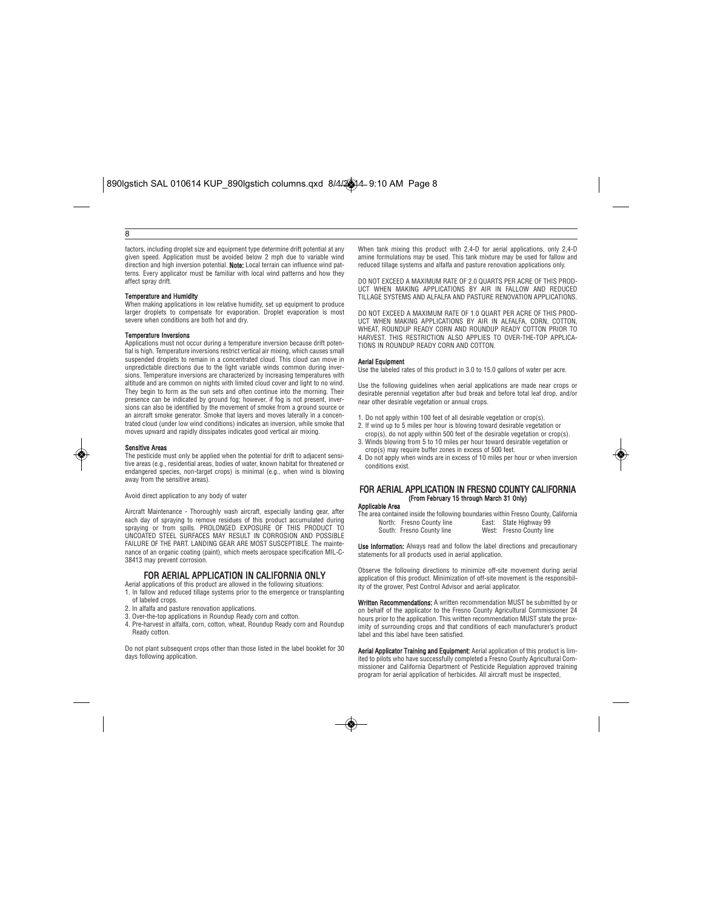factors, including droplet size and equipment type determine drift potential at any given speed. Application must be avoided below 2 mph due to variable wind direction and high inversion potential. **Note:** Local terrain can influence wind patterns. Every applicator must be familiar with local wind patterns and how they affect spray drift.

**Temperature and Humidity**

When making applications in low relative humidity, set up equipment to produce larger droplets to compensate for evaporation. Droplet evaporation is most severe when conditions are both hot and dry.

**Temperature Inversions**

Applications must not occur during a temperature inversion because drift potential is high. Temperature inversions restrict vertical air mixing, which causes small suspended droplets to remain in a concentrated cloud. This cloud can move in unpredictable directions due to the light variable winds common during inversions. Temperature inversions are characterized by increasing temperatures with altitude and are common on nights with limited cloud cover and light to no wind. They begin to form as the sun sets and often continue into the morning. Their presence can be indicated by ground fog; however, if fog is not present, inversions can also be identified by the movement of smoke from a ground source or an aircraft smoke generator. Smoke that layers and moves laterally in a concentrated cloud (under low wind conditions) indicates an inversion, while smoke that moves upward and rapidly dissipates indicates good vertical air mixing.

**Sensitive Areas**

The pesticide must only be applied when the potential for drift to adjacent sensitive areas (e.g., residential areas, bodies of water, known habitat for threatened or endangered species, non-target crops) is minimal (e.g., when wind is blowing away from the sensitive areas).

Avoid direct application to any body of water

Aircraft Maintenance - Thoroughly wash aircraft, especially landing gear, after each day of spraying to remove residues of this product accumulated during spraying or from spills. PROLONGED EXPOSURE OF THIS PRODUCT TO UNCOATED STEEL SURFACES MAY RESULT IN CORROSION AND POSSIBLE FAILURE OF THE PART. LANDING GEAR ARE MOST SUSCEPTIBLE. The maintenance of an organic coating (paint), which meets aerospace specification MIL-C-38413 may prevent corrosion.

## FOR AERIAL APPLICATION IN CALIFORNIA ONLY

Aerial applications of this product are allowed in the following situations:

1. In fallow and reduced tillage systems prior to the emergence or transplanting of labeled crops.
2. In alfalfa and pasture renovation applications.
3. Over-the-top applications in Roundup Ready corn and cotton.
4. Pre-harvest in alfalfa, corn, cotton, wheat, Roundup Ready corn and Roundup Ready cotton.

Do not plant subsequent crops other than those listed in the label booklet for 30 days following application.

When tank mixing this product with 2,4-D for aerial applications, only 2,4-D amine formulations may be used. This tank mixture may be used for fallow and reduced tillage systems and alfalfa and pasture renovation applications only.

DO NOT EXCEED A MAXIMUM RATE OF 2.0 QUARTS PER ACRE OF THIS PRODUCT WHEN MAKING APPLICATIONS BY AIR IN FALLOW AND REDUCED TILLAGE SYSTEMS AND ALFALFA AND PASTURE RENOVATION APPLICATIONS.

DO NOT EXCEED A MAXIMUM RATE OF 1.0 QUART PER ACRE OF THIS PRODUCT WHEN MAKING APPLICATIONS BY AIR IN ALFALFA, CORN, COTTON, WHEAT, ROUNDUP READY CORN AND ROUNDUP READY COTTON PRIOR TO HARVEST. THIS RESTRICTION ALSO APPLIES TO OVER-THE-TOP APPLICATIONS IN ROUNDUP READY CORN AND COTTON.

**Aerial Equipment**

Use the labeled rates of this product in 3.0 to 15.0 gallons of water per acre.

Use the following guidelines when aerial applications are made near crops or desirable perennial vegetation after bud break and before total leaf drop, and/or near other desirable vegetation or annual crops.

1. Do not apply within 100 feet of all desirable vegetation or crop(s).
2. If wind up to 5 miles per hour is blowing toward desirable vegetation or crop(s), do not apply within 500 feet of the desirable vegetation or crop(s).
3. Winds blowing from 5 to 10 miles per hour toward desirable vegetation or crop(s) may require buffer zones in excess of 500 feet.
4. Do not apply when winds are in excess of 10 miles per hour or when inversion conditions exist.

## FOR AERIAL APPLICATION IN FRESNO COUNTY CALIFORNIA
### (From February 15 through March 31 Only)

**Applicable Area**

The area contained inside the following boundaries within Fresno County, California

| | |
|---|---|
| North: Fresno County line | East: State Highway 99 |
| South: Fresno County line | West: Fresno County line |

**Use Information:** Always read and follow the label directions and precautionary statements for all products used in aerial application.

Observe the following directions to minimize off-site movement during aerial application of this product. Minimization of off-site movement is the responsibility of the grower, Pest Control Advisor and aerial applicator.

**Written Recommendations:** A written recommendation MUST be submitted by or on behalf of the applicator to the Fresno County Agricultural Commissioner 24 hours prior to the application. This written recommendation MUST state the proximity of surrounding crops and that conditions of each manufacturer's product label and this label have been satisfied.

**Aerial Applicator Training and Equipment:** Aerial application of this product is limited to pilots who have successfully completed a Fresno County Agricultural Commissioner and California Department of Pesticide Regulation approved training program for aerial application of herbicides. All aircraft must be inspected,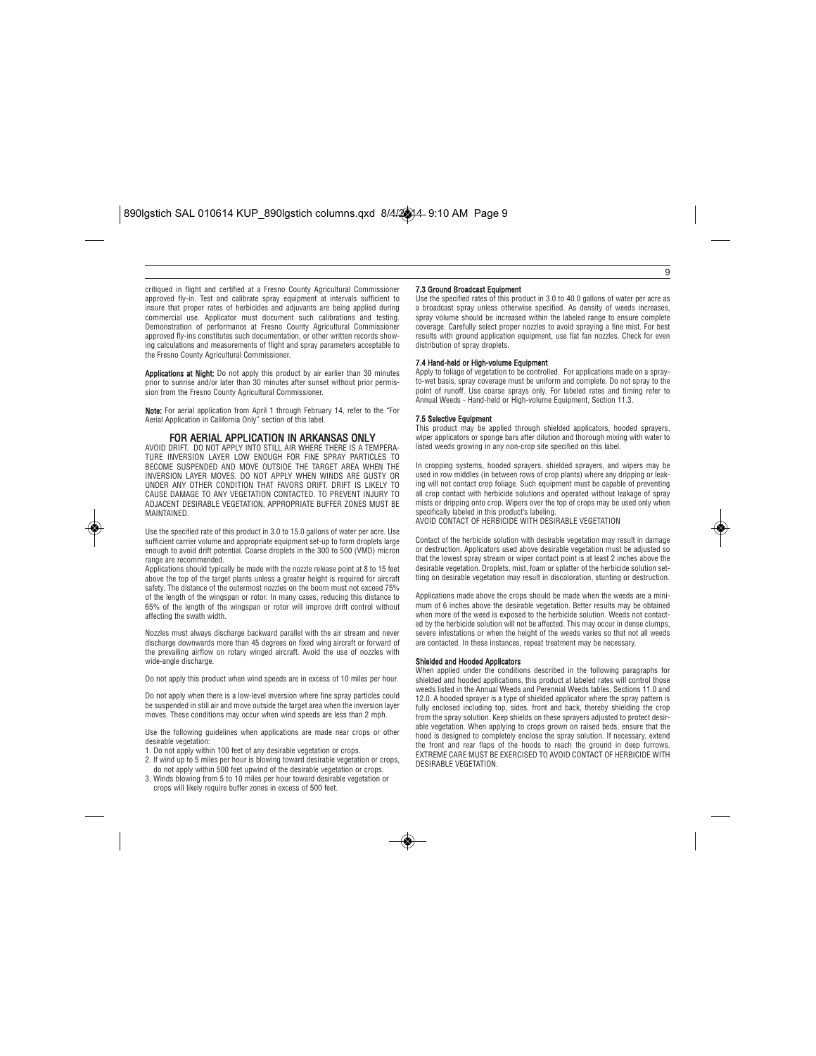critiqued in flight and certified at a Fresno County Agricultural Commissioner approved fly-in. Test and calibrate spray equipment at intervals sufficient to insure that proper rates of herbicides and adjuvants are being applied during commercial use. Applicator must document such calibrations and testing. Demonstration of performance at Fresno County Agricultural Commissioner approved fly-ins constitutes such documentation, or other written records showing calculations and measurements of flight and spray parameters acceptable to the Fresno County Agricultural Commissioner.

**Applications at Night:** Do not apply this product by air earlier than 30 minutes prior to sunrise and/or later than 30 minutes after sunset without prior permission from the Fresno County Agricultural Commissioner.

**Note:** For aerial application from April 1 through February 14, refer to the "For Aerial Application in California Only" section of this label.

## FOR AERIAL APPLICATION IN ARKANSAS ONLY

AVOID DRIFT. DO NOT APPLY INTO STILL AIR WHERE THERE IS A TEMPERATURE INVERSION LAYER LOW ENOUGH FOR FINE SPRAY PARTICLES TO BECOME SUSPENDED AND MOVE OUTSIDE THE TARGET AREA WHEN THE INVERSION LAYER MOVES. DO NOT APPLY WHEN WINDS ARE GUSTY OR UNDER ANY OTHER CONDITION THAT FAVORS DRIFT. DRIFT IS LIKELY TO CAUSE DAMAGE TO ANY VEGETATION CONTACTED. TO PREVENT INJURY TO ADJACENT DESIRABLE VEGETATION, APPROPRIATE BUFFER ZONES MUST BE MAINTAINED.

Use the specified rate of this product in 3.0 to 15.0 gallons of water per acre. Use sufficient carrier volume and appropriate equipment set-up to form droplets large enough to avoid drift potential. Coarse droplets in the 300 to 500 (VMD) micron range are recommended.

Applications should typically be made with the nozzle release point at 8 to 15 feet above the top of the target plants unless a greater height is required for aircraft safety. The distance of the outermost nozzles on the boom must not exceed 75% of the length of the wingspan or rotor. In many cases, reducing this distance to 65% of the length of the wingspan or rotor will improve drift control without affecting the swath width.

Nozzles must always discharge backward parallel with the air stream and never discharge downwards more than 45 degrees on fixed wing aircraft or forward of the prevailing airflow on rotary winged aircraft. Avoid the use of nozzles with wide-angle discharge.

Do not apply this product when wind speeds are in excess of 10 miles per hour.

Do not apply when there is a low-level inversion where fine spray particles could be suspended in still air and move outside the target area when the inversion layer moves. These conditions may occur when wind speeds are less than 2 mph.

Use the following guidelines when applications are made near crops or other desirable vegetation:

1. Do not apply within 100 feet of any desirable vegetation or crops.
2. If wind up to 5 miles per hour is blowing toward desirable vegetation or crops, do not apply within 500 feet upwind of the desirable vegetation or crops.
3. Winds blowing from 5 to 10 miles per hour toward desirable vegetation or crops will likely require buffer zones in excess of 500 feet.

### 7.3 Ground Broadcast Equipment

Use the specified rates of this product in 3.0 to 40.0 gallons of water per acre as a broadcast spray unless otherwise specified. As density of weeds increases, spray volume should be increased within the labeled range to ensure complete coverage. Carefully select proper nozzles to avoid spraying a fine mist. For best results with ground application equipment, use flat fan nozzles. Check for even distribution of spray droplets.

### 7.4 Hand-held or High-volume Equipment

Apply to foliage of vegetation to be controlled. For applications made on a spray-to-wet basis, spray coverage must be uniform and complete. Do not spray to the point of runoff. Use coarse sprays only. For labeled rates and timing refer to Annual Weeds - Hand-held or High-volume Equipment, Section 11.3.

### 7.5 Selective Equipment

This product may be applied through shielded applicators, hooded sprayers, wiper applicators or sponge bars after dilution and thorough mixing with water to listed weeds growing in any non-crop site specified on this label.

In cropping systems, hooded sprayers, shielded sprayers, and wipers may be used in row middles (in between rows of crop plants) where any dripping or leaking will not contact crop foliage. Such equipment must be capable of preventing all crop contact with herbicide solutions and operated without leakage of spray mists or dripping onto crop. Wipers over the top of crops may be used only when specifically labeled in this product's labeling.

AVOID CONTACT OF HERBICIDE WITH DESIRABLE VEGETATION

Contact of the herbicide solution with desirable vegetation may result in damage or destruction. Applicators used above desirable vegetation must be adjusted so that the lowest spray stream or wiper contact point is at least 2 inches above the desirable vegetation. Droplets, mist, foam or splatter of the herbicide solution settling on desirable vegetation may result in discoloration, stunting or destruction.

Applications made above the crops should be made when the weeds are a minimum of 6 inches above the desirable vegetation. Better results may be obtained when more of the weed is exposed to the herbicide solution. Weeds not contacted by the herbicide solution will not be affected. This may occur in dense clumps, severe infestations or when the height of the weeds varies so that not all weeds are contacted. In these instances, repeat treatment may be necessary.

#### Shielded and Hooded Applicators

When applied under the conditions described in the following paragraphs for shielded and hooded applications, this product at labeled rates will control those weeds listed in the Annual Weeds and Perennial Weeds tables, Sections 11.0 and 12.0. A hooded sprayer is a type of shielded applicator where the spray pattern is fully enclosed including top, sides, front and back, thereby shielding the crop from the spray solution. Keep shields on these sprayers adjusted to protect desirable vegetation. When applying to crops grown on raised beds, ensure that the hood is designed to completely enclose the spray solution. If necessary, extend the front and rear flaps of the hoods to reach the ground in deep furrows. EXTREME CARE MUST BE EXERCISED TO AVOID CONTACT OF HERBICIDE WITH DESIRABLE VEGETATION.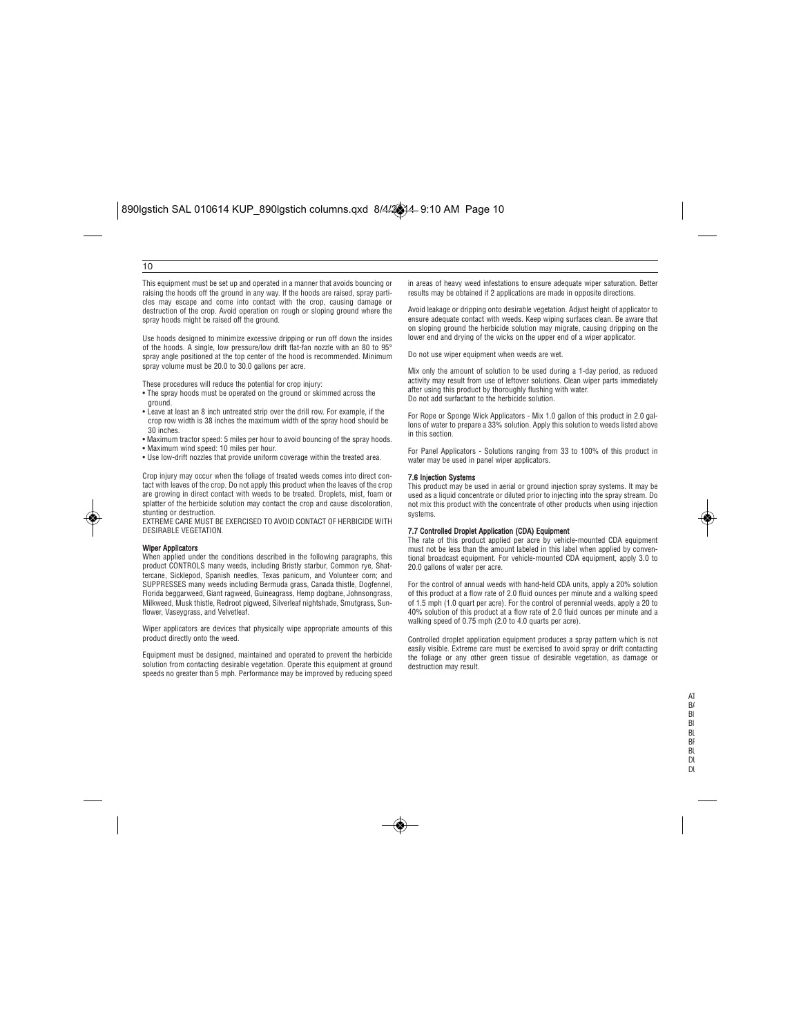This equipment must be set up and operated in a manner that avoids bouncing or raising the hoods off the ground in any way. If the hoods are raised, spray particles may escape and come into contact with the crop, causing damage or destruction of the crop. Avoid operation on rough or sloping ground where the spray hoods might be raised off the ground.

Use hoods designed to minimize excessive dripping or run off down the insides of the hoods. A single, low pressure/low drift flat-fan nozzle with an 80 to 95° spray angle positioned at the top center of the hood is recommended. Minimum spray volume must be 20.0 to 30.0 gallons per acre.

These procedures will reduce the potential for crop injury:

- The spray hoods must be operated on the ground or skimmed across the ground.
- Leave at least an 8 inch untreated strip over the drill row. For example, if the crop row width is 38 inches the maximum width of the spray hood should be 30 inches.
- Maximum tractor speed: 5 miles per hour to avoid bouncing of the spray hoods.
- Maximum wind speed: 10 miles per hour.
- Use low-drift nozzles that provide uniform coverage within the treated area.

Crop injury may occur when the foliage of treated weeds comes into direct contact with leaves of the crop. Do not apply this product when the leaves of the crop are growing in direct contact with weeds to be treated. Droplets, mist, foam or splatter of the herbicide solution may contact the crop and cause discoloration, stunting or destruction.

EXTREME CARE MUST BE EXERCISED TO AVOID CONTACT OF HERBICIDE WITH DESIRABLE VEGETATION.

**Wiper Applicators**

When applied under the conditions described in the following paragraphs, this product CONTROLS many weeds, including Bristly starbur, Common rye, Shattercane, Sicklepod, Spanish needles, Texas panicum, and Volunteer corn; and SUPPRESSES many weeds including Bermuda grass, Canada thistle, Dogfennel, Florida beggarweed, Giant ragweed, Guineagrass, Hemp dogbane, Johnsongrass, Milkweed, Musk thistle, Redroot pigweed, Silverleaf nightshade, Smutgrass, Sunflower, Vaseygrass, and Velvetleaf.

Wiper applicators are devices that physically wipe appropriate amounts of this product directly onto the weed.

Equipment must be designed, maintained and operated to prevent the herbicide solution from contacting desirable vegetation. Operate this equipment at ground speeds no greater than 5 mph. Performance may be improved by reducing speed in areas of heavy weed infestations to ensure adequate wiper saturation. Better results may be obtained if 2 applications are made in opposite directions.

Avoid leakage or dripping onto desirable vegetation. Adjust height of applicator to ensure adequate contact with weeds. Keep wiping surfaces clean. Be aware that on sloping ground the herbicide solution may migrate, causing dripping on the lower end and drying of the wicks on the upper end of a wiper applicator.

Do not use wiper equipment when weeds are wet.

Mix only the amount of solution to be used during a 1-day period, as reduced activity may result from use of leftover solutions. Clean wiper parts immediately after using this product by thoroughly flushing with water.
Do not add surfactant to the herbicide solution.

For Rope or Sponge Wick Applicators - Mix 1.0 gallon of this product in 2.0 gallons of water to prepare a 33% solution. Apply this solution to weeds listed above in this section.

For Panel Applicators - Solutions ranging from 33 to 100% of this product in water may be used in panel wiper applicators.

**7.6 Injection Systems**

This product may be used in aerial or ground injection spray systems. It may be used as a liquid concentrate or diluted prior to injecting into the spray stream. Do not mix this product with the concentrate of other products when using injection systems.

**7.7 Controlled Droplet Application (CDA) Equipment**

The rate of this product applied per acre by vehicle-mounted CDA equipment must not be less than the amount labeled in this label when applied by conventional broadcast equipment. For vehicle-mounted CDA equipment, apply 3.0 to 20.0 gallons of water per acre.

For the control of annual weeds with hand-held CDA units, apply a 20% solution of this product at a flow rate of 2.0 fluid ounces per minute and a walking speed of 1.5 mph (1.0 quart per acre). For the control of perennial weeds, apply a 20 to 40% solution of this product at a flow rate of 2.0 fluid ounces per minute and a walking speed of 0.75 mph (2.0 to 4.0 quarts per acre).

Controlled droplet application equipment produces a spray pattern which is not easily visible. Extreme care must be exercised to avoid spray or drift contacting the foliage or any other green tissue of desirable vegetation, as damage or destruction may result.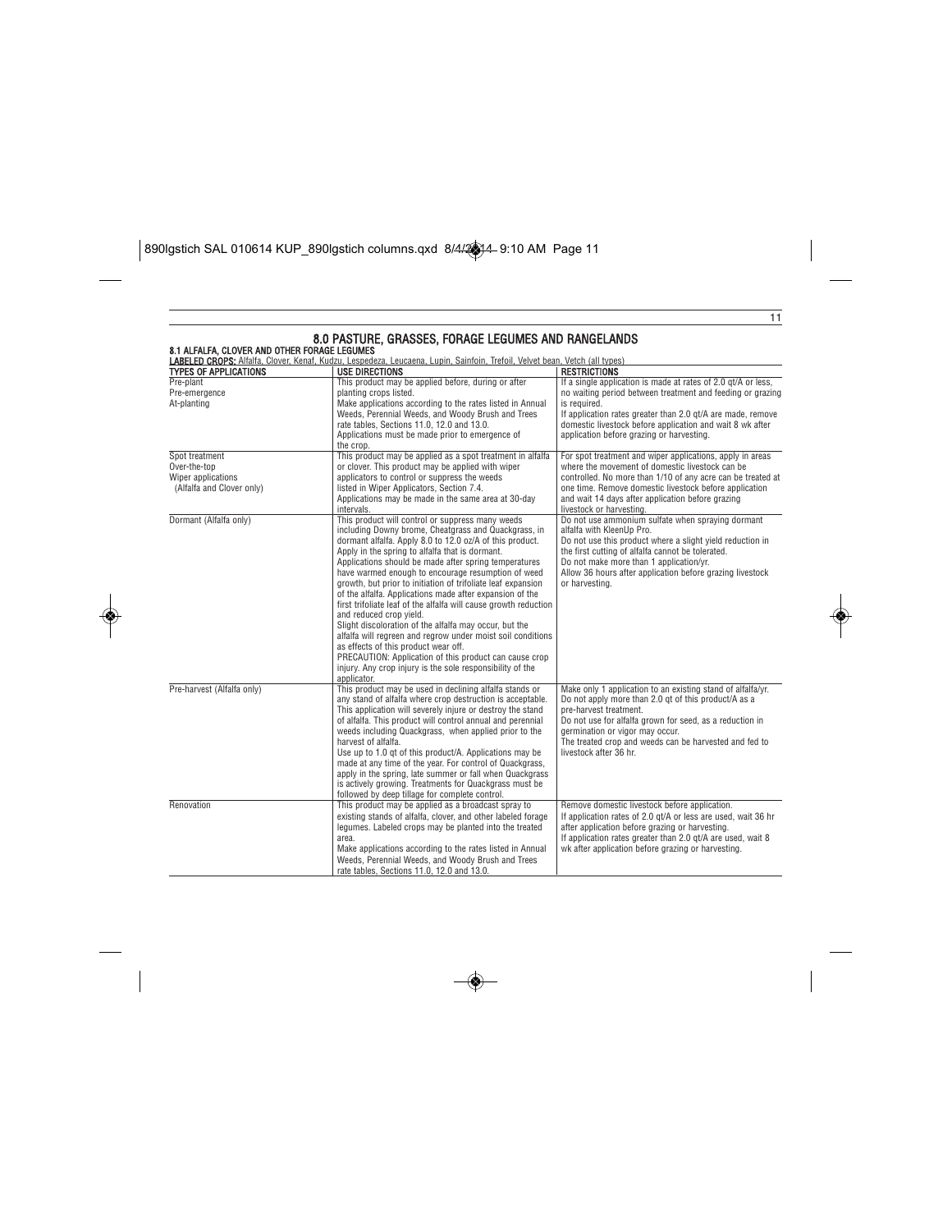# 8.0 PASTURE, GRASSES, FORAGE LEGUMES AND RANGELANDS

## 8.1 ALFALFA, CLOVER AND OTHER FORAGE LEGUMES

**LABELED CROPS:** Alfalfa, Clover, Kenaf, Kudzu, Lespedeza, Leucaena, Lupin, Sainfoin, Trefoil, Velvet bean, Vetch (all types)

| TYPES OF APPLICATIONS | USE DIRECTIONS | RESTRICTIONS |
|---|---|---|
| Pre-plant<br>Pre-emergence<br>At-planting | This product may be applied before, during or after planting crops listed.<br>Make applications according to the rates listed in Annual Weeds, Perennial Weeds, and Woody Brush and Trees rate tables, Sections 11.0, 12.0 and 13.0.<br>Applications must be made prior to emergence of the crop. | If a single application is made at rates of 2.0 qt/A or less, no waiting period between treatment and feeding or grazing is required.<br>If application rates greater than 2.0 qt/A are made, remove domestic livestock before application and wait 8 wk after application before grazing or harvesting. |
| Spot treatment<br>Over-the-top<br>Wiper applications<br>(Alfalfa and Clover only) | This product may be applied as a spot treatment in alfalfa or clover. This product may be applied with wiper applicators to control or suppress the weeds listed in Wiper Applicators, Section 7.4.<br>Applications may be made in the same area at 30-day intervals. | For spot treatment and wiper applications, apply in areas where the movement of domestic livestock can be controlled. No more than 1/10 of any acre can be treated at one time. Remove domestic livestock before application and wait 14 days after application before grazing livestock or harvesting. |
| Dormant (Alfalfa only) | This product will control or suppress many weeds including Downy brome, Cheatgrass and Quackgrass, in dormant alfalfa. Apply 8.0 to 12.0 oz/A of this product. Apply in the spring to alfalfa that is dormant.<br>Applications should be made after spring temperatures have warmed enough to encourage resumption of weed growth, but prior to initiation of trifoliate leaf expansion of the alfalfa. Applications made after expansion of the first trifoliate leaf of the alfalfa will cause growth reduction and reduced crop yield.<br>Slight discoloration of the alfalfa may occur, but the alfalfa will regreen and regrow under moist soil conditions as effects of this product wear off.<br>PRECAUTION: Application of this product can cause crop injury. Any crop injury is the sole responsibility of the applicator. | Do not use ammonium sulfate when spraying dormant alfalfa with KleenUp Pro.<br>Do not use this product where a slight yield reduction in the first cutting of alfalfa cannot be tolerated.<br>Do not make more than 1 application/yr.<br>Allow 36 hours after application before grazing livestock or harvesting. |
| Pre-harvest (Alfalfa only) | This product may be used in declining alfalfa stands or any stand of alfalfa where crop destruction is acceptable. This application will severely injure or destroy the stand of alfalfa. This product will control annual and perennial weeds including Quackgrass, when applied prior to the harvest of alfalfa.<br>Use up to 1.0 qt of this product/A. Applications may be made at any time of the year. For control of Quackgrass, apply in the spring, late summer or fall when Quackgrass is actively growing. Treatments for Quackgrass must be followed by deep tillage for complete control. | Make only 1 application to an existing stand of alfalfa/yr.<br>Do not apply more than 2.0 qt of this product/A as a pre-harvest treatment.<br>Do not use for alfalfa grown for seed, as a reduction in germination or vigor may occur.<br>The treated crop and weeds can be harvested and fed to livestock after 36 hr. |
| Renovation | This product may be applied as a broadcast spray to existing stands of alfalfa, clover, and other labeled forage legumes. Labeled crops may be planted into the treated area.<br>Make applications according to the rates listed in Annual Weeds, Perennial Weeds, and Woody Brush and Trees rate tables, Sections 11.0, 12.0 and 13.0. | Remove domestic livestock before application.<br>If application rates of 2.0 qt/A or less are used, wait 36 hr after application before grazing or harvesting.<br>If application rates greater than 2.0 qt/A are used, wait 8 wk after application before grazing or harvesting. |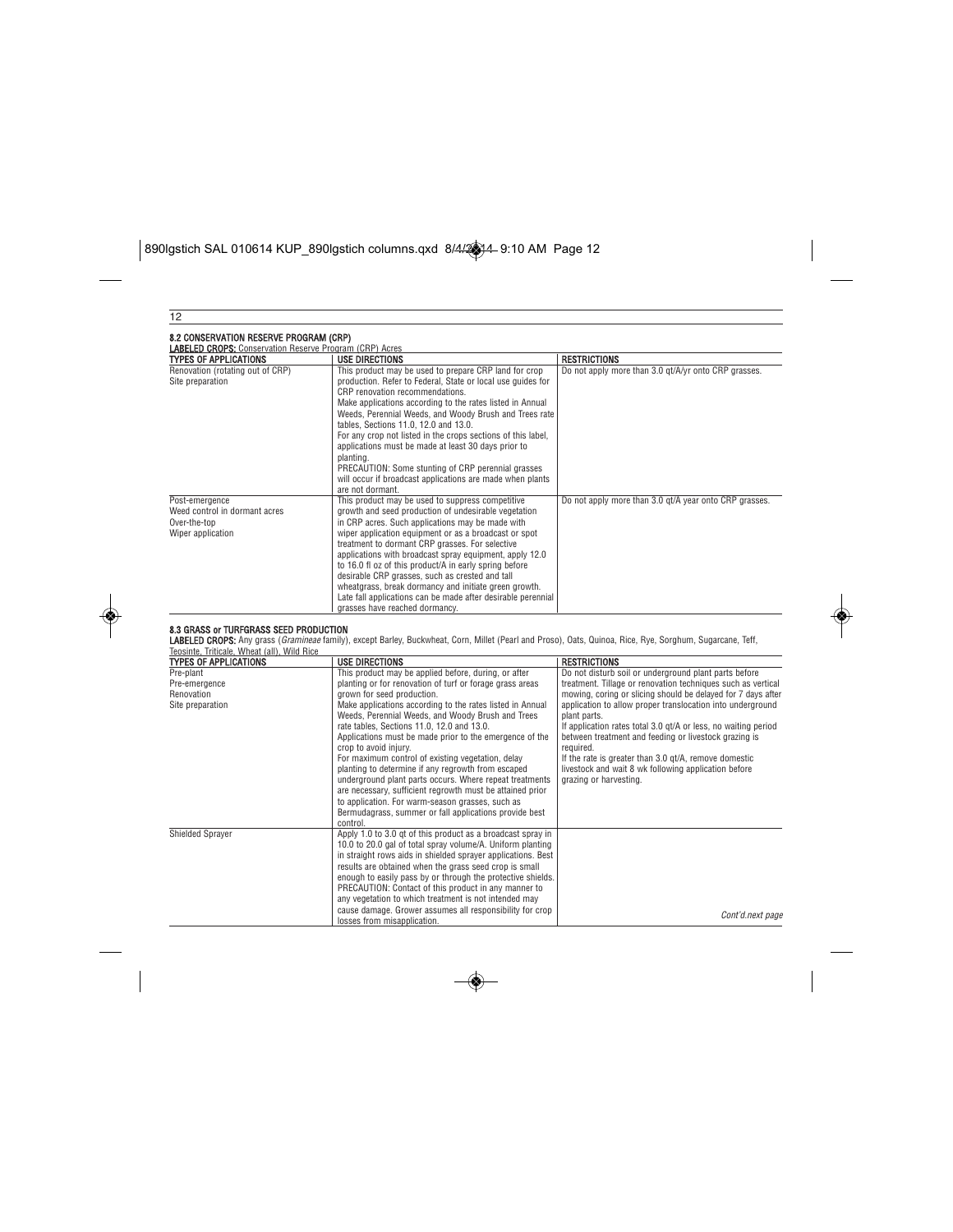## 8.2 CONSERVATION RESERVE PROGRAM (CRP)

**LABELED CROPS:** Conservation Reserve Program (CRP) Acres

| TYPES OF APPLICATIONS | USE DIRECTIONS | RESTRICTIONS |
|---|---|---|
| Renovation (rotating out of CRP)<br>Site preparation | This product may be used to prepare CRP land for crop production. Refer to Federal, State or local use guides for CRP renovation recommendations.<br>Make applications according to the rates listed in Annual Weeds, Perennial Weeds, and Woody Brush and Trees rate tables, Sections 11.0, 12.0 and 13.0.<br>For any crop not listed in the crops sections of this label, applications must be made at least 30 days prior to planting.<br>PRECAUTION: Some stunting of CRP perennial grasses will occur if broadcast applications are made when plants are not dormant. | Do not apply more than 3.0 qt/A/yr onto CRP grasses. |
| Post-emergence<br>Weed control in dormant acres<br>Over-the-top<br>Wiper application | This product may be used to suppress competitive growth and seed production of undesirable vegetation in CRP acres. Such applications may be made with wiper application equipment or as a broadcast or spot treatment to dormant CRP grasses. For selective applications with broadcast spray equipment, apply 12.0 to 16.0 fl oz of this product/A in early spring before desirable CRP grasses, such as crested and tall wheatgrass, break dormancy and initiate green growth. Late fall applications can be made after desirable perennial grasses have reached dormancy. | Do not apply more than 3.0 qt/A year onto CRP grasses. |

## 8.3 GRASS or TURFGRASS SEED PRODUCTION

**LABELED CROPS:** Any grass (*Gramineae* family), except Barley, Buckwheat, Corn, Millet (Pearl and Proso), Oats, Quinoa, Rice, Rye, Sorghum, Sugarcane, Teff, Teosinte, Triticale, Wheat (all), Wild Rice

| TYPES OF APPLICATIONS | USE DIRECTIONS | RESTRICTIONS |
|---|---|---|
| Pre-plant<br>Pre-emergence<br>Renovation<br>Site preparation | This product may be applied before, during, or after planting or for renovation of turf or forage grass areas grown for seed production.<br>Make applications according to the rates listed in Annual Weeds, Perennial Weeds, and Woody Brush and Trees rate tables, Sections 11.0, 12.0 and 13.0.<br>Applications must be made prior to the emergence of the crop to avoid injury.<br>For maximum control of existing vegetation, delay planting to determine if any regrowth from escaped underground plant parts occurs. Where repeat treatments are necessary, sufficient regrowth must be attained prior to application. For warm-season grasses, such as Bermudagrass, summer or fall applications provide best control. | Do not disturb soil or underground plant parts before treatment. Tillage or renovation techniques such as vertical mowing, coring or slicing should be delayed for 7 days after application to allow proper translocation into underground plant parts.<br>If application rates total 3.0 qt/A or less, no waiting period between treatment and feeding or livestock grazing is required.<br>If the rate is greater than 3.0 qt/A, remove domestic livestock and wait 8 wk following application before grazing or harvesting. |
| Shielded Sprayer | Apply 1.0 to 3.0 qt of this product as a broadcast spray in 10.0 to 20.0 gal of total spray volume/A. Uniform planting in straight rows aids in shielded sprayer applications. Best results are obtained when the grass seed crop is small enough to easily pass by or through the protective shields.<br>PRECAUTION: Contact of this product in any manner to any vegetation to which treatment is not intended may cause damage. Grower assumes all responsibility for crop losses from misapplication. | *Cont'd.next page* |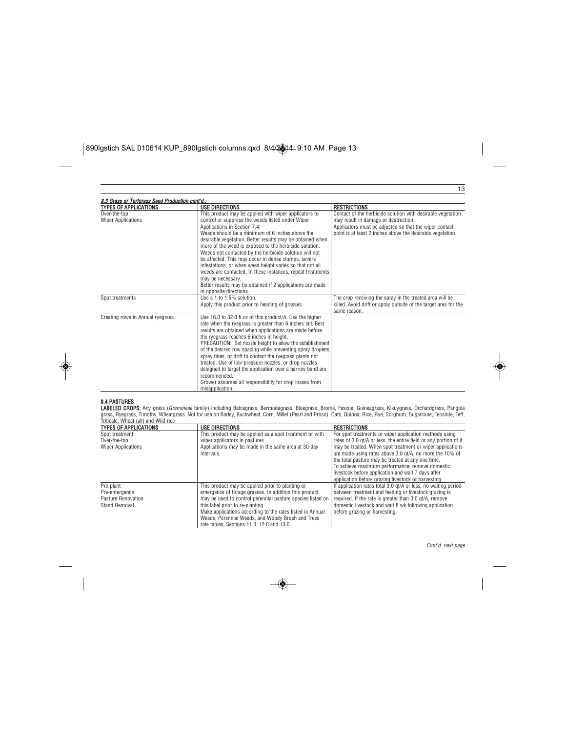***8.3 Grass or Turfgrass Seed Production cont'd.:***

| TYPES OF APPLICATIONS | USE DIRECTIONS | RESTRICTIONS |
|---|---|---|
| Over-the-top Wiper Applications | This product may be applied with wiper applicators to control or suppress the weeds listed under Wiper Applications in Section 7.4. Weeds should be a minimum of 6 inches above the desirable vegetation. Better results may be obtained when more of the weed is exposed to the herbicide solution. Weeds not contacted by the herbicide solution will not be affected. This may occur in dense clumps, severe infestations, or when weed height varies so that not all weeds are contacted. In these instances, repeat treatments may be necessary. Better results may be obtained if 2 applications are made in opposite directions. | Contact of the herbicide solution with desirable vegetation may result in damage or destruction. Applicators must be adjusted so that the wiper contact point is at least 2 inches above the desirable vegetation. |
| Spot treatments | Use a 1 to 1.5% solution. Apply this product prior to heading of grasses. | The crop receiving the spray in the treated area will be killed. Avoid drift or spray outside of the target area for the same reason. |
| Creating rows in Annual ryegrass | Use 16.0 to 32.0 fl oz of this product/A. Use the higher rate when the ryegrass is greater than 6 inches tall. Best results are obtained when applications are made before the ryegrass reaches 6 inches in height. PRECAUTION: Set nozzle height to allow the establishment of the desired row spacing while preventing spray droplets, spray fines, or drift to contact the ryegrass plants not treated. Use of low-pressure nozzles, or drop nozzles designed to target the application over a narrow band are recommended. Grower assumes all responsibility for crop losses from misapplication. | |

**8.4 PASTURES**

**LABELED CROPS:** Any grass (*Gramineae* family) including Bahiagrass, Bermudagrass, Bluegrass, Brome, Fescue, Guineagrass, Kikuygrass, Orchardgrass, Pangola grass, Ryegrass, Timothy, Wheatgrass. Not for use on Barley, Buckwheat, Corn, Millet (Pearl and Proso), Oats, Quinoa, Rice, Rye, Sorghum, Sugarcane, Teosinte, Teff, Triticale, Wheat (all) and Wild rice

| TYPES OF APPLICATIONS | USE DIRECTIONS | RESTRICTIONS |
|---|---|---|
| Spot treatment Over-the-top Wiper Applications | This product may be applied as a spot treatment or with wiper applicators in pastures. Applications may be made in the same area at 30-day intervals. | For spot treatments or wiper application methods using rates of 3.0 qt/A or less, the entire field or any portion of it may be treated. When spot treatment or wiper applications are made using rates above 3.0 qt/A, no more the 10% of the total pasture may be treated at any one time. To achieve maximum performance, remove domestic livestock before application and wait 7 days after application before grazing livestock or harvesting. |
| Pre-plant Pre-emergence Pasture Renovation Stand Removal | This product may be applied prior to planting or emergence of forage grasses. In addition this product may be used to control perennial pasture species listed on this label prior to re-planting. Make applications according to the rates listed in Annual Weeds, Perennial Weeds, and Woody Brush and Trees rate tables, Sections 11.0, 12.0 and 13.0. | If application rates total 3.0 qt/A or less, no waiting period between treatment and feeding or livestock grazing is required. If the rate is greater than 3.0 qt/A, remove domestic livestock and wait 8 wk following application before grazing or harvesting. |

*Cont'd. next page*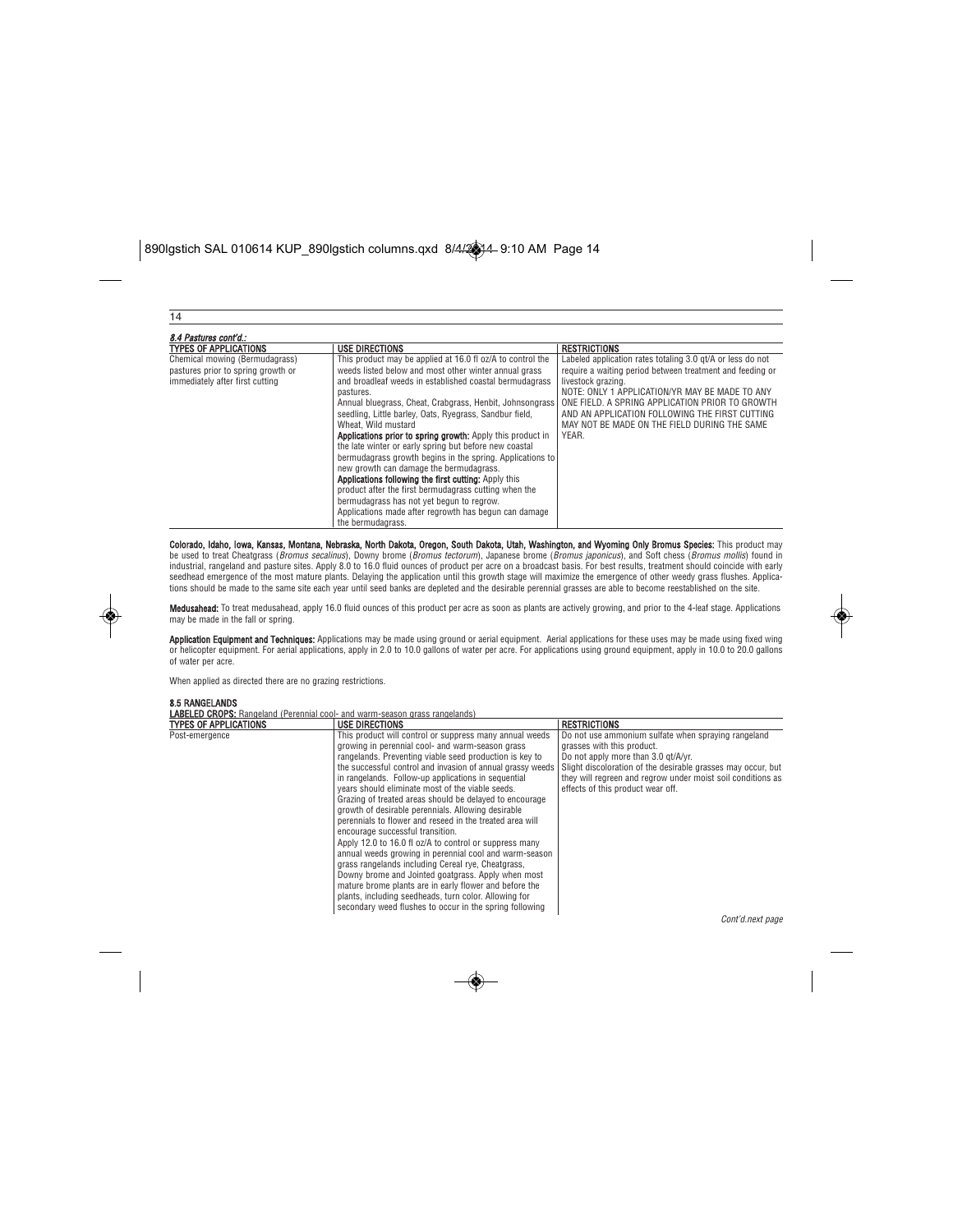*8.4 Pastures cont'd.:*

| TYPES OF APPLICATIONS | USE DIRECTIONS | RESTRICTIONS |
|---|---|---|
| Chemical mowing (Bermudagrass) pastures prior to spring growth or immediately after first cutting | This product may be applied at 16.0 fl oz/A to control the weeds listed below and most other winter annual grass and broadleaf weeds in established coastal bermudagrass pastures.<br>Annual bluegrass, Cheat, Crabgrass, Henbit, Johnsongrass seedling, Little barley, Oats, Ryegrass, Sandbur field, Wheat, Wild mustard<br>**Applications prior to spring growth:** Apply this product in the late winter or early spring but before new coastal bermudagrass growth begins in the spring. Applications to new growth can damage the bermudagrass.<br>**Applications following the first cutting:** Apply this product after the first bermudagrass cutting when the bermudagrass has not yet begun to regrow.<br>Applications made after regrowth has begun can damage the bermudagrass. | Labeled application rates totaling 3.0 qt/A or less do not require a waiting period between treatment and feeding or livestock grazing.<br>NOTE: ONLY 1 APPLICATION/YR MAY BE MADE TO ANY ONE FIELD. A SPRING APPLICATION PRIOR TO GROWTH AND AN APPLICATION FOLLOWING THE FIRST CUTTING MAY NOT BE MADE ON THE FIELD DURING THE SAME YEAR. |

**Colorado, Idaho, Iowa, Kansas, Montana, Nebraska, North Dakota, Oregon, South Dakota, Utah, Washington, and Wyoming Only Bromus Species:** This product may be used to treat Cheatgrass (*Bromus secalinus*), Downy brome (*Bromus tectorum*), Japanese brome (*Bromus japonicus*), and Soft chess (*Bromus mollis*) found in industrial, rangeland and pasture sites. Apply 8.0 to 16.0 fluid ounces of product per acre on a broadcast basis. For best results, treatment should coincide with early seedhead emergence of the most mature plants. Delaying the application until this growth stage will maximize the emergence of other weedy grass flushes. Applications should be made to the same site each year until seed banks are depleted and the desirable perennial grasses are able to become reestablished on the site.

**Medusahead:** To treat medusahead, apply 16.0 fluid ounces of this product per acre as soon as plants are actively growing, and prior to the 4-leaf stage. Applications may be made in the fall or spring.

**Application Equipment and Techniques:** Applications may be made using ground or aerial equipment. Aerial applications for these uses may be made using fixed wing or helicopter equipment. For aerial applications, apply in 2.0 to 10.0 gallons of water per acre. For applications using ground equipment, apply in 10.0 to 20.0 gallons of water per acre.

When applied as directed there are no grazing restrictions.

**8.5 RANGELANDS**

**LABELED CROPS:** Rangeland (Perennial cool- and warm-season grass rangelands)

| TYPES OF APPLICATIONS | USE DIRECTIONS | RESTRICTIONS |
|---|---|---|
| Post-emergence | This product will control or suppress many annual weeds growing in perennial cool- and warm-season grass rangelands. Preventing viable seed production is key to the successful control and invasion of annual grassy weeds in rangelands. Follow-up applications in sequential years should eliminate most of the viable seeds.<br>Grazing of treated areas should be delayed to encourage growth of desirable perennials. Allowing desirable perennials to flower and reseed in the treated area will encourage successful transition.<br>Apply 12.0 to 16.0 fl oz/A to control or suppress many annual weeds growing in perennial cool and warm-season grass rangelands including Cereal rye, Cheatgrass, Downy brome and Jointed goatgrass. Apply when most mature brome plants are in early flower and before the plants, including seedheads, turn color. Allowing for secondary weed flushes to occur in the spring following | Do not use ammonium sulfate when spraying rangeland grasses with this product.<br>Do not apply more than 3.0 qt/A/yr.<br>Slight discoloration of the desirable grasses may occur, but they will regreen and regrow under moist soil conditions as effects of this product wear off. |

*Cont'd.next page*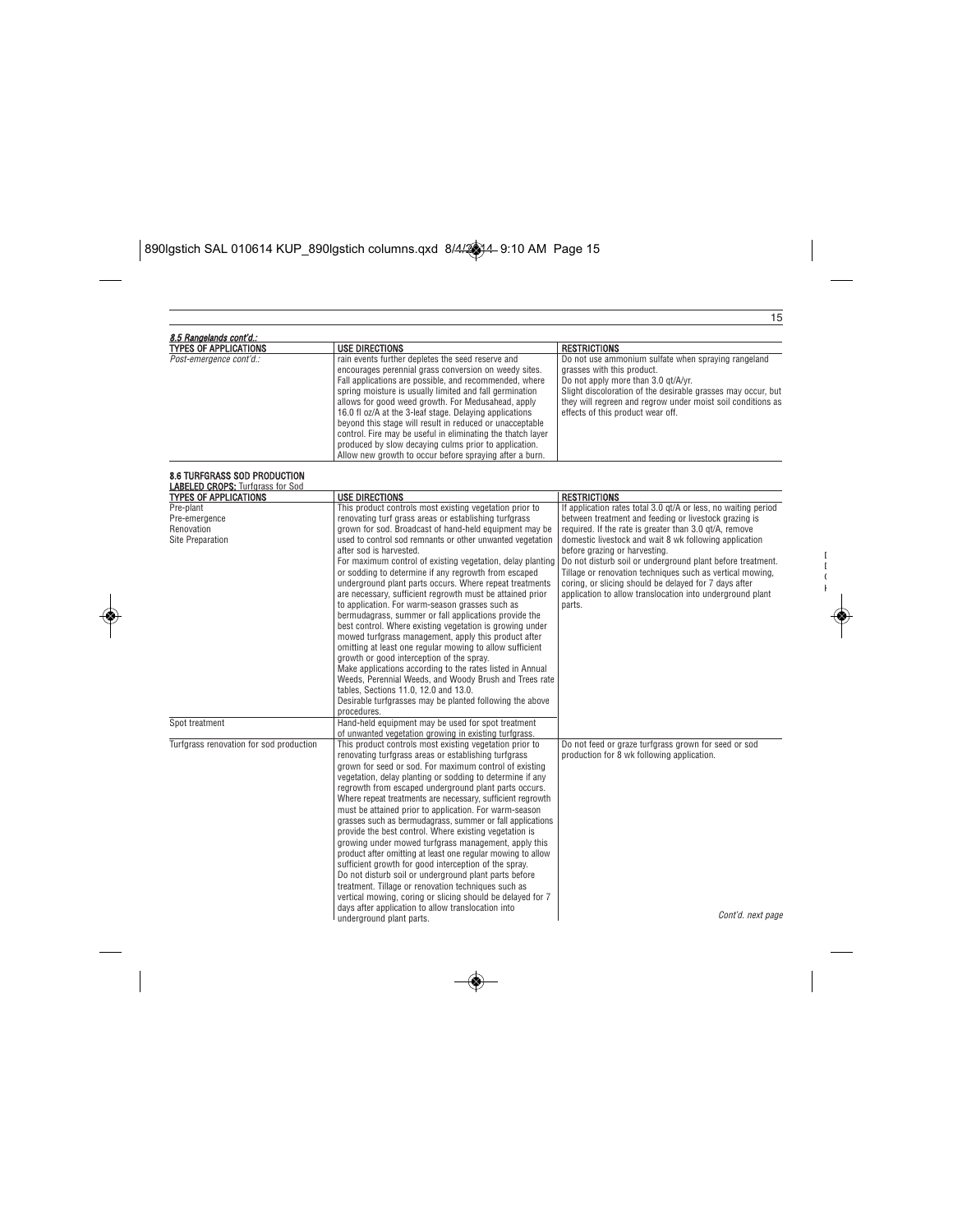*8.5 Rangelands cont'd.:*

| TYPES OF APPLICATIONS | USE DIRECTIONS | RESTRICTIONS |
|---|---|---|
| *Post-emergence cont'd.:* | rain events further depletes the seed reserve and encourages perennial grass conversion on weedy sites. Fall applications are possible, and recommended, where spring moisture is usually limited and fall germination allows for good weed growth. For Medusahead, apply 16.0 fl oz/A at the 3-leaf stage. Delaying applications beyond this stage will result in reduced or unacceptable control. Fire may be useful in eliminating the thatch layer produced by slow decaying culms prior to application. Allow new growth to occur before spraying after a burn. | Do not use ammonium sulfate when spraying rangeland grasses with this product.<br>Do not apply more than 3.0 qt/A/yr.<br>Slight discoloration of the desirable grasses may occur, but they will regreen and regrow under moist soil conditions as effects of this product wear off. |

**8.6 TURFGRASS SOD PRODUCTION**

**LABELED CROPS:** Turfgrass for Sod

| TYPES OF APPLICATIONS | USE DIRECTIONS | RESTRICTIONS |
|---|---|---|
| Pre-plant<br>Pre-emergence<br>Renovation<br>Site Preparation | This product controls most existing vegetation prior to renovating turf grass areas or establishing turfgrass grown for sod. Broadcast of hand-held equipment may be used to control sod remnants or other unwanted vegetation after sod is harvested.<br>For maximum control of existing vegetation, delay planting or sodding to determine if any regrowth from escaped underground plant parts occurs. Where repeat treatments are necessary, sufficient regrowth must be attained prior to application. For warm-season grasses such as bermudagrass, summer or fall applications provide the best control. Where existing vegetation is growing under mowed turfgrass management, apply this product after omitting at least one regular mowing to allow sufficient growth or good interception of the spray.<br>Make applications according to the rates listed in Annual Weeds, Perennial Weeds, and Woody Brush and Trees rate tables, Sections 11.0, 12.0 and 13.0.<br>Desirable turfgrasses may be planted following the above procedures. | If application rates total 3.0 qt/A or less, no waiting period between treatment and feeding or livestock grazing is required. If the rate is greater than 3.0 qt/A, remove domestic livestock and wait 8 wk following application before grazing or harvesting.<br>Do not disturb soil or underground plant before treatment. Tillage or renovation techniques such as vertical mowing, coring, or slicing should be delayed for 7 days after application to allow translocation into underground plant parts. |
| Spot treatment | Hand-held equipment may be used for spot treatment of unwanted vegetation growing in existing turfgrass. | |
| Turfgrass renovation for sod production | This product controls most existing vegetation prior to renovating turfgrass areas or establishing turfgrass grown for seed or sod. For maximum control of existing vegetation, delay planting or sodding to determine if any regrowth from escaped underground plant parts occurs. Where repeat treatments are necessary, sufficient regrowth must be attained prior to application. For warm-season grasses such as bermudagrass, summer or fall applications provide the best control. Where existing vegetation is growing under mowed turfgrass management, apply this product after omitting at least one regular mowing to allow sufficient growth for good interception of the spray.<br>Do not disturb soil or underground plant parts before treatment. Tillage or renovation techniques such as vertical mowing, coring or slicing should be delayed for 7 days after application to allow translocation into underground plant parts. | Do not feed or graze turfgrass grown for seed or sod production for 8 wk following application. |

*Cont'd. next page*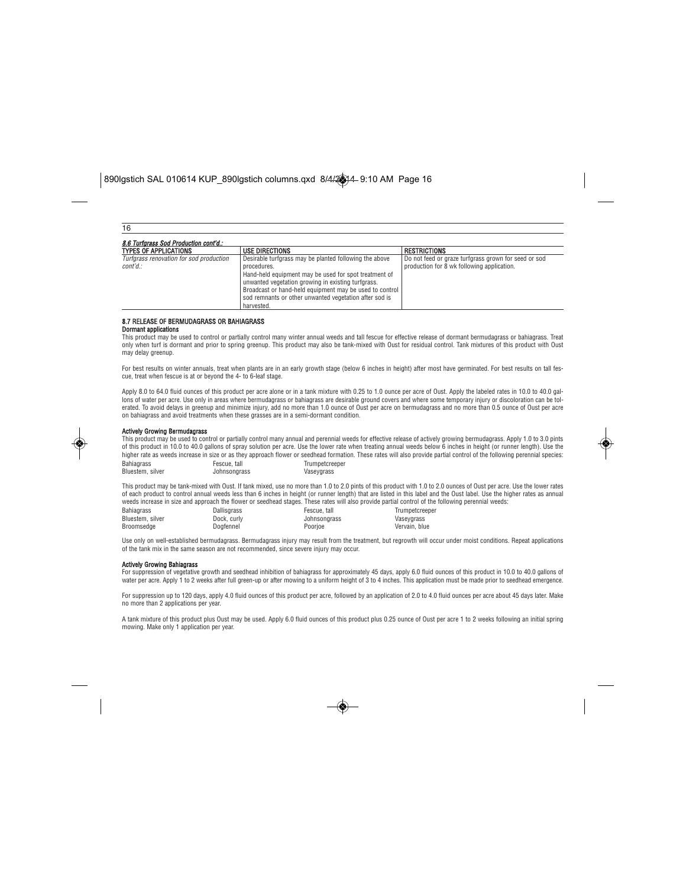*8.6 Turfgrass Sod Production cont'd.:*

| TYPES OF APPLICATIONS | USE DIRECTIONS | RESTRICTIONS |
|---|---|---|
| *Turfgrass renovation for sod production cont'd.:* | Desirable turfgrass may be planted following the above procedures.<br>Hand-held equipment may be used for spot treatment of unwanted vegetation growing in existing turfgrass.<br>Broadcast or hand-held equipment may be used to control sod remnants or other unwanted vegetation after sod is harvested. | Do not feed or graze turfgrass grown for seed or sod production for 8 wk following application. |

### 8.7 RELEASE OF BERMUDAGRASS OR BAHIAGRASS

**Dormant applications**

This product may be used to control or partially control many winter annual weeds and tall fescue for effective release of dormant bermudagrass or bahiagrass. Treat only when turf is dormant and prior to spring greenup. This product may also be tank-mixed with Oust for residual control. Tank mixtures of this product with Oust may delay greenup.

For best results on winter annuals, treat when plants are in an early growth stage (below 6 inches in height) after most have germinated. For best results on tall fescue, treat when fescue is at or beyond the 4- to 6-leaf stage.

Apply 8.0 to 64.0 fluid ounces of this product per acre alone or in a tank mixture with 0.25 to 1.0 ounce per acre of Oust. Apply the labeled rates in 10.0 to 40.0 gallons of water per acre. Use only in areas where bermudagrass or bahiagrass are desirable ground covers and where some temporary injury or discoloration can be tolerated. To avoid delays in greenup and minimize injury, add no more than 1.0 ounce of Oust per acre on bermudagrass and no more than 0.5 ounce of Oust per acre on bahiagrass and avoid treatments when these grasses are in a semi-dormant condition.

**Actively Growing Bermudagrass**

This product may be used to control or partially control many annual and perennial weeds for effective release of actively growing bermudagrass. Apply 1.0 to 3.0 pints of this product in 10.0 to 40.0 gallons of spray solution per acre. Use the lower rate when treating annual weeds below 6 inches in height (or runner length). Use the higher rate as weeds increase in size or as they approach flower or seedhead formation. These rates will also provide partial control of the following perennial species:

| | | |
|---|---|---|
| Bahiagrass | Fescue, tall | Trumpetcreeper |
| Bluestem, silver | Johnsongrass | Vaseygrass |

This product may be tank-mixed with Oust. If tank mixed, use no more than 1.0 to 2.0 pints of this product with 1.0 to 2.0 ounces of Oust per acre. Use the lower rates of each product to control annual weeds less than 6 inches in height (or runner length) that are listed in this label and the Oust label. Use the higher rates as annual weeds increase in size and approach the flower or seedhead stages. These rates will also provide partial control of the following perennial weeds:

| | | | |
|---|---|---|---|
| Bahiagrass | Dallisgrass | Fescue, tall | Trumpetcreeper |
| Bluestem, silver | Dock, curly | Johnsongrass | Vaseygrass |
| Broomsedge | Dogfennel | Poorjoe | Vervain, blue |

Use only on well-established bermudagrass. Bermudagrass injury may result from the treatment, but regrowth will occur under moist conditions. Repeat applications of the tank mix in the same season are not recommended, since severe injury may occur.

**Actively Growing Bahiagrass**

For suppression of vegetative growth and seedhead inhibition of bahiagrass for approximately 45 days, apply 6.0 fluid ounces of this product in 10.0 to 40.0 gallons of water per acre. Apply 1 to 2 weeks after full green-up or after mowing to a uniform height of 3 to 4 inches. This application must be made prior to seedhead emergence.

For suppression up to 120 days, apply 4.0 fluid ounces of this product per acre, followed by an application of 2.0 to 4.0 fluid ounces per acre about 45 days later. Make no more than 2 applications per year.

A tank mixture of this product plus Oust may be used. Apply 6.0 fluid ounces of this product plus 0.25 ounce of Oust per acre 1 to 2 weeks following an initial spring mowing. Make only 1 application per year.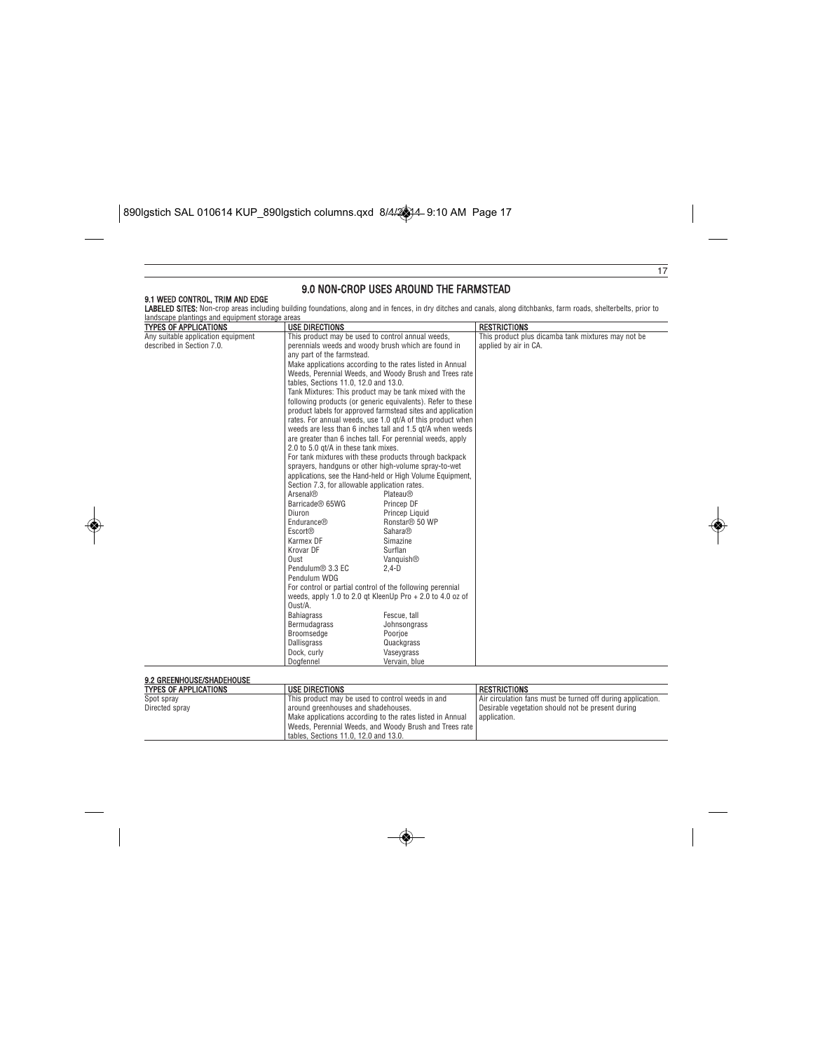# 9.0 NON-CROP USES AROUND THE FARMSTEAD

## 9.1 WEED CONTROL, TRIM AND EDGE

**LABELED SITES:** Non-crop areas including building foundations, along and in fences, in dry ditches and canals, along ditchbanks, farm roads, shelterbelts, prior to landscape plantings and equipment storage areas

| TYPES OF APPLICATIONS | USE DIRECTIONS | RESTRICTIONS |
|---|---|---|
| Any suitable application equipment described in Section 7.0. | This product may be used to control annual weeds, perennials weeds and woody brush which are found in any part of the farmstead.<br><br>Make applications according to the rates listed in Annual Weeds, Perennial Weeds, and Woody Brush and Trees rate tables, Sections 11.0, 12.0 and 13.0.<br><br>Tank Mixtures: This product may be tank mixed with the following products (or generic equivalents). Refer to these product labels for approved farmstead sites and application rates. For annual weeds, use 1.0 qt/A of this product when weeds are less than 6 inches tall and 1.5 qt/A when weeds are greater than 6 inches tall. For perennial weeds, apply 2.0 to 5.0 qt/A in these tank mixes.<br><br>For tank mixtures with these products through backpack sprayers, handguns or other high-volume spray-to-wet applications, see the Hand-held or High Volume Equipment, Section 7.3, for allowable application rates.<br><br>Arsenal® / Plateau®<br>Barricade® 65WG / Princep DF<br>Diuron / Princep Liquid<br>Endurance® / Ronstar® 50 WP<br>Escort® / Sahara®<br>Karmex DF / Simazine<br>Krovar DF / Surflan<br>Oust / Vanquish®<br>Pendulum® 3.3 EC / 2,4-D<br>Pendulum WDG<br><br>For control or partial control of the following perennial weeds, apply 1.0 to 2.0 qt KleenUp Pro + 2.0 to 4.0 oz of Oust/A.<br><br>Bahiagrass / Fescue, tall<br>Bermudagrass / Johnsongrass<br>Broomsedge / Poorjoe<br>Dallisgrass / Quackgrass<br>Dock, curly / Vaseygrass<br>Dogfennel / Vervain, blue | This product plus dicamba tank mixtures may not be applied by air in CA. |

## 9.2 GREENHOUSE/SHADEHOUSE

| TYPES OF APPLICATIONS | USE DIRECTIONS | RESTRICTIONS |
|---|---|---|
| Spot spray<br>Directed spray | This product may be used to control weeds in and around greenhouses and shadehouses.<br>Make applications according to the rates listed in Annual Weeds, Perennial Weeds, and Woody Brush and Trees rate tables, Sections 11.0, 12.0 and 13.0. | Air circulation fans must be turned off during application.<br>Desirable vegetation should not be present during application. |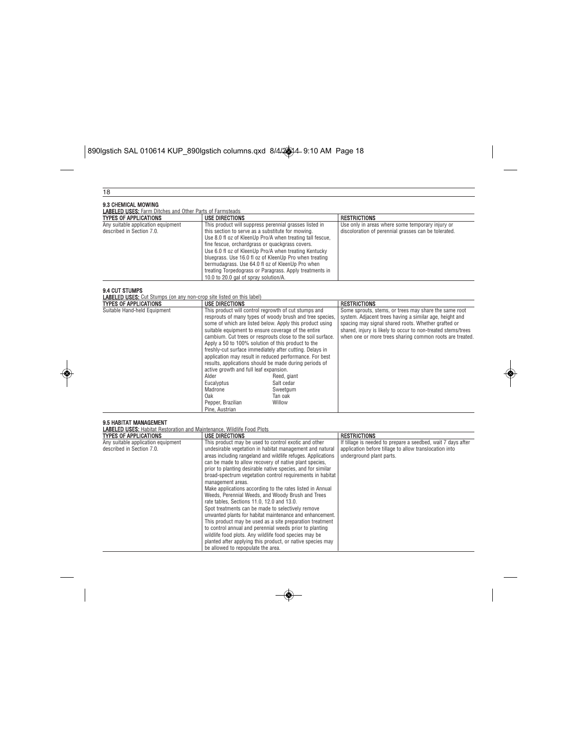### 9.3 CHEMICAL MOWING

**LABELED USES:** Farm Ditches and Other Parts of Farmsteads

| TYPES OF APPLICATIONS | USE DIRECTIONS | RESTRICTIONS |
|---|---|---|
| Any suitable application equipment described in Section 7.0. | This product will suppress perennial grasses listed in this section to serve as a substitute for mowing. Use 8.0 fl oz of KleenUp Pro/A when treating tall fescue, fine fescue, orchardgrass or quackgrass covers. Use 6.0 fl oz of KleenUp Pro/A when treating Kentucky bluegrass. Use 16.0 fl oz of KleenUp Pro when treating bermudagrass. Use 64.0 fl oz of KleenUp Pro when treating Torpedograss or Paragrass. Apply treatments in 10.0 to 20.0 gal of spray solution/A. | Use only in areas where some temporary injury or discoloration of perennial grasses can be tolerated. |

### 9.4 CUT STUMPS

**LABELED USES:** Cut Stumps (on any non-crop site listed on this label)

| TYPES OF APPLICATIONS | USE DIRECTIONS | RESTRICTIONS |
|---|---|---|
| Suitable Hand-held Equipment | This product will control regrowth of cut stumps and resprouts of many types of woody brush and tree species, some of which are listed below. Apply this product using suitable equipment to ensure coverage of the entire cambium. Cut trees or resprouts close to the soil surface. Apply a 50 to 100% solution of this product to the freshly-cut surface immediately after cutting. Delays in application may result in reduced performance. For best results, applications should be made during periods of active growth and full leaf expansion.<br>Alder, Eucalyptus, Madrone, Oak, Pepper, Brazilian, Pine, Austrian, Reed, giant, Salt cedar, Sweetgum, Tan oak, Willow | Some sprouts, stems, or trees may share the same root system. Adjacent trees having a similar age, height and spacing may signal shared roots. Whether grafted or shared, injury is likely to occur to non-treated stems/trees when one or more trees sharing common roots are treated. |

### 9.5 HABITAT MANAGEMENT

**LABELED USES:** Habitat Restoration and Maintenance, Wildlife Food Plots

| TYPES OF APPLICATIONS | USE DIRECTIONS | RESTRICTIONS |
|---|---|---|
| Any suitable application equipment described in Section 7.0. | This product may be used to control exotic and other undesirable vegetation in habitat management and natural areas including rangeland and wildlife refuges. Applications can be made to allow recovery of native plant species, prior to planting desirable native species, and for similar broad-spectrum vegetation control requirements in habitat management areas.<br>Make applications according to the rates listed in Annual Weeds, Perennial Weeds, and Woody Brush and Trees rate tables, Sections 11.0, 12.0 and 13.0.<br>Spot treatments can be made to selectively remove unwanted plants for habitat maintenance and enhancement. This product may be used as a site preparation treatment to control annual and perennial weeds prior to planting wildlife food plots. Any wildlife food species may be planted after applying this product, or native species may be allowed to repopulate the area. | If tillage is needed to prepare a seedbed, wait 7 days after application before tillage to allow translocation into underground plant parts. |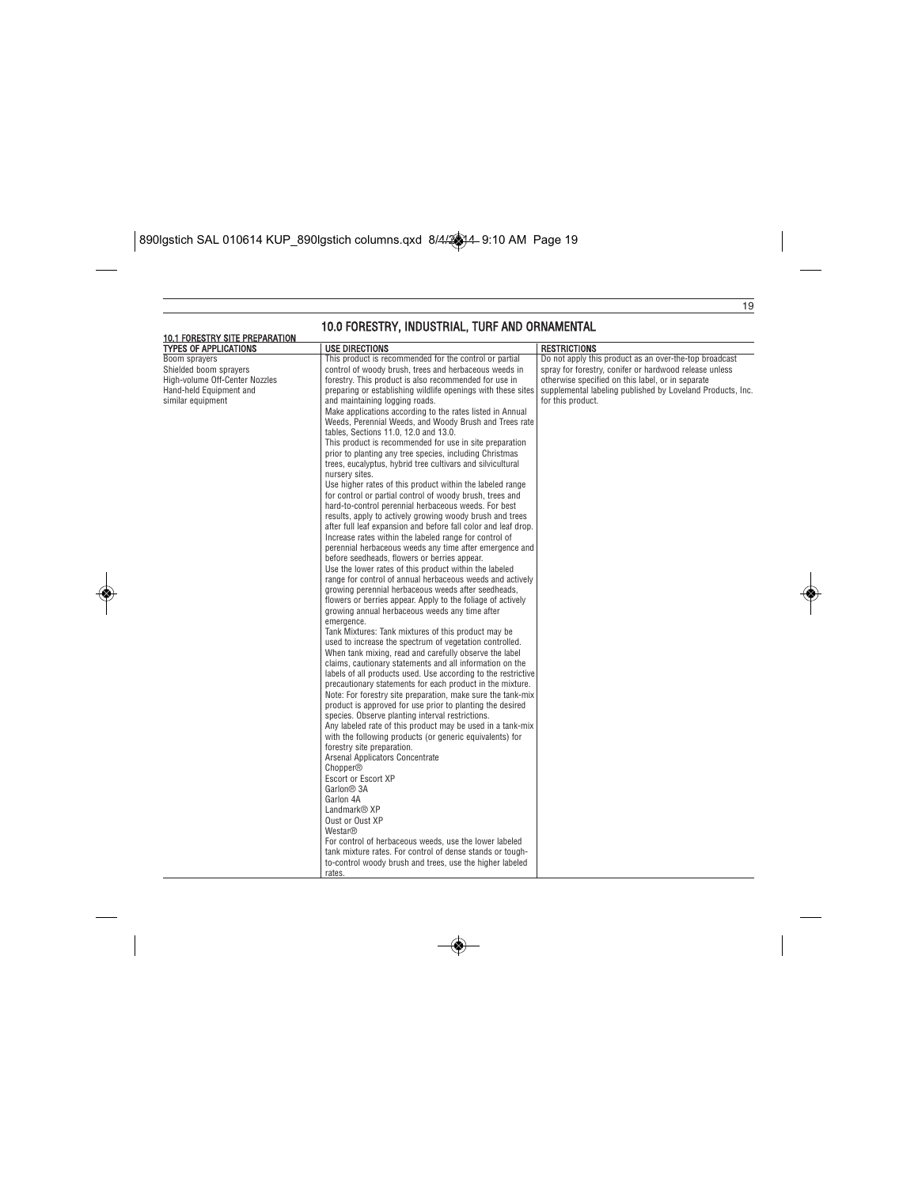# 10.0 FORESTRY, INDUSTRIAL, TURF AND ORNAMENTAL

## 10.1 FORESTRY SITE PREPARATION

| TYPES OF APPLICATIONS | USE DIRECTIONS | RESTRICTIONS |
|---|---|---|
| Boom sprayers<br>Shielded boom sprayers<br>High-volume Off-Center Nozzles<br>Hand-held Equipment and similar equipment | This product is recommended for the control or partial control of woody brush, trees and herbaceous weeds in forestry. This product is also recommended for use in preparing or establishing wildlife openings with these sites and maintaining logging roads.<br>Make applications according to the rates listed in Annual Weeds, Perennial Weeds, and Woody Brush and Trees rate tables, Sections 11.0, 12.0 and 13.0.<br>This product is recommended for use in site preparation prior to planting any tree species, including Christmas trees, eucalyptus, hybrid tree cultivars and silvicultural nursery sites.<br>Use higher rates of this product within the labeled range for control or partial control of woody brush, trees and hard-to-control perennial herbaceous weeds. For best results, apply to actively growing woody brush and trees after full leaf expansion and before fall color and leaf drop. Increase rates within the labeled range for control of perennial herbaceous weeds any time after emergence and before seedheads, flowers or berries appear.<br>Use the lower rates of this product within the labeled range for control of annual herbaceous weeds and actively growing perennial herbaceous weeds after seedheads, flowers or berries appear. Apply to the foliage of actively growing annual herbaceous weeds any time after emergence.<br>Tank Mixtures: Tank mixtures of this product may be used to increase the spectrum of vegetation controlled. When tank mixing, read and carefully observe the label claims, cautionary statements and all information on the labels of all products used. Use according to the restrictive precautionary statements for each product in the mixture.<br>Note: For forestry site preparation, make sure the tank-mix product is approved for use prior to planting the desired species. Observe planting interval restrictions.<br>Any labeled rate of this product may be used in a tank-mix with the following products (or generic equivalents) for forestry site preparation.<br>Arsenal Applicators Concentrate<br>Chopper®<br>Escort or Escort XP<br>Garlon® 3A<br>Garlon 4A<br>Landmark® XP<br>Oust or Oust XP<br>Westar®<br>For control of herbaceous weeds, use the lower labeled tank mixture rates. For control of dense stands or tough-to-control woody brush and trees, use the higher labeled rates. | Do not apply this product as an over-the-top broadcast spray for forestry, conifer or hardwood release unless otherwise specified on this label, or in separate supplemental labeling published by Loveland Products, Inc. for this product. |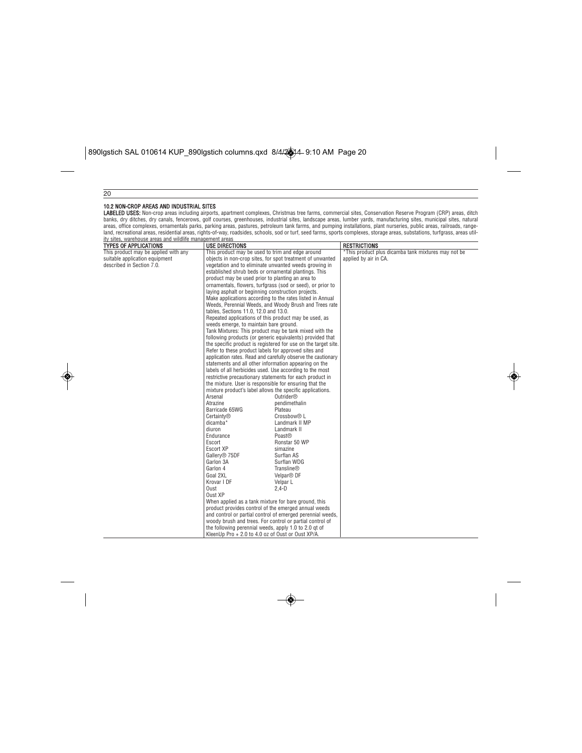### 10.2 NON-CROP AREAS AND INDUSTRIAL SITES

**LABELED USES:** Non-crop areas including airports, apartment complexes, Christmas tree farms, commercial sites, Conservation Reserve Program (CRP) areas, ditch banks, dry ditches, dry canals, fencerows, golf courses, greenhouses, industrial sites, landscape areas, lumber yards, manufacturing sites, municipal sites, natural areas, office complexes, ornamentals parks, parking areas, pastures, petroleum tank farms, and pumping installations, plant nurseries, public areas, railroads, rangeland, recreational areas, residential areas, rights-of-way, roadsides, schools, sod or turf, seed farms, sports complexes, storage areas, substations, turfgrass, areas utility sites, warehouse areas and wildlife management areas

| TYPES OF APPLICATIONS | USE DIRECTIONS | RESTRICTIONS |
|---|---|---|
| This product may be applied with any suitable application equipment described in Section 7.0. | This product may be used to trim and edge around objects in non-crop sites, for spot treatment of unwanted vegetation and to eliminate unwanted weeds growing in established shrub beds or ornamental plantings. This product may be used prior to planting an area to ornamentals, flowers, turfgrass (sod or seed), or prior to laying asphalt or beginning construction projects.<br>Make applications according to the rates listed in Annual Weeds, Perennial Weeds, and Woody Brush and Trees rate tables, Sections 11.0, 12.0 and 13.0.<br>Repeated applications of this product may be used, as weeds emerge, to maintain bare ground.<br>Tank Mixtures: This product may be tank mixed with the following products (or generic equivalents) provided that the specific product is registered for use on the target site. Refer to these product labels for approved sites and application rates. Read and carefully observe the cautionary statements and all other information appearing on the labels of all herbicides used. Use according to the most restrictive precautionary statements for each product in the mixture. User is responsible for ensuring that the mixture product's label allows the specific applications.<br>Arsenal, Atrazine, Barricade 65WG, Certainty®, dicamba*, diuron, Endurance, Escort, Escort XP, Gallery® 75DF, Garlon 3A, Garlon 4, Goal 2XL, Krovar I DF, Oust, Oust XP, Outrider®, pendimethalin, Plateau, Crossbow® L, Landmark II MP, Landmark II, Poast®, Ronstar 50 WP, simazine, Surflan AS, Surflan WDG, Transline®, Velpar® DF, Velpar L, 2,4-D<br>When applied as a tank mixture for bare ground, this product provides control of the emerged annual weeds and control or partial control of emerged perennial weeds, woody brush and trees. For control or partial control of the following perennial weeds, apply 1.0 to 2.0 qt of KleenUp Pro + 2.0 to 4.0 oz of Oust or Oust XP/A. | *This product plus dicamba tank mixtures may not be applied by air in CA. |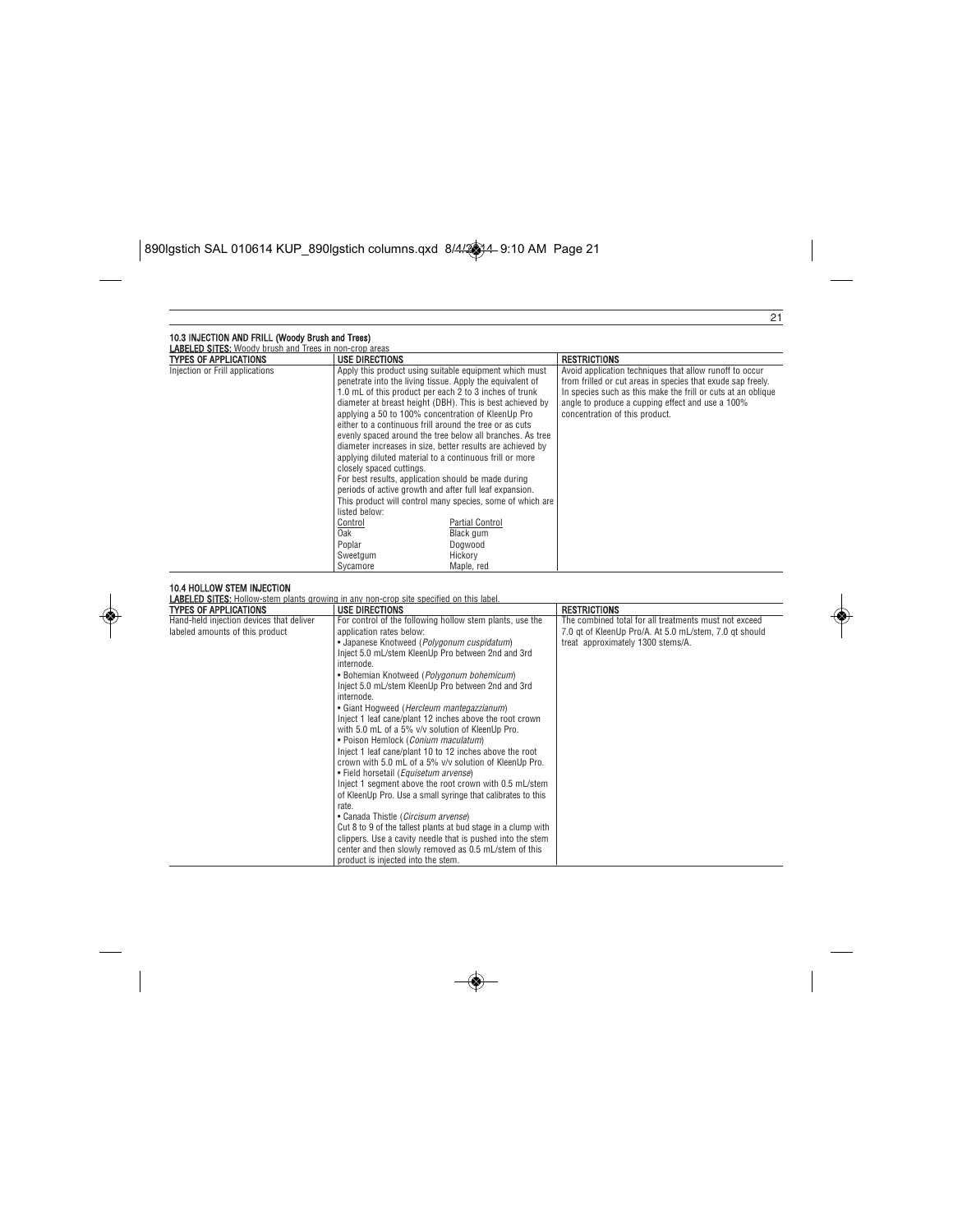### 10.3 INJECTION AND FRILL (Woody Brush and Trees)

**LABELED SITES:** Woody brush and Trees in non-crop areas

| TYPES OF APPLICATIONS | USE DIRECTIONS | RESTRICTIONS |
|---|---|---|
| Injection or Frill applications | Apply this product using suitable equipment which must penetrate into the living tissue. Apply the equivalent of 1.0 mL of this product per each 2 to 3 inches of trunk diameter at breast height (DBH). This is best achieved by applying a 50 to 100% concentration of KleenUp Pro either to a continuous frill around the tree or as cuts evenly spaced around the tree below all branches. As tree diameter increases in size, better results are achieved by applying diluted material to a continuous frill or more closely spaced cuttings.<br>For best results, application should be made during periods of active growth and after full leaf expansion.<br>This product will control many species, some of which are listed below:<br><u>Control</u>: Oak, Poplar, Sweetgum, Sycamore<br><u>Partial Control</u>: Black gum, Dogwood, Hickory, Maple, red | Avoid application techniques that allow runoff to occur from frilled or cut areas in species that exude sap freely. In species such as this make the frill or cuts at an oblique angle to produce a cupping effect and use a 100% concentration of this product. |

### 10.4 HOLLOW STEM INJECTION

**LABELED SITES:** Hollow-stem plants growing in any non-crop site specified on this label.

| TYPES OF APPLICATIONS | USE DIRECTIONS | RESTRICTIONS |
|---|---|---|
| Hand-held injection devices that deliver labeled amounts of this product | For control of the following hollow stem plants, use the application rates below:<br>• Japanese Knotweed (*Polygonum cuspidatum*)<br>Inject 5.0 mL/stem KleenUp Pro between 2nd and 3rd internode.<br>• Bohemian Knotweed (*Polygonum bohemicum*)<br>Inject 5.0 mL/stem KleenUp Pro between 2nd and 3rd internode.<br>• Giant Hogweed (*Hercleum mantegazzianum*)<br>Inject 1 leaf cane/plant 12 inches above the root crown with 5.0 mL of a 5% v/v solution of KleenUp Pro.<br>• Poison Hemlock (*Conium maculatum*)<br>Inject 1 leaf cane/plant 10 to 12 inches above the root crown with 5.0 mL of a 5% v/v solution of KleenUp Pro.<br>• Field horsetail (*Equisetum arvense*)<br>Inject 1 segment above the root crown with 0.5 mL/stem of KleenUp Pro. Use a small syringe that calibrates to this rate.<br>• Canada Thistle (*Circisum arvense*)<br>Cut 8 to 9 of the tallest plants at bud stage in a clump with clippers. Use a cavity needle that is pushed into the stem center and then slowly removed as 0.5 mL/stem of this product is injected into the stem. | The combined total for all treatments must not exceed 7.0 qt of KleenUp Pro/A. At 5.0 mL/stem, 7.0 qt should treat approximately 1300 stems/A. |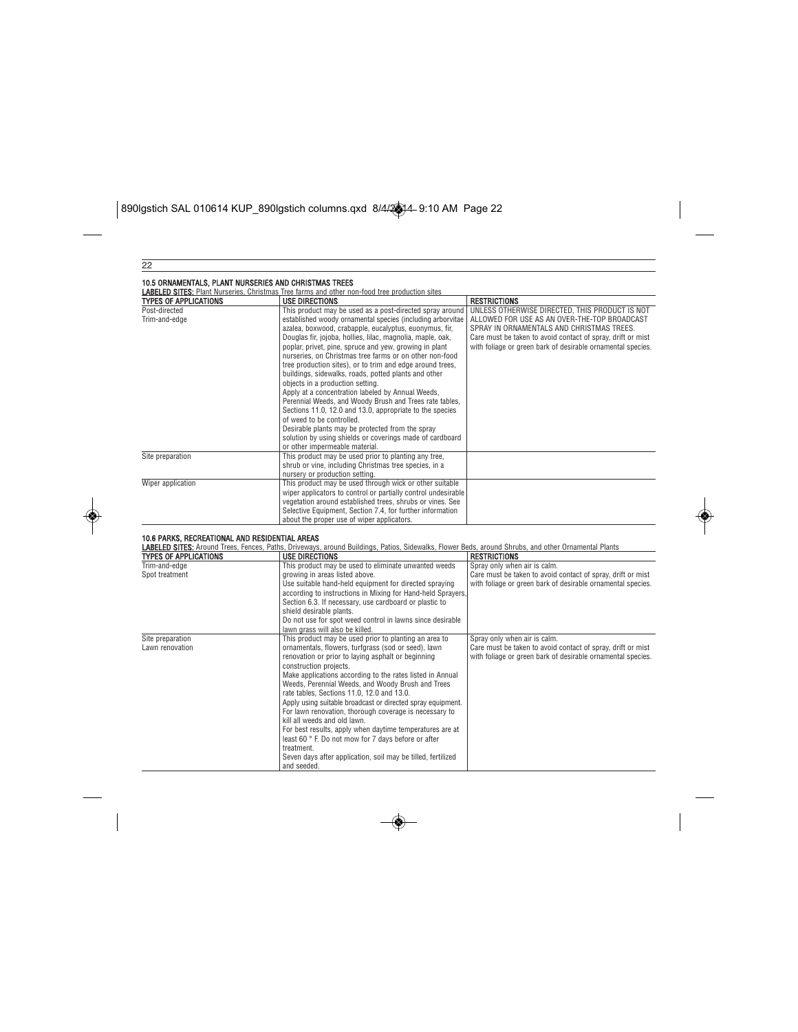### 10.5 ORNAMENTALS, PLANT NURSERIES AND CHRISTMAS TREES

**LABELED SITES:** Plant Nurseries, Christmas Tree farms and other non-food tree production sites

| TYPES OF APPLICATIONS | USE DIRECTIONS | RESTRICTIONS |
|---|---|---|
| Post-directed<br>Trim-and-edge | This product may be used as a post-directed spray around established woody ornamental species (including arborvitae azalea, boxwood, crabapple, eucalyptus, euonymus, fir, Douglas fir, jojoba, hollies, lilac, magnolia, maple, oak, poplar, privet, pine, spruce and yew, growing in plant nurseries, on Christmas tree farms or on other non-food tree production sites), or to trim and edge around trees, buildings, sidewalks, roads, potted plants and other objects in a production setting.<br>Apply at a concentration labeled by Annual Weeds, Perennial Weeds, and Woody Brush and Trees rate tables, Sections 11.0, 12.0 and 13.0, appropriate to the species of weed to be controlled.<br>Desirable plants may be protected from the spray solution by using shields or coverings made of cardboard or other impermeable material. | UNLESS OTHERWISE DIRECTED, THIS PRODUCT IS NOT ALLOWED FOR USE AS AN OVER-THE-TOP BROADCAST SPRAY IN ORNAMENTALS AND CHRISTMAS TREES.<br>Care must be taken to avoid contact of spray, drift or mist with foliage or green bark of desirable ornamental species. |
| Site preparation | This product may be used prior to planting any tree, shrub or vine, including Christmas tree species, in a nursery or production setting. | |
| Wiper application | This product may be used through wick or other suitable wiper applicators to control or partially control undesirable vegetation around established trees, shrubs or vines. See Selective Equipment, Section 7.4, for further information about the proper use of wiper applicators. | |

### 10.6 PARKS, RECREATIONAL AND RESIDENTIAL AREAS

**LABELED SITES:** Around Trees, Fences, Paths, Driveways, around Buildings, Patios, Sidewalks, Flower Beds, around Shrubs, and other Ornamental Plants

| TYPES OF APPLICATIONS | USE DIRECTIONS | RESTRICTIONS |
|---|---|---|
| Trim-and-edge<br>Spot treatment | This product may be used to eliminate unwanted weeds growing in areas listed above.<br>Use suitable hand-held equipment for directed spraying according to instructions in Mixing for Hand-held Sprayers, Section 6.3. If necessary, use cardboard or plastic to shield desirable plants.<br>Do not use for spot weed control in lawns since desirable lawn grass will also be killed. | Spray only when air is calm.<br>Care must be taken to avoid contact of spray, drift or mist with foliage or green bark of desirable ornamental species. |
| Site preparation<br>Lawn renovation | This product may be used prior to planting an area to ornamentals, flowers, turfgrass (sod or seed), lawn renovation or prior to laying asphalt or beginning construction projects.<br>Make applications according to the rates listed in Annual Weeds, Perennial Weeds, and Woody Brush and Trees rate tables, Sections 11.0, 12.0 and 13.0.<br>Apply using suitable broadcast or directed spray equipment.<br>For lawn renovation, thorough coverage is necessary to kill all weeds and old lawn.<br>For best results, apply when daytime temperatures are at least 60 ° F. Do not mow for 7 days before or after treatment.<br>Seven days after application, soil may be tilled, fertilized and seeded. | Spray only when air is calm.<br>Care must be taken to avoid contact of spray, drift or mist with foliage or green bark of desirable ornamental species. |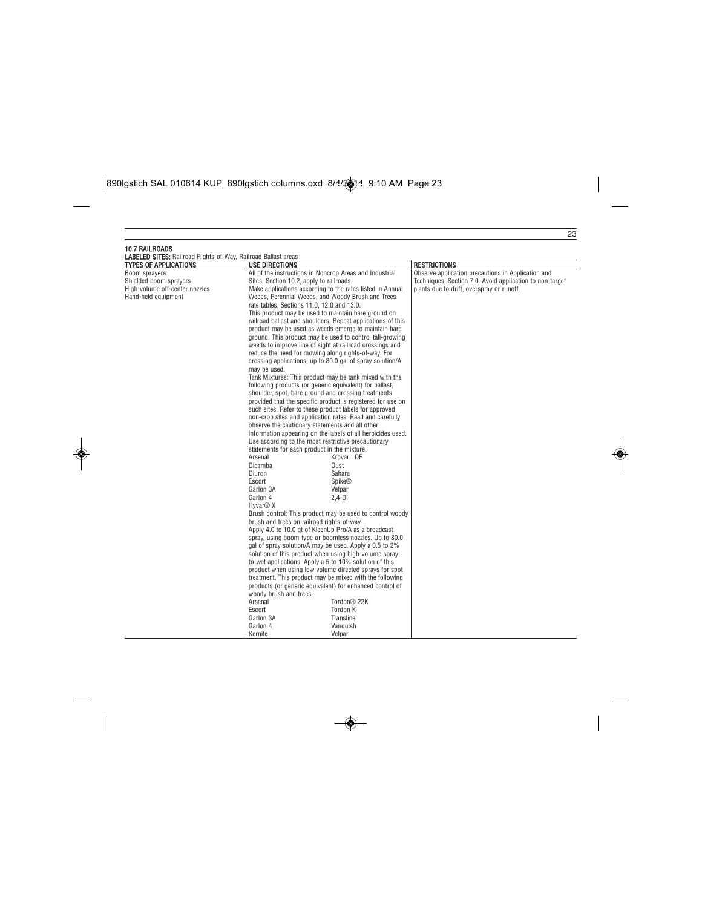### 10.7 RAILROADS

**LABELED SITES:** Railroad Rights-of-Way, Railroad Ballast areas

| TYPES OF APPLICATIONS | USE DIRECTIONS | RESTRICTIONS |
|---|---|---|
| Boom sprayers<br>Shielded boom sprayers<br>High-volume off-center nozzles<br>Hand-held equipment | All of the instructions in Noncrop Areas and Industrial Sites, Section 10.2, apply to railroads.<br>Make applications according to the rates listed in Annual Weeds, Perennial Weeds, and Woody Brush and Trees rate tables, Sections 11.0, 12.0 and 13.0.<br>This product may be used to maintain bare ground on railroad ballast and shoulders. Repeat applications of this product may be used as weeds emerge to maintain bare ground. This product may be used to control tall-growing weeds to improve line of sight at railroad crossings and reduce the need for mowing along rights-of-way. For crossing applications, up to 80.0 gal of spray solution/A may be used.<br>Tank Mixtures: This product may be tank mixed with the following products (or generic equivalent) for ballast, shoulder, spot, bare ground and crossing treatments provided that the specific product is registered for use on such sites. Refer to these product labels for approved non-crop sites and application rates. Read and carefully observe the cautionary statements and all other information appearing on the labels of all herbicides used. Use according to the most restrictive precautionary statements for each product in the mixture.<br>Arsenal, Krovar I DF, Dicamba, Oust, Diuron, Sahara, Escort, Spike®, Garlon 3A, Velpar, Garlon 4, 2,4-D, Hyvar® X<br>Brush control: This product may be used to control woody brush and trees on railroad rights-of-way.<br>Apply 4.0 to 10.0 qt of KleenUp Pro/A as a broadcast spray, using boom-type or boomless nozzles. Up to 80.0 gal of spray solution/A may be used. Apply a 0.5 to 2% solution of this product when using high-volume spray-to-wet applications. Apply a 5 to 10% solution of this product when using low volume directed sprays for spot treatment. This product may be mixed with the following products (or generic equivalent) for enhanced control of woody brush and trees:<br>Arsenal, Tordon® 22K, Escort, Tordon K, Garlon 3A, Transline, Garlon 4, Vanquish, Kernite, Velpar | Observe application precautions in Application and Techniques, Section 7.0. Avoid application to non-target plants due to drift, overspray or runoff. |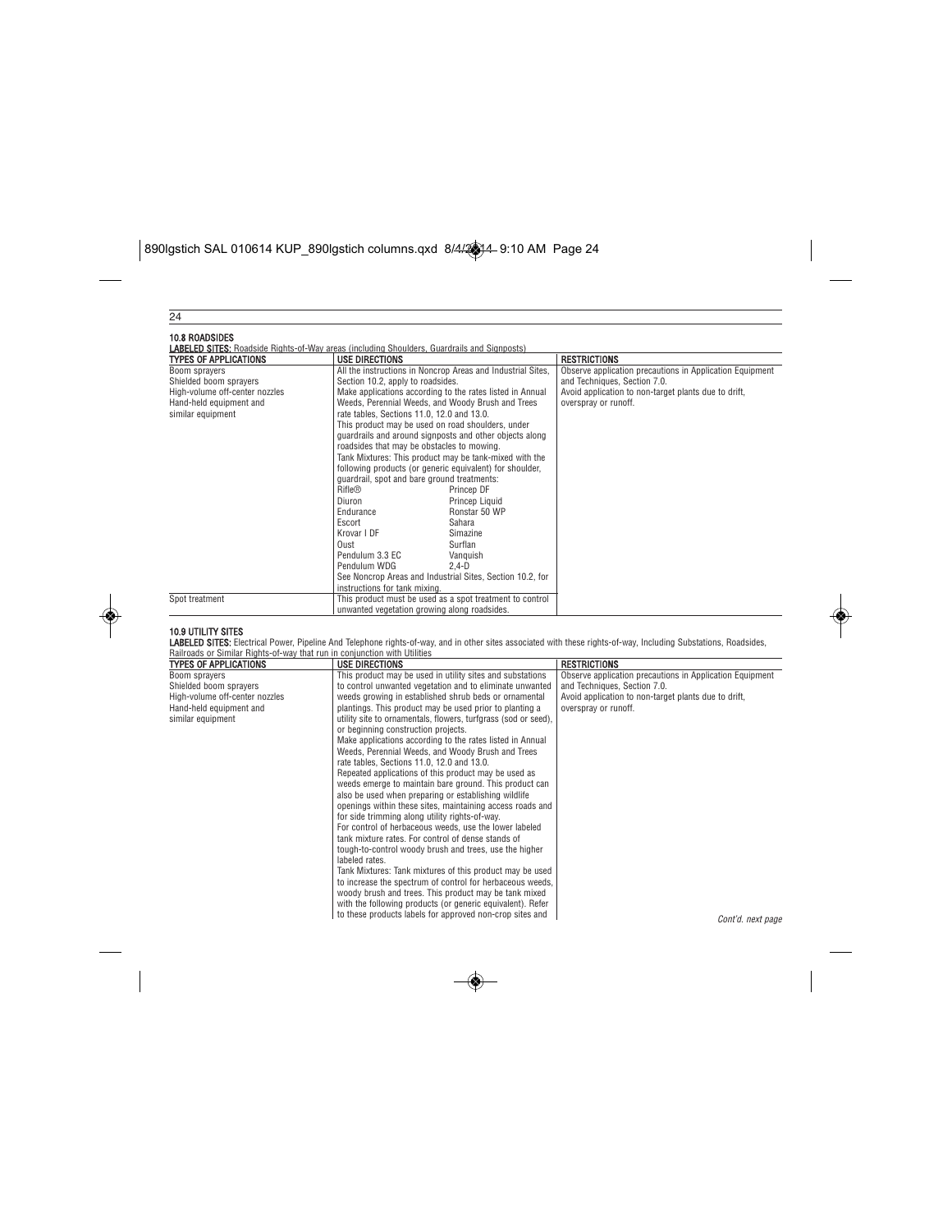## 10.8 ROADSIDES

**LABELED SITES:** Roadside Rights-of-Way areas (including Shoulders, Guardrails and Signposts)

| TYPES OF APPLICATIONS | USE DIRECTIONS | RESTRICTIONS |
|---|---|---|
| Boom sprayers<br>Shielded boom sprayers<br>High-volume off-center nozzles<br>Hand-held equipment and similar equipment | All the instructions in Noncrop Areas and Industrial Sites, Section 10.2, apply to roadsides.<br>Make applications according to the rates listed in Annual Weeds, Perennial Weeds, and Woody Brush and Trees rate tables, Sections 11.0, 12.0 and 13.0.<br>This product may be used on road shoulders, under guardrails and around signposts and other objects along roadsides that may be obstacles to mowing.<br>Tank Mixtures: This product may be tank-mixed with the following products (or generic equivalent) for shoulder, guardrail, spot and bare ground treatments:<br>Rifle® / Princep DF<br>Diuron / Princep Liquid<br>Endurance / Ronstar 50 WP<br>Escort / Sahara<br>Krovar I DF / Simazine<br>Oust / Surflan<br>Pendulum 3.3 EC / Vanquish<br>Pendulum WDG / 2,4-D<br>See Noncrop Areas and Industrial Sites, Section 10.2, for instructions for tank mixing. | Observe application precautions in Application Equipment and Techniques, Section 7.0.<br>Avoid application to non-target plants due to drift, overspray or runoff. |
| Spot treatment | This product must be used as a spot treatment to control unwanted vegetation growing along roadsides. | |

## 10.9 UTILITY SITES

**LABELED SITES:** Electrical Power, Pipeline And Telephone rights-of-way, and in other sites associated with these rights-of-way, Including Substations, Roadsides, Railroads or Similar Rights-of-way that run in conjunction with Utilities

| TYPES OF APPLICATIONS | USE DIRECTIONS | RESTRICTIONS |
|---|---|---|
| Boom sprayers<br>Shielded boom sprayers<br>High-volume off-center nozzles<br>Hand-held equipment and similar equipment | This product may be used in utility sites and substations to control unwanted vegetation and to eliminate unwanted weeds growing in established shrub beds or ornamental plantings. This product may be used prior to planting a utility site to ornamentals, flowers, turfgrass (sod or seed), or beginning construction projects.<br>Make applications according to the rates listed in Annual Weeds, Perennial Weeds, and Woody Brush and Trees rate tables, Sections 11.0, 12.0 and 13.0.<br>Repeated applications of this product may be used as weeds emerge to maintain bare ground. This product can also be used when preparing or establishing wildlife openings within these sites, maintaining access roads and for side trimming along utility rights-of-way.<br>For control of herbaceous weeds, use the lower labeled tank mixture rates. For control of dense stands of tough-to-control woody brush and trees, use the higher labeled rates.<br>Tank Mixtures: Tank mixtures of this product may be used to increase the spectrum of control for herbaceous weeds, woody brush and trees. This product may be tank mixed with the following products (or generic equivalent). Refer to these products labels for approved non-crop sites and | Observe application precautions in Application Equipment and Techniques, Section 7.0.<br>Avoid application to non-target plants due to drift, overspray or runoff. |

*Cont'd. next page*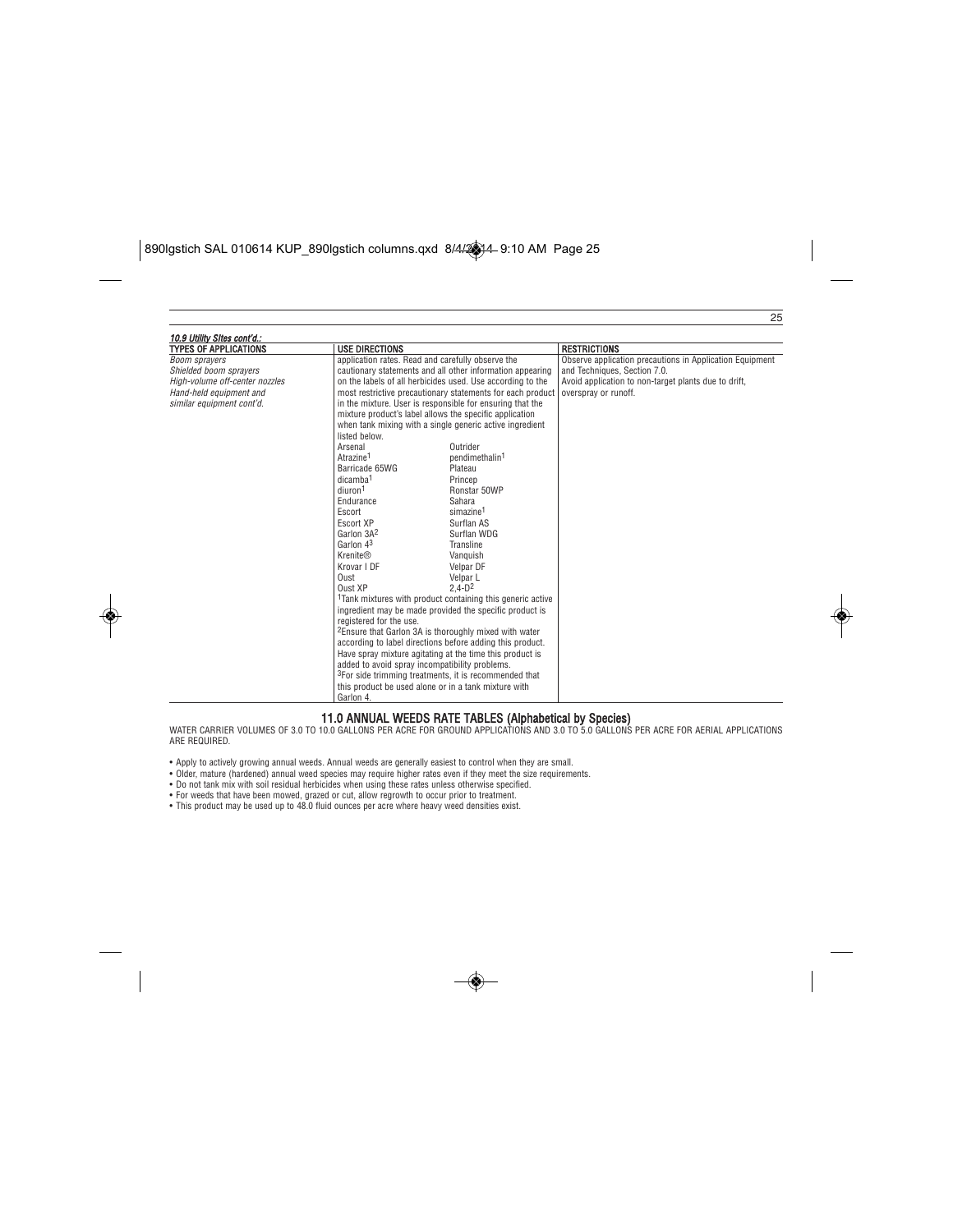*10.9 Utility Sites cont'd.:*

| TYPES OF APPLICATIONS | USE DIRECTIONS | RESTRICTIONS |
|---|---|---|
| *Boom sprayers*<br>*Shielded boom sprayers*<br>*High-volume off-center nozzles*<br>*Hand-held equipment and similar equipment cont'd.* | application rates. Read and carefully observe the cautionary statements and all other information appearing on the labels of all herbicides used. Use according to the most restrictive precautionary statements for each product in the mixture. User is responsible for ensuring that the mixture product's label allows the specific application when tank mixing with a single generic active ingredient listed below.<br>Arsenal / Outrider<br>Atrazine[1] / pendimethalin[1]<br>Barricade 65WG / Plateau<br>dicamba[1] / Princep<br>diuron[1] / Ronstar 50WP<br>Endurance / Sahara<br>Escort / simazine[1]<br>Escort XP / Surflan AS<br>Garlon 3A[2] / Surflan WDG<br>Garlon 4[3] / Transline<br>Krenite® / Vanquish<br>Krovar I DF / Velpar DF<br>Oust / Velpar L<br>Oust XP / 2,4-D[2]<br>[1]Tank mixtures with product containing this generic active ingredient may be made provided the specific product is registered for the use.<br>[2]Ensure that Garlon 3A is thoroughly mixed with water according to label directions before adding this product. Have spray mixture agitating at the time this product is added to avoid spray incompatibility problems.<br>[3]For side trimming treatments, it is recommended that this product be used alone or in a tank mixture with Garlon 4. | Observe application precautions in Application Equipment and Techniques, Section 7.0.<br>Avoid application to non-target plants due to drift, overspray or runoff. |

## 11.0 ANNUAL WEEDS RATE TABLES (Alphabetical by Species)

WATER CARRIER VOLUMES OF 3.0 TO 10.0 GALLONS PER ACRE FOR GROUND APPLICATIONS AND 3.0 TO 5.0 GALLONS PER ACRE FOR AERIAL APPLICATIONS ARE REQUIRED.

- Apply to actively growing annual weeds. Annual weeds are generally easiest to control when they are small.
- Older, mature (hardened) annual weed species may require higher rates even if they meet the size requirements.
- Do not tank mix with soil residual herbicides when using these rates unless otherwise specified.
- For weeds that have been mowed, grazed or cut, allow regrowth to occur prior to treatment.
- This product may be used up to 48.0 fluid ounces per acre where heavy weed densities exist.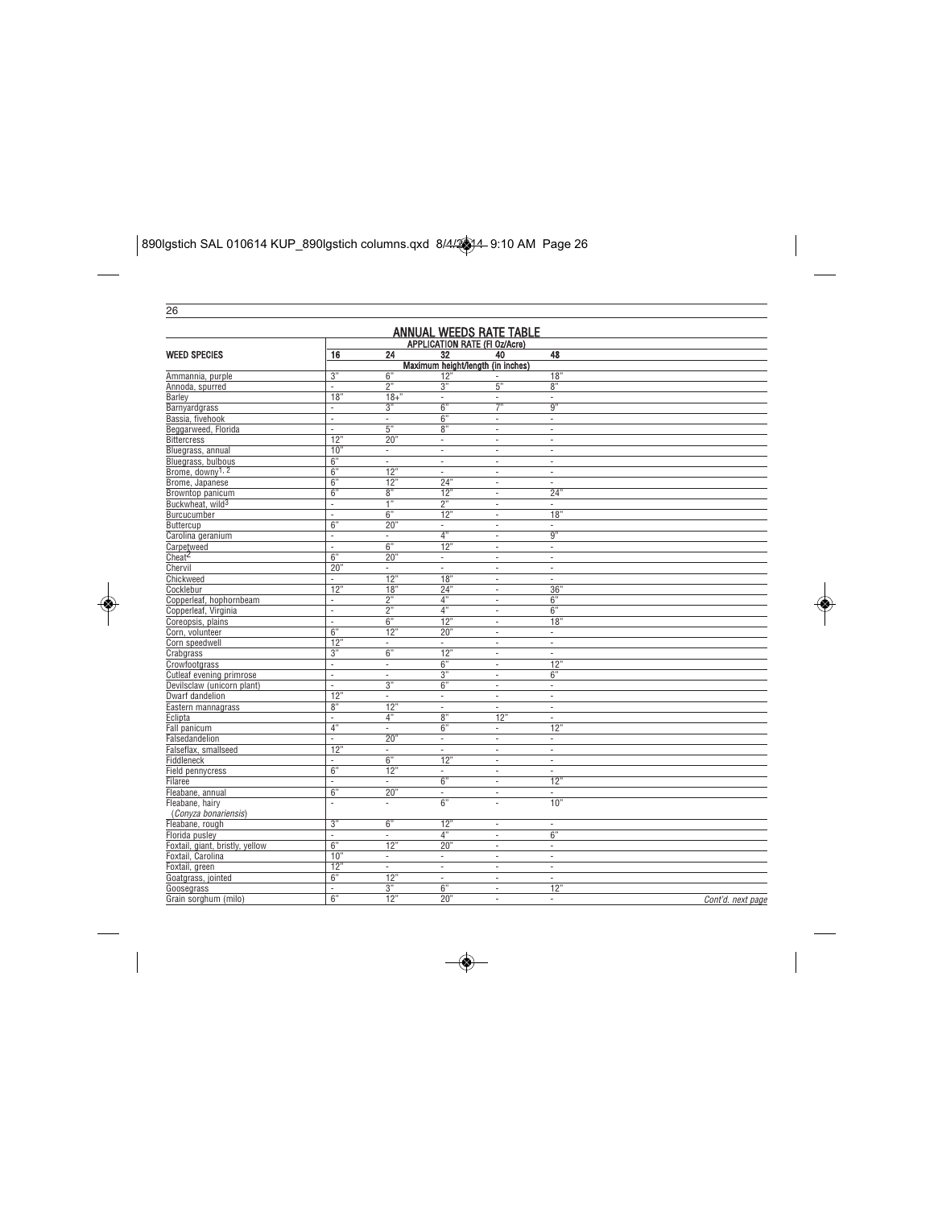## ANNUAL WEEDS RATE TABLE

| WEED SPECIES | APPLICATION RATE (Fl Oz/Acre) | | | | |
|---|---|---|---|---|---|
| | 16 | 24 | 32 | 40 | 48 |
| | Maximum height/length (in inches) | | | | |
| Ammannia, purple | 3" | 6" | 12" | - | 18" |
| Annoda, spurred | - | 2" | 3" | 5" | 8" |
| Barley | 18" | 18+" | - | - | - |
| Barnyardgrass | - | 3" | 6" | 7" | 9" |
| Bassia, fivehook | - | - | 6" | - | - |
| Beggarweed, Florida | - | 5" | 8" | - | - |
| Bittercress | 12" | 20" | - | - | - |
| Bluegrass, annual | 10" | - | - | - | - |
| Bluegrass, bulbous | 6" | - | - | - | - |
| Brome, downy[1, 2] | 6" | 12" | - | - | - |
| Brome, Japanese | 6" | 12" | 24" | - | - |
| Browntop panicum | 6" | 8" | 12" | - | 24" |
| Buckwheat, wild[3] | - | 1" | 2" | - | - |
| Burcucumber | - | 6" | 12" | - | 18" |
| Buttercup | 6" | 20" | - | - | - |
| Carolina geranium | - | - | 4" | - | 9" |
| Carpetweed | - | 6" | 12" | - | - |
| Cheat[2] | 6" | 20" | - | - | - |
| Chervil | 20" | - | - | - | - |
| Chickweed | - | 12" | 18" | - | - |
| Cocklebur | 12" | 18" | 24" | - | 36" |
| Copperleaf, hophornbeam | - | 2" | 4" | - | 6" |
| Copperleaf, Virginia | - | 2" | 4" | - | 6" |
| Coreopsis, plains | - | 6" | 12" | - | 18" |
| Corn, volunteer | 6" | 12" | 20" | - | - |
| Corn speedwell | 12" | - | - | - | - |
| Crabgrass | 3" | 6" | 12" | - | - |
| Crowfootgrass | - | - | 6" | - | 12" |
| Cutleaf evening primrose | - | - | 3" | - | 6" |
| Devilsclaw (unicorn plant) | - | 3" | 6" | - | - |
| Dwarf dandelion | 12" | - | - | - | - |
| Eastern mannagrass | 8" | 12" | - | - | - |
| Eclipta | - | 4" | 8" | 12" | - |
| Fall panicum | 4" | - | 6" | - | 12" |
| Falsedandelion | - | 20" | - | - | - |
| Falseflax, smallseed | 12" | - | - | - | - |
| Fiddleneck | - | 6" | 12" | - | - |
| Field pennycress | 6" | 12" | - | - | - |
| Filaree | - | - | 6" | - | 12" |
| Fleabane, annual | 6" | 20" | - | - | - |
| Fleabane, hairy (*Conyza bonariensis*) | - | - | 6" | - | 10" |
| Fleabane, rough | 3" | 6" | 12" | - | - |
| Florida pusley | - | - | 4" | - | 6" |
| Foxtail, giant, bristly, yellow | 6" | 12" | 20" | - | - |
| Foxtail, Carolina | 10" | - | - | - | - |
| Foxtail, green | 12" | - | - | - | - |
| Goatgrass, jointed | 6" | 12" | - | - | - |
| Goosegrass | - | 3" | 6" | - | 12" |
| Grain sorghum (milo) | 6" | 12" | 20" | - | - |

*Cont'd. next page*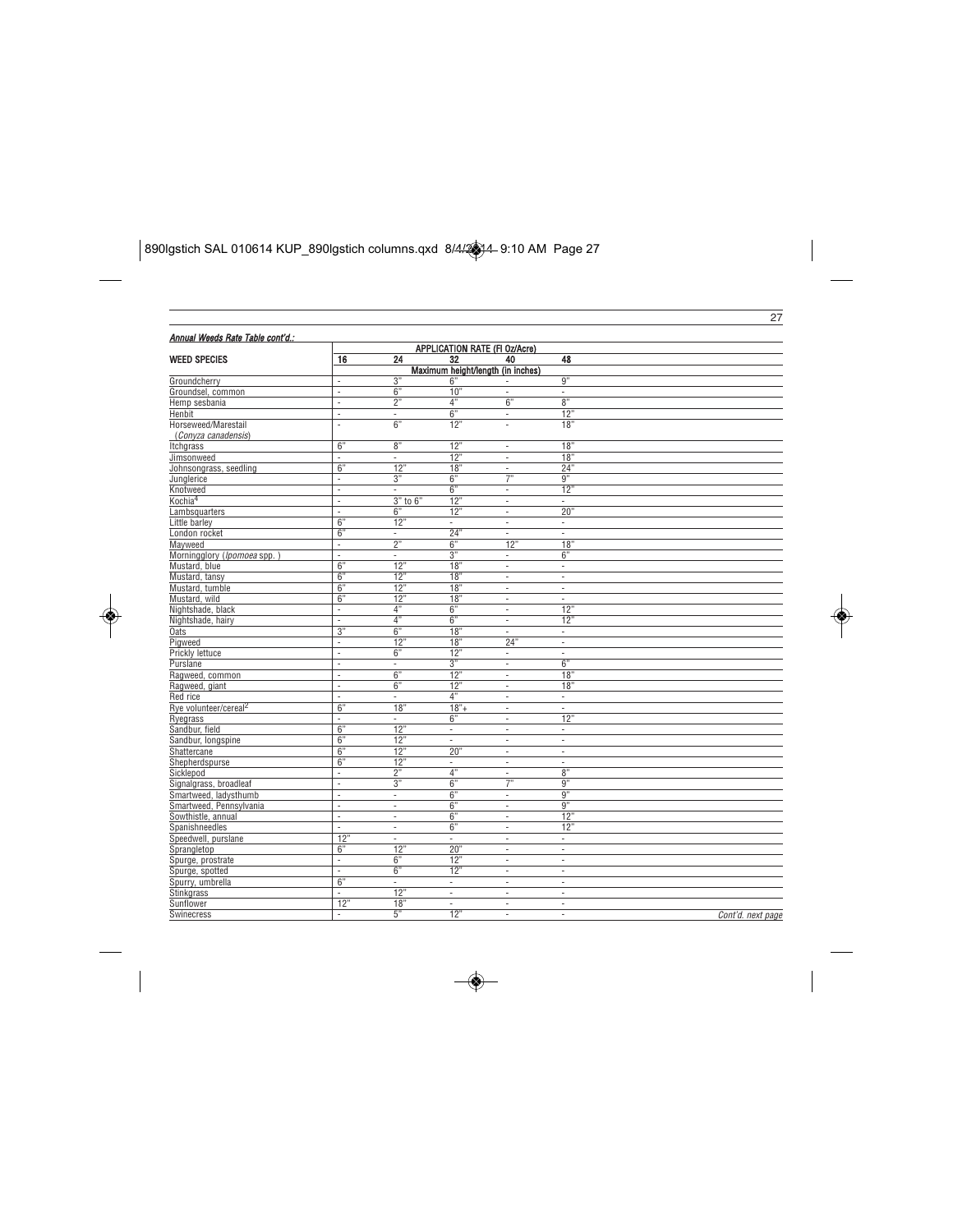*Annual Weeds Rate Table cont'd.:*

| WEED SPECIES | APPLICATION RATE (Fl Oz/Acre) | | | | |
|---|---|---|---|---|---|
| | 16 | 24 | 32 | 40 | 48 |
| | Maximum height/length (in inches) | | | | |
| Groundcherry | - | 3" | 6" | - | 9" |
| Groundsel, common | - | 6" | 10" | - | - |
| Hemp sesbania | - | 2" | 4" | 6" | 8" |
| Henbit | - | - | 6" | - | 12" |
| Horseweed/Marestail (*Conyza canadensis*) | - | 6" | 12" | - | 18" |
| Itchgrass | 6" | 8" | 12" | - | 18" |
| Jimsonweed | - | - | 12" | - | 18" |
| Johnsongrass, seedling | 6" | 12" | 18" | - | 24" |
| Junglerice | - | 3" | 6" | 7" | 9" |
| Knotweed | - | - | 6" | - | 12" |
| Kochia[4] | - | 3" to 6" | 12" | - | - |
| Lambsquarters | - | 6" | 12" | - | 20" |
| Little barley | 6" | 12" | - | - | - |
| London rocket | 6" | - | 24" | - | - |
| Mayweed | - | 2" | 6" | 12" | 18" |
| Morningglory (*Ipomoea* spp. ) | - | - | 3" | - | 6" |
| Mustard, blue | 6" | 12" | 18" | - | - |
| Mustard, tansy | 6" | 12" | 18" | - | - |
| Mustard, tumble | 6" | 12" | 18" | - | - |
| Mustard, wild | 6" | 12" | 18" | - | - |
| Nightshade, black | - | 4" | 6" | - | 12" |
| Nightshade, hairy | - | 4" | 6" | - | 12" |
| Oats | 3" | 6" | 18" | - | - |
| Pigweed | - | 12" | 18" | 24" | - |
| Prickly lettuce | - | 6" | 12" | - | - |
| Purslane | - | - | 3" | - | 6" |
| Ragweed, common | - | 6" | 12" | - | 18" |
| Ragweed, giant | - | 6" | 12" | - | 18" |
| Red rice | - | - | 4" | - | - |
| Rye volunteer/cereal[2] | 6" | 18" | 18"+ | - | - |
| Ryegrass | - | - | 6" | - | 12" |
| Sandbur, field | 6" | 12" | - | - | - |
| Sandbur, longspine | 6" | 12" | - | - | - |
| Shattercane | 6" | 12" | 20" | - | - |
| Shepherdspurse | 6" | 12" | - | - | - |
| Sicklepod | - | 2" | 4" | - | 8" |
| Signalgrass, broadleaf | - | 3" | 6" | 7" | 9" |
| Smartweed, ladysthumb | - | - | 6" | - | 9" |
| Smartweed, Pennsylvania | - | - | 6" | - | 9" |
| Sowthistle, annual | - | - | 6" | - | 12" |
| Spanishneedles | - | - | 6" | - | 12" |
| Speedwell, purslane | 12" | - | - | - | - |
| Sprangletop | 6" | 12" | 20" | - | - |
| Spurge, prostrate | - | 6" | 12" | - | - |
| Spurge, spotted | - | 6" | 12" | - | - |
| Spurry, umbrella | 6" | - | - | - | - |
| Stinkgrass | - | 12" | - | - | - |
| Sunflower | 12" | 18" | - | - | - |
| Swinecress | - | 5" | 12" | - | - |

*Cont'd. next page*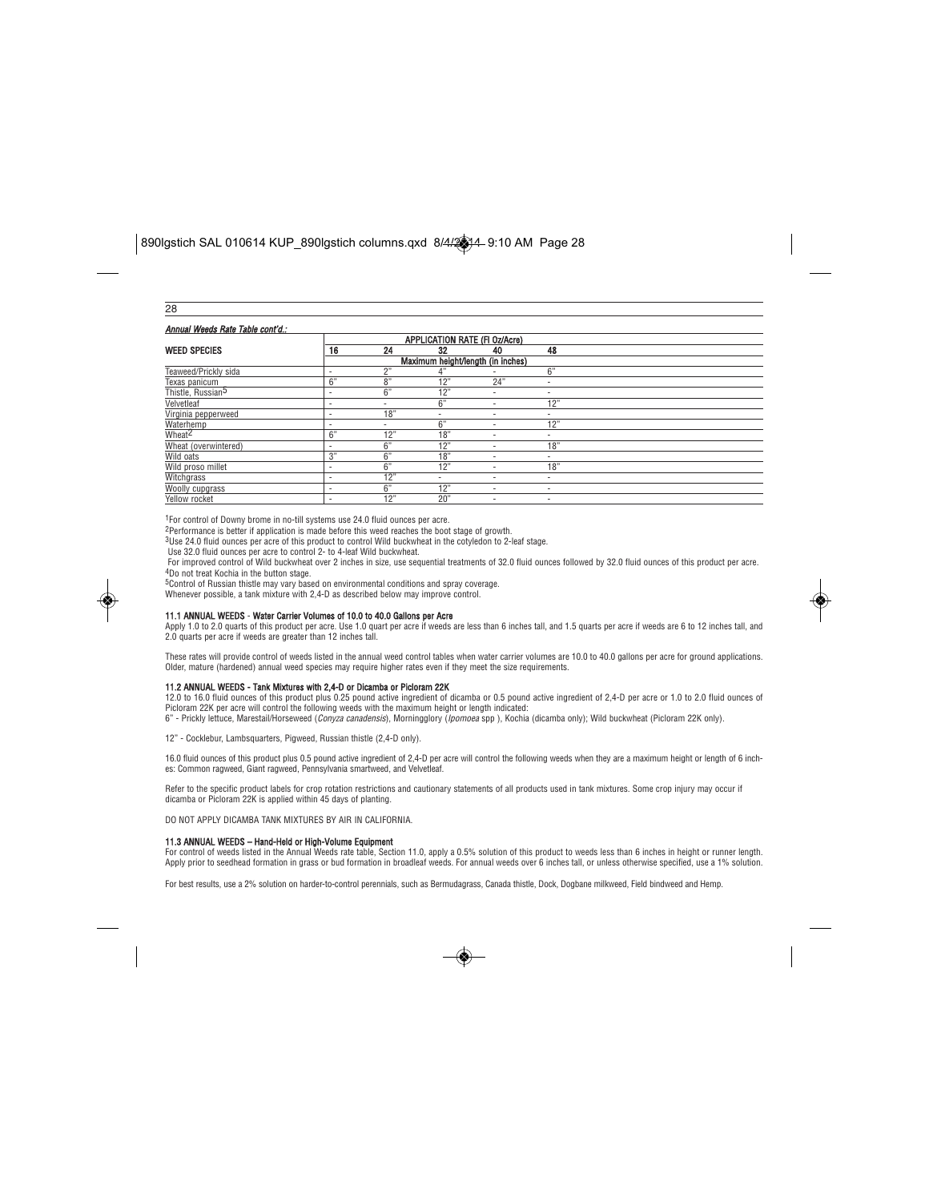*Annual Weeds Rate Table cont'd.:*

| WEED SPECIES | APPLICATION RATE (Fl Oz/Acre) | | | | |
|---|---|---|---|---|---|
| | 16 | 24 | 32 | 40 | 48 |
| | Maximum height/length (in inches) | | | | |
| Teaweed/Prickly sida | - | 2" | 4" | - | 6" |
| Texas panicum | 6" | 8" | 12" | 24" | - |
| Thistle, Russian[5] | - | 6" | 12" | - | - |
| Velvetleaf | - | - | 6" | - | 12" |
| Virginia pepperweed | - | 18" | - | - | - |
| Waterhemp | - | - | 6" | - | 12" |
| Wheat[2] | 6" | 12" | 18" | - | - |
| Wheat (overwintered) | - | 6" | 12" | - | 18" |
| Wild oats | 3" | 6" | 18" | - | - |
| Wild proso millet | - | 6" | 12" | - | 18" |
| Witchgrass | - | 12" | - | - | - |
| Woolly cupgrass | - | 6" | 12" | - | - |
| Yellow rocket | - | 12" | 20" | - | - |

[1]For control of Downy brome in no-till systems use 24.0 fluid ounces per acre.

[2]Performance is better if application is made before this weed reaches the boot stage of growth.

[3]Use 24.0 fluid ounces per acre of this product to control Wild buckwheat in the cotyledon to 2-leaf stage.
Use 32.0 fluid ounces per acre to control 2- to 4-leaf Wild buckwheat.
For improved control of Wild buckwheat over 2 inches in size, use sequential treatments of 32.0 fluid ounces followed by 32.0 fluid ounces of this product per acre.

[4]Do not treat Kochia in the button stage.

[5]Control of Russian thistle may vary based on environmental conditions and spray coverage.

Whenever possible, a tank mixture with 2,4-D as described below may improve control.

### 11.1 ANNUAL WEEDS - Water Carrier Volumes of 10.0 to 40.0 Gallons per Acre

Apply 1.0 to 2.0 quarts of this product per acre. Use 1.0 quart per acre if weeds are less than 6 inches tall, and 1.5 quarts per acre if weeds are 6 to 12 inches tall, and 2.0 quarts per acre if weeds are greater than 12 inches tall.

These rates will provide control of weeds listed in the annual weed control tables when water carrier volumes are 10.0 to 40.0 gallons per acre for ground applications. Older, mature (hardened) annual weed species may require higher rates even if they meet the size requirements.

### 11.2 ANNUAL WEEDS - Tank Mixtures with 2,4-D or Dicamba or Picloram 22K

12.0 to 16.0 fluid ounces of this product plus 0.25 pound active ingredient of dicamba or 0.5 pound active ingredient of 2,4-D per acre or 1.0 to 2.0 fluid ounces of Picloram 22K per acre will control the following weeds with the maximum height or length indicated:

6" - Prickly lettuce, Marestail/Horseweed (*Conyza canadensis*), Morningglory (*Ipomoea* spp ), Kochia (dicamba only); Wild buckwheat (Picloram 22K only).

12" - Cocklebur, Lambsquarters, Pigweed, Russian thistle (2,4-D only).

16.0 fluid ounces of this product plus 0.5 pound active ingredient of 2,4-D per acre will control the following weeds when they are a maximum height or length of 6 inches: Common ragweed, Giant ragweed, Pennsylvania smartweed, and Velvetleaf.

Refer to the specific product labels for crop rotation restrictions and cautionary statements of all products used in tank mixtures. Some crop injury may occur if dicamba or Picloram 22K is applied within 45 days of planting.

DO NOT APPLY DICAMBA TANK MIXTURES BY AIR IN CALIFORNIA.

### 11.3 ANNUAL WEEDS – Hand-Held or High-Volume Equipment

For control of weeds listed in the Annual Weeds rate table, Section 11.0, apply a 0.5% solution of this product to weeds less than 6 inches in height or runner length. Apply prior to seedhead formation in grass or bud formation in broadleaf weeds. For annual weeds over 6 inches tall, or unless otherwise specified, use a 1% solution.

For best results, use a 2% solution on harder-to-control perennials, such as Bermudagrass, Canada thistle, Dock, Dogbane milkweed, Field bindweed and Hemp.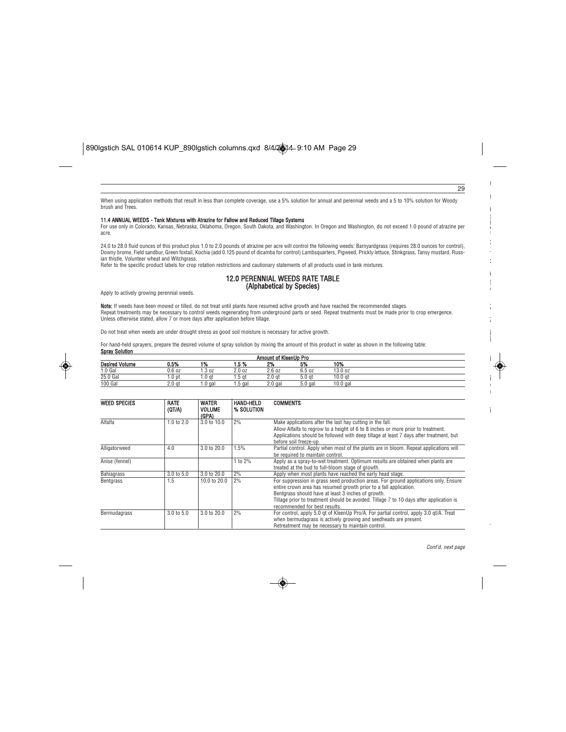When using application methods that result in less than complete coverage, use a 5% solution for annual and perennial weeds and a 5 to 10% solution for Woody brush and Trees.

**11.4 ANNUAL WEEDS - Tank Mixtures with Atrazine for Fallow and Reduced Tillage Systems**

For use only in Colorado, Kansas, Nebraska, Oklahoma, Oregon, South Dakota, and Washington. In Oregon and Washington, do not exceed 1.0 pound of atrazine per acre.

24.0 to 28.0 fluid ounces of this product plus 1.0 to 2.0 pounds of atrazine per acre will control the following weeds: Barnyardgrass (requires 28.0 ounces for control), Downy brome, Field sandbur, Green foxtail, Kochia (add 0.125 pound of dicamba for control) Lambsquarters, Pigweed, Prickly lettuce, Stinkgrass, Tansy mustard, Russian thistle, Volunteer wheat and Witchgrass.

Refer to the specific product labels for crop rotation restrictions and cautionary statements of all products used in tank mixtures.

## 12.0 PERENNIAL WEEDS RATE TABLE (Alphabetical by Species)

Apply to actively growing perennial weeds.

**Note:** If weeds have been mowed or tilled, do not treat until plants have resumed active growth and have reached the recommended stages.
Repeat treatments may be necessary to control weeds regenerating from underground parts or seed. Repeat treatments must be made prior to crop emergence. Unless otherwise stated, allow 7 or more days after application before tillage.

Do not treat when weeds are under drought stress as good soil moisture is necessary for active growth.

For hand-held sprayers, prepare the desired volume of spray solution by mixing the amount of this product in water as shown in the following table:

**Spray Solution**

| | Amount of KleenUp Pro | | | | | |
|---|---|---|---|---|---|---|
| **Desired Volume** | **0.5%** | **1%** | **1.5 %** | **2%** | **5%** | **10%** |
| 1.0 Gal | 0.6 oz | 1.3 oz | 2.0 oz | 2.6 oz | 6.5 oz | 13.0 oz |
| 25.0 Gal | 1.0 pt | 1.0 qt | 1.5 qt | 2.0 qt | 5.0 qt | 10.0 qt |
| 100 Gal | 2.0 qt | 1.0 gal | 1.5 gal | 2.0 gal | 5.0 gal | 10.0 gal |

| WEED SPECIES | RATE (QT/A) | WATER VOLUME (GPA) | HAND-HELD % SOLUTION | COMMENTS |
|---|---|---|---|---|
| Alfalfa | 1.0 to 2.0 | 3.0 to 10.0 | 2% | Make applications after the last hay cutting in the fall. Allow Alfalfa to regrow to a height of 6 to 8 inches or more prior to treatment. Applications should be followed with deep tillage at least 7 days after treatment, but before soil freeze-up. |
| Alligatorweed | 4.0 | 3.0 to 20.0 | 1.5% | Partial control. Apply when most of the plants are in bloom. Repeat applications will be required to maintain control. |
| Anise (fennel) | | | 1 to 2% | Apply as a spray-to-wet treatment. Optimum results are obtained when plants are treated at the bud to full-bloom stage of growth. |
| Bahiagrass | 3.0 to 5.0 | 3.0 to 20.0 | 2% | Apply when most plants have reached the early head stage. |
| Bentgrass | 1.5 | 10.0 to 20.0 | 2% | For suppression in grass seed production areas. For ground applications only. Ensure entire crown area has resumed growth prior to a fall application. Bentgrass should have at least 3 inches of growth. Tillage prior to treatment should be avoided. Tillage 7 to 10 days after application is recommended for best results. |
| Bermudagrass | 3.0 to 5.0 | 3.0 to 20.0 | 2% | For control, apply 5.0 qt of KleenUp Pro/A. For partial control, apply 3.0 qt/A. Treat when bermudagrass is actively growing and seedheads are present. Retreatment may be necessary to maintain control. |

*Cont'd. next page*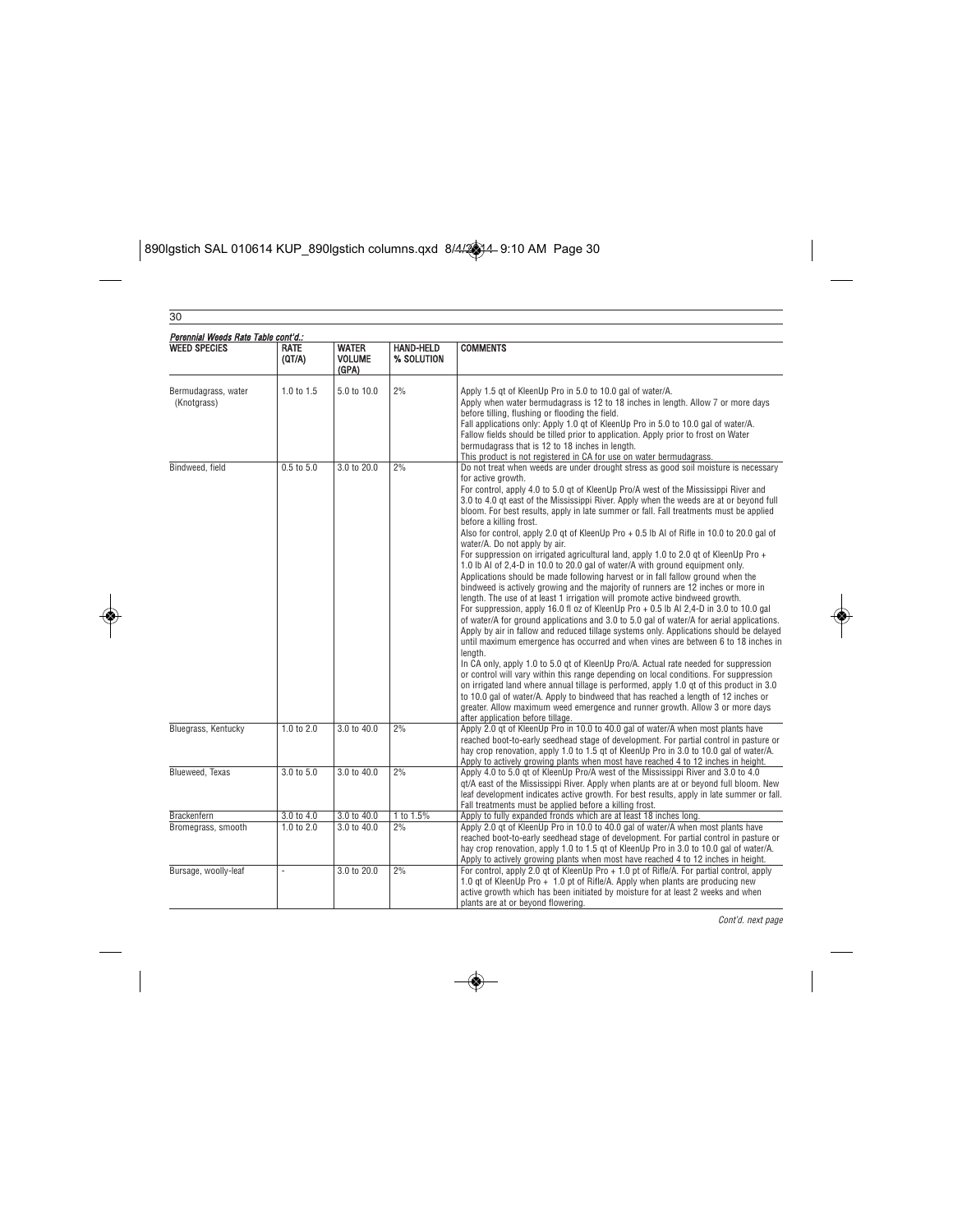*Perennial Weeds Rate Table cont'd.:*

| WEED SPECIES | RATE (QT/A) | WATER VOLUME (GPA) | HAND-HELD % SOLUTION | COMMENTS |
|---|---|---|---|---|
| Bermudagrass, water (Knotgrass) | 1.0 to 1.5 | 5.0 to 10.0 | 2% | Apply 1.5 qt of KleenUp Pro in 5.0 to 10.0 gal of water/A. Apply when water bermudagrass is 12 to 18 inches in length. Allow 7 or more days before tilling, flushing or flooding the field. Fall applications only: Apply 1.0 qt of KleenUp Pro in 5.0 to 10.0 gal of water/A. Fallow fields should be tilled prior to application. Apply prior to frost on Water bermudagrass that is 12 to 18 inches in length. This product is not registered in CA for use on water bermudagrass. |
| Bindweed, field | 0.5 to 5.0 | 3.0 to 20.0 | 2% | Do not treat when weeds are under drought stress as good soil moisture is necessary for active growth. For control, apply 4.0 to 5.0 qt of KleenUp Pro/A west of the Mississippi River and 3.0 to 4.0 qt east of the Mississippi River. Apply when the weeds are at or beyond full bloom. For best results, apply in late summer or fall. Fall treatments must be applied before a killing frost. Also for control, apply 2.0 qt of KleenUp Pro + 0.5 lb AI of Rifle in 10.0 to 20.0 gal of water/A. Do not apply by air. For suppression on irrigated agricultural land, apply 1.0 to 2.0 qt of KleenUp Pro + 1.0 lb AI of 2,4-D in 10.0 to 20.0 gal of water/A with ground equipment only. Applications should be made following harvest or in fall fallow ground when the bindweed is actively growing and the majority of runners are 12 inches or more in length. The use of at least 1 irrigation will promote active bindweed growth. For suppression, apply 16.0 fl oz of KleenUp Pro + 0.5 lb AI 2,4-D in 3.0 to 10.0 gal of water/A for ground applications and 3.0 to 5.0 gal of water/A for aerial applications. Apply by air in fallow and reduced tillage systems only. Applications should be delayed until maximum emergence has occurred and when vines are between 6 to 18 inches in length. In CA only, apply 1.0 to 5.0 qt of KleenUp Pro/A. Actual rate needed for suppression or control will vary within this range depending on local conditions. For suppression on irrigated land where annual tillage is performed, apply 1.0 qt of this product in 3.0 to 10.0 gal of water/A. Apply to bindweed that has reached a length of 12 inches or greater. Allow maximum weed emergence and runner growth. Allow 3 or more days after application before tillage. |
| Bluegrass, Kentucky | 1.0 to 2.0 | 3.0 to 40.0 | 2% | Apply 2.0 qt of KleenUp Pro in 10.0 to 40.0 gal of water/A when most plants have reached boot-to-early seedhead stage of development. For partial control in pasture or hay crop renovation, apply 1.0 to 1.5 qt of KleenUp Pro in 3.0 to 10.0 gal of water/A. Apply to actively growing plants when most have reached 4 to 12 inches in height. |
| Blueweed, Texas | 3.0 to 5.0 | 3.0 to 40.0 | 2% | Apply 4.0 to 5.0 qt of KleenUp Pro/A west of the Mississippi River and 3.0 to 4.0 qt/A east of the Mississippi River. Apply when plants are at or beyond full bloom. New leaf development indicates active growth. For best results, apply in late summer or fall. Fall treatments must be applied before a killing frost. |
| Brackenfern | 3.0 to 4.0 | 3.0 to 40.0 | 1 to 1.5% | Apply to fully expanded fronds which are at least 18 inches long. |
| Bromegrass, smooth | 1.0 to 2.0 | 3.0 to 40.0 | 2% | Apply 2.0 qt of KleenUp Pro in 10.0 to 40.0 gal of water/A when most plants have reached boot-to-early seedhead stage of development. For partial control in pasture or hay crop renovation, apply 1.0 to 1.5 qt of KleenUp Pro in 3.0 to 10.0 gal of water/A. Apply to actively growing plants when most have reached 4 to 12 inches in height. |
| Bursage, woolly-leaf | - | 3.0 to 20.0 | 2% | For control, apply 2.0 qt of KleenUp Pro + 1.0 pt of Rifle/A. For partial control, apply 1.0 qt of KleenUp Pro + 1.0 pt of Rifle/A. Apply when plants are producing new active growth which has been initiated by moisture for at least 2 weeks and when plants are at or beyond flowering. |

*Cont'd. next page*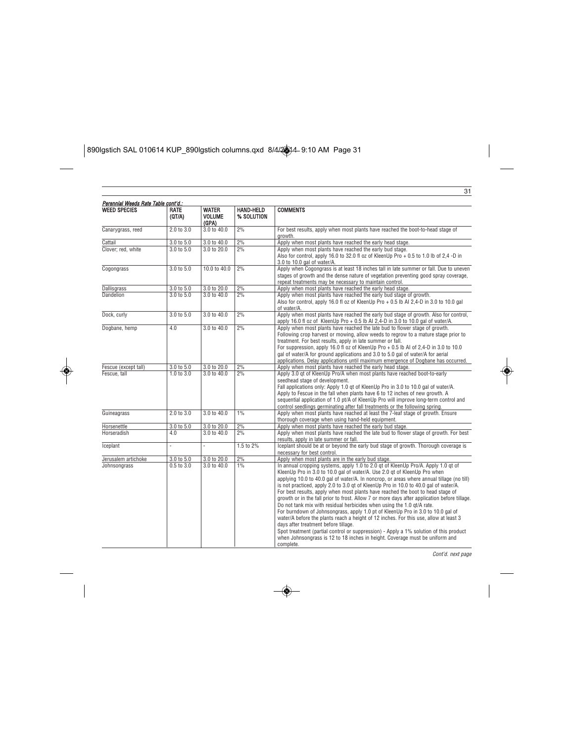*Perennial Weeds Rate Table cont'd.:*

| WEED SPECIES | RATE (QT/A) | WATER VOLUME (GPA) | HAND-HELD % SOLUTION | COMMENTS |
|---|---|---|---|---|
| Canarygrass, reed | 2.0 to 3.0 | 3.0 to 40.0 | 2% | For best results, apply when most plants have reached the boot-to-head stage of growth. |
| Cattail | 3.0 to 5.0 | 3.0 to 40.0 | 2% | Apply when most plants have reached the early head stage. |
| Clover; red, white | 3.0 to 5.0 | 3.0 to 20.0 | 2% | Apply when most plants have reached the early bud stage. Also for control, apply 16.0 to 32.0 fl oz of KleenUp Pro + 0.5 to 1.0 lb of 2,4 -D in 3.0 to 10.0 gal of water/A. |
| Cogongrass | 3.0 to 5.0 | 10.0 to 40.0 | 2% | Apply when Cogongrass is at least 18 inches tall in late summer or fall. Due to uneven stages of growth and the dense nature of vegetation preventing good spray coverage, repeat treatments may be necessary to maintain control. |
| Dallisgrass | 3.0 to 5.0 | 3.0 to 20.0 | 2% | Apply when most plants have reached the early head stage. |
| Dandelion | 3.0 to 5.0 | 3.0 to 40.0 | 2% | Apply when most plants have reached the early bud stage of growth. Also for control, apply 16.0 fl oz of KleenUp Pro + 0.5 lb AI 2,4-D in 3.0 to 10.0 gal of water/A. |
| Dock, curly | 3.0 to 5.0 | 3.0 to 40.0 | 2% | Apply when most plants have reached the early bud stage of growth. Also for control, apply 16.0 fl oz of KleenUp Pro + 0.5 lb AI 2,4-D in 3.0 to 10.0 gal of water/A. |
| Dogbane, hemp | 4.0 | 3.0 to 40.0 | 2% | Apply when most plants have reached the late bud to flower stage of growth. Following crop harvest or mowing, allow weeds to regrow to a mature stage prior to treatment. For best results, apply in late summer or fall. For suppression, apply 16.0 fl oz of KleenUp Pro + 0.5 lb AI of 2,4-D in 3.0 to 10.0 gal of water/A for ground applications and 3.0 to 5.0 gal of water/A for aerial applications. Delay applications until maximum emergence of Dogbane has occurred. |
| Fescue (except tall) | 3.0 to 5.0 | 3.0 to 20.0 | 2% | Apply when most plants have reached the early head stage. |
| Fescue, tall | 1.0 to 3.0 | 3.0 to 40.0 | 2% | Apply 3.0 qt of KleenUp Pro/A when most plants have reached boot-to-early seedhead stage of development. Fall applications only: Apply 1.0 qt of KleenUp Pro in 3.0 to 10.0 gal of water/A. Apply to Fescue in the fall when plants have 6 to 12 inches of new growth. A sequential application of 1.0 pt/A of KleenUp Pro will improve long-term control and control seedlings germinating after fall treatments or the following spring. |
| Guineagrass | 2.0 to 3.0 | 3.0 to 40.0 | 1% | Apply when most plants have reached at least the 7-leaf stage of growth. Ensure thorough coverage when using hand-held equipment. |
| Horsenettle | 3.0 to 5.0 | 3.0 to 20.0 | 2% | Apply when most plants have reached the early bud stage. |
| Horseradish | 4.0 | 3.0 to 40.0 | 2% | Apply when most plants have reached the late bud to flower stage of growth. For best results, apply in late summer or fall. |
| Iceplant | - | - | 1.5 to 2% | Iceplant should be at or beyond the early bud stage of growth. Thorough coverage is necessary for best control. |
| Jerusalem artichoke | 3.0 to 5.0 | 3.0 to 20.0 | 2% | Apply when most plants are in the early bud stage. |
| Johnsongrass | 0.5 to 3.0 | 3.0 to 40.0 | 1% | In annual cropping systems, apply 1.0 to 2.0 qt of KleenUp Pro/A. Apply 1.0 qt of KleenUp Pro in 3.0 to 10.0 gal of water/A. Use 2.0 qt of KleenUp Pro when applying 10.0 to 40.0 gal of water/A. In noncrop, or areas where annual tillage (no till) is not practiced, apply 2.0 to 3.0 qt of KleenUp Pro in 10.0 to 40.0 gal of water/A. For best results, apply when most plants have reached the boot to head stage of growth or in the fall prior to frost. Allow 7 or more days after application before tillage. Do not tank mix with residual herbicides when using the 1.0 qt/A rate. For burndown of Johnsongrass, apply 1.0 pt of KleenUp Pro in 3.0 to 10.0 gal of water/A before the plants reach a height of 12 inches. For this use, allow at least 3 days after treatment before tillage. Spot treatment (partial control or suppression) - Apply a 1% solution of this product when Johnsongrass is 12 to 18 inches in height. Coverage must be uniform and complete. |

*Cont'd. next page*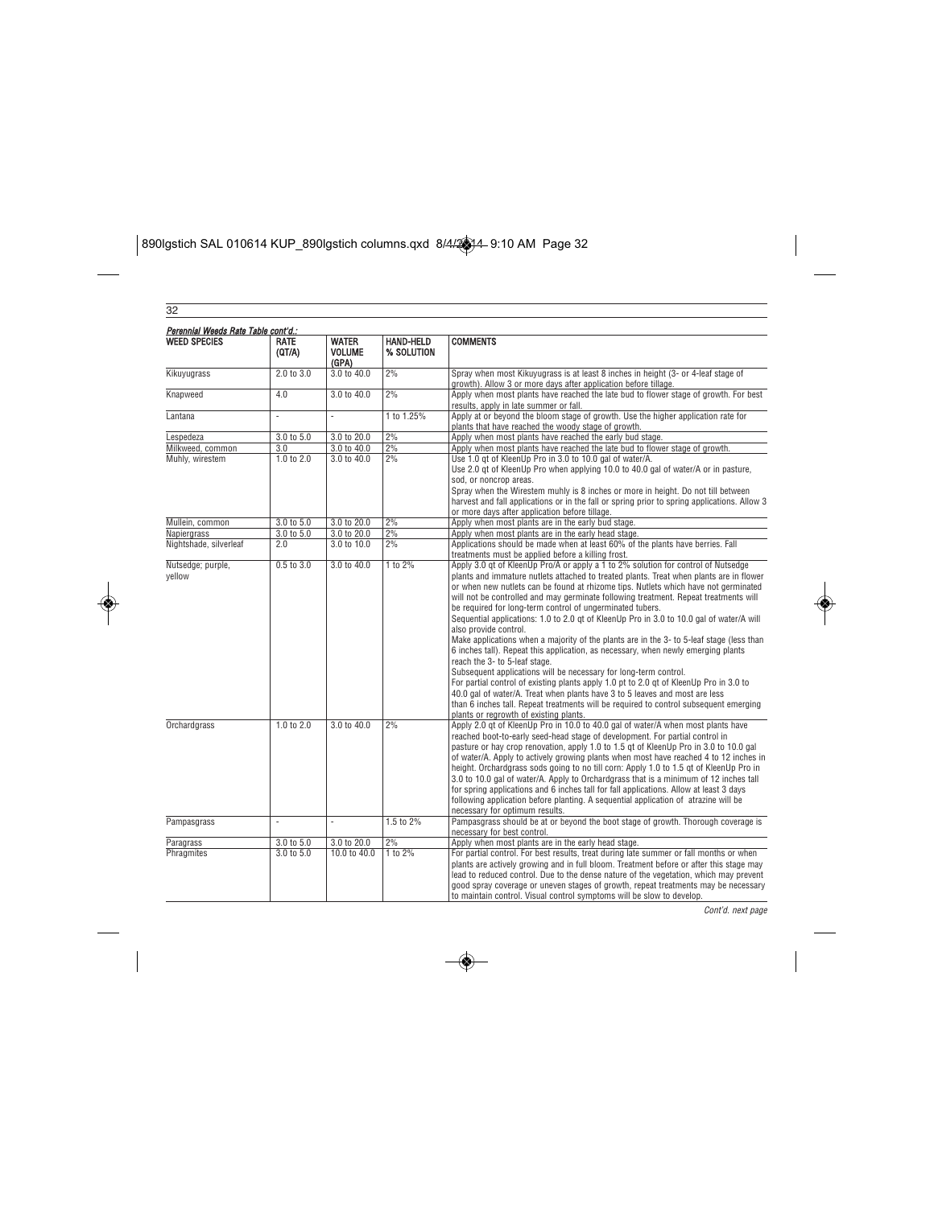*Perennial Weeds Rate Table cont'd.:*

| WEED SPECIES | RATE (QT/A) | WATER VOLUME (GPA) | HAND-HELD % SOLUTION | COMMENTS |
|---|---|---|---|---|
| Kikuyugrass | 2.0 to 3.0 | 3.0 to 40.0 | 2% | Spray when most Kikuyugrass is at least 8 inches in height (3- or 4-leaf stage of growth). Allow 3 or more days after application before tillage. |
| Knapweed | 4.0 | 3.0 to 40.0 | 2% | Apply when most plants have reached the late bud to flower stage of growth. For best results, apply in late summer or fall. |
| Lantana | - | - | 1 to 1.25% | Apply at or beyond the bloom stage of growth. Use the higher application rate for plants that have reached the woody stage of growth. |
| Lespedeza | 3.0 to 5.0 | 3.0 to 20.0 | 2% | Apply when most plants have reached the early bud stage. |
| Milkweed, common | 3.0 | 3.0 to 40.0 | 2% | Apply when most plants have reached the late bud to flower stage of growth. |
| Muhly, wirestem | 1.0 to 2.0 | 3.0 to 40.0 | 2% | Use 1.0 qt of KleenUp Pro in 3.0 to 10.0 gal of water/A. Use 2.0 qt of KleenUp Pro when applying 10.0 to 40.0 gal of water/A or in pasture, sod, or noncrop areas. Spray when the Wirestem muhly is 8 inches or more in height. Do not till between harvest and fall applications or in the fall or spring prior to spring applications. Allow 3 or more days after application before tillage. |
| Mullein, common | 3.0 to 5.0 | 3.0 to 20.0 | 2% | Apply when most plants are in the early bud stage. |
| Napiergrass | 3.0 to 5.0 | 3.0 to 20.0 | 2% | Apply when most plants are in the early head stage. |
| Nightshade, silverleaf | 2.0 | 3.0 to 10.0 | 2% | Applications should be made when at least 60% of the plants have berries. Fall treatments must be applied before a killing frost. |
| Nutsedge; purple, yellow | 0.5 to 3.0 | 3.0 to 40.0 | 1 to 2% | Apply 3.0 qt of KleenUp Pro/A or apply a 1 to 2% solution for control of Nutsedge plants and immature nutlets attached to treated plants. Treat when plants are in flower or when new nutlets can be found at rhizome tips. Nutlets which have not germinated will not be controlled and may germinate following treatment. Repeat treatments will be required for long-term control of ungerminated tubers. Sequential applications: 1.0 to 2.0 qt of KleenUp Pro in 3.0 to 10.0 gal of water/A will also provide control. Make applications when a majority of the plants are in the 3- to 5-leaf stage (less than 6 inches tall). Repeat this application, as necessary, when newly emerging plants reach the 3- to 5-leaf stage. Subsequent applications will be necessary for long-term control. For partial control of existing plants apply 1.0 pt to 2.0 qt of KleenUp Pro in 3.0 to 40.0 gal of water/A. Treat when plants have 3 to 5 leaves and most are less than 6 inches tall. Repeat treatments will be required to control subsequent emerging plants or regrowth of existing plants. |
| Orchardgrass | 1.0 to 2.0 | 3.0 to 40.0 | 2% | Apply 2.0 qt of KleenUp Pro in 10.0 to 40.0 gal of water/A when most plants have reached boot-to-early seed-head stage of development. For partial control in pasture or hay crop renovation, apply 1.0 to 1.5 qt of KleenUp Pro in 3.0 to 10.0 gal of water/A. Apply to actively growing plants when most have reached 4 to 12 inches in height. Orchardgrass sods going to no till corn: Apply 1.0 to 1.5 qt of KleenUp Pro in 3.0 to 10.0 gal of water/A. Apply to Orchardgrass that is a minimum of 12 inches tall for spring applications and 6 inches tall for fall applications. Allow at least 3 days following application before planting. A sequential application of atrazine will be necessary for optimum results. |
| Pampasgrass | - | - | 1.5 to 2% | Pampasgrass should be at or beyond the boot stage of growth. Thorough coverage is necessary for best control. |
| Paragrass | 3.0 to 5.0 | 3.0 to 20.0 | 2% | Apply when most plants are in the early head stage. |
| Phragmites | 3.0 to 5.0 | 10.0 to 40.0 | 1 to 2% | For partial control. For best results, treat during late summer or fall months or when plants are actively growing and in full bloom. Treatment before or after this stage may lead to reduced control. Due to the dense nature of the vegetation, which may prevent good spray coverage or uneven stages of growth, repeat treatments may be necessary to maintain control. Visual control symptoms will be slow to develop. |

*Cont'd. next page*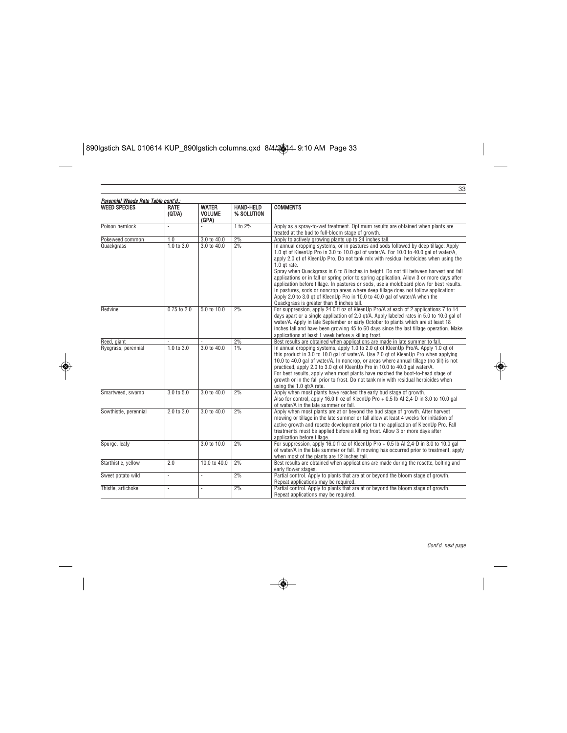***Perennial Weeds Rate Table cont'd.:***

| WEED SPECIES | RATE (QT/A) | WATER VOLUME (GPA) | HAND-HELD % SOLUTION | COMMENTS |
|---|---|---|---|---|
| Poison hemlock | - | - | 1 to 2% | Apply as a spray-to-wet treatment. Optimum results are obtained when plants are treated at the bud to full-bloom stage of growth. |
| Pokeweed common | 1.0 | 3.0 to 40.0 | 2% | Apply to actively growing plants up to 24 inches tall. |
| Quackgrass | 1.0 to 3.0 | 3.0 to 40.0 | 2% | In annual cropping systems, or in pastures and sods followed by deep tillage: Apply 1.0 qt of KleenUp Pro in 3.0 to 10.0 gal of water/A. For 10.0 to 40.0 gal of water/A, apply 2.0 qt of KleenUp Pro. Do not tank mix with residual herbicides when using the 1.0 qt rate. Spray when Quackgrass is 6 to 8 inches in height. Do not till between harvest and fall applications or in fall or spring prior to spring application. Allow 3 or more days after application before tillage. In pastures or sods, use a moldboard plow for best results. In pastures, sods or noncrop areas where deep tillage does not follow application: Apply 2.0 to 3.0 qt of KleenUp Pro in 10.0 to 40.0 gal of water/A when the Quackgrass is greater than 8 inches tall. |
| Redvine | 0.75 to 2.0 | 5.0 to 10.0 | 2% | For suppression, apply 24.0 fl oz of KleenUp Pro/A at each of 2 applications 7 to 14 days apart or a single application of 2.0 qt/A. Apply labeled rates in 5.0 to 10.0 gal of water/A. Apply in late September or early October to plants which are at least 18 inches tall and have been growing 45 to 60 days since the last tillage operation. Make applications at least 1 week before a killing frost. |
| Reed, giant | - | - | 2% | Best results are obtained when applications are made in late summer to fall. |
| Ryegrass, perennial | 1.0 to 3.0 | 3.0 to 40.0 | 1% | In annual cropping systems, apply 1.0 to 2.0 qt of KleenUp Pro/A. Apply 1.0 qt of this product in 3.0 to 10.0 gal of water/A. Use 2.0 qt of KleenUp Pro when applying 10.0 to 40.0 gal of water/A. In noncrop, or areas where annual tillage (no till) is not practiced, apply 2.0 to 3.0 qt of KleenUp Pro in 10.0 to 40.0 gal water/A. For best results, apply when most plants have reached the boot-to-head stage of growth or in the fall prior to frost. Do not tank mix with residual herbicides when using the 1.0 qt/A rate. |
| Smartweed, swamp | 3.0 to 5.0 | 3.0 to 40.0 | 2% | Apply when most plants have reached the early bud stage of growth. Also for control, apply 16.0 fl oz of KleenUp Pro + 0.5 lb AI 2,4-D in 3.0 to 10.0 gal of water/A in the late summer or fall. |
| Sowthistle, perennial | 2.0 to 3.0 | 3.0 to 40.0 | 2% | Apply when most plants are at or beyond the bud stage of growth. After harvest mowing or tillage in the late summer or fall allow at least 4 weeks for initiation of active growth and rosette development prior to the application of KleenUp Pro. Fall treatments must be applied before a killing frost. Allow 3 or more days after application before tillage. |
| Spurge, leafy | - | 3.0 to 10.0 | 2% | For suppression, apply 16.0 fl oz of KleenUp Pro + 0.5 lb AI 2,4-D in 3.0 to 10.0 gal of water/A in the late summer or fall. If mowing has occurred prior to treatment, apply when most of the plants are 12 inches tall. |
| Starthistle, yellow | 2.0 | 10.0 to 40.0 | 2% | Best results are obtained when applications are made during the rosette, bolting and early flower stages. |
| Sweet potato wild | - | - | 2% | Partial control. Apply to plants that are at or beyond the bloom stage of growth. Repeat applications may be required. |
| Thistle, artichoke | - | - | 2% | Partial control. Apply to plants that are at or beyond the bloom stage of growth. Repeat applications may be required. |

*Cont'd. next page*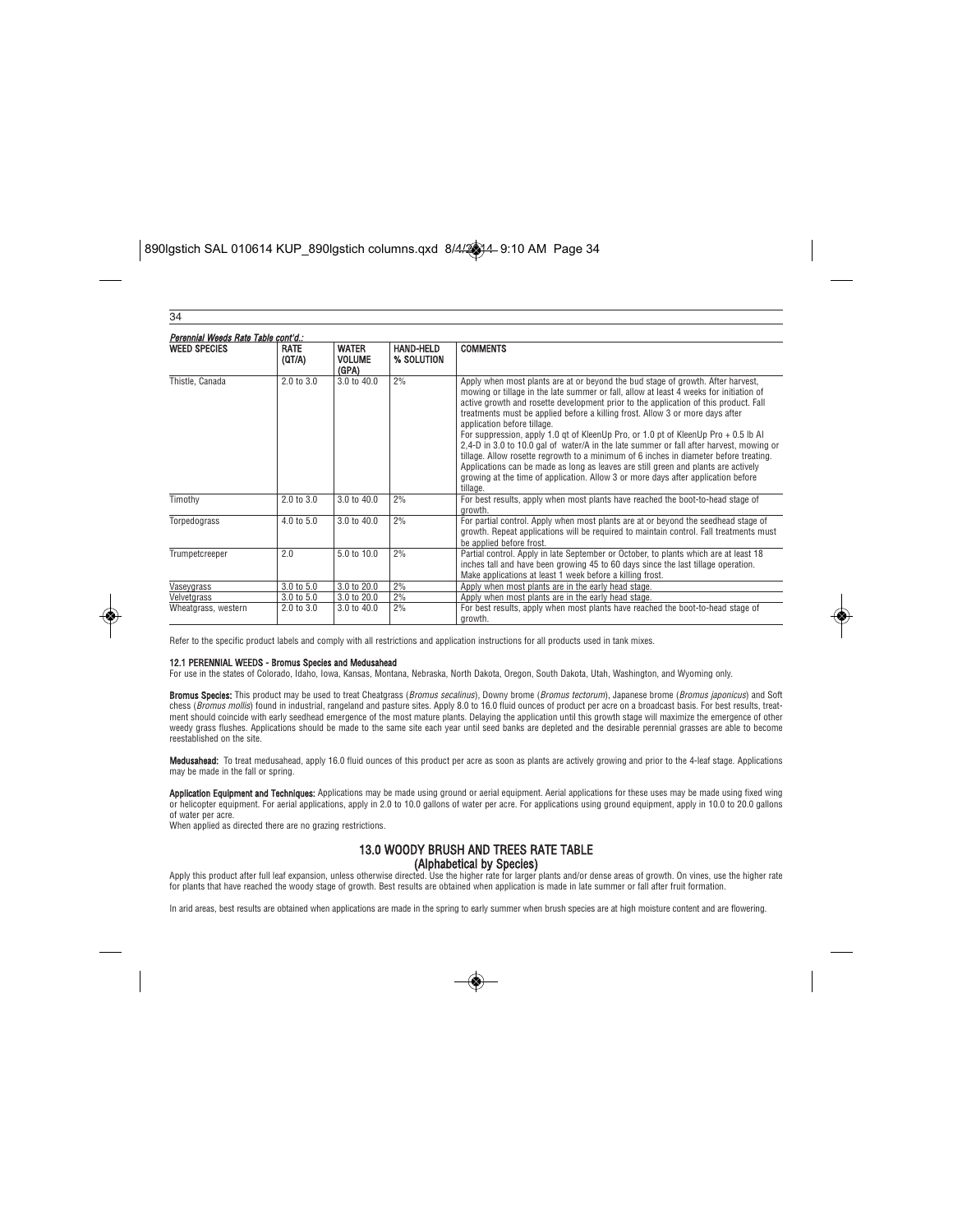*Perennial Weeds Rate Table cont'd.:*

| WEED SPECIES | RATE (QT/A) | WATER VOLUME (GPA) | HAND-HELD % SOLUTION | COMMENTS |
|---|---|---|---|---|
| Thistle, Canada | 2.0 to 3.0 | 3.0 to 40.0 | 2% | Apply when most plants are at or beyond the bud stage of growth. After harvest, mowing or tillage in the late summer or fall, allow at least 4 weeks for initiation of active growth and rosette development prior to the application of this product. Fall treatments must be applied before a killing frost. Allow 3 or more days after application before tillage. For suppression, apply 1.0 qt of KleenUp Pro, or 1.0 pt of KleenUp Pro + 0.5 lb AI 2,4-D in 3.0 to 10.0 gal of water/A in the late summer or fall after harvest, mowing or tillage. Allow rosette regrowth to a minimum of 6 inches in diameter before treating. Applications can be made as long as leaves are still green and plants are actively growing at the time of application. Allow 3 or more days after application before tillage. |
| Timothy | 2.0 to 3.0 | 3.0 to 40.0 | 2% | For best results, apply when most plants have reached the boot-to-head stage of growth. |
| Torpedograss | 4.0 to 5.0 | 3.0 to 40.0 | 2% | For partial control. Apply when most plants are at or beyond the seedhead stage of growth. Repeat applications will be required to maintain control. Fall treatments must be applied before frost. |
| Trumpetcreeper | 2.0 | 5.0 to 10.0 | 2% | Partial control. Apply in late September or October, to plants which are at least 18 inches tall and have been growing 45 to 60 days since the last tillage operation. Make applications at least 1 week before a killing frost. |
| Vaseygrass | 3.0 to 5.0 | 3.0 to 20.0 | 2% | Apply when most plants are in the early head stage. |
| Velvetgrass | 3.0 to 5.0 | 3.0 to 20.0 | 2% | Apply when most plants are in the early head stage. |
| Wheatgrass, western | 2.0 to 3.0 | 3.0 to 40.0 | 2% | For best results, apply when most plants have reached the boot-to-head stage of growth. |

Refer to the specific product labels and comply with all restrictions and application instructions for all products used in tank mixes.

**12.1 PERENNIAL WEEDS - Bromus Species and Medusahead**

For use in the states of Colorado, Idaho, Iowa, Kansas, Montana, Nebraska, North Dakota, Oregon, South Dakota, Utah, Washington, and Wyoming only.

**Bromus Species:** This product may be used to treat Cheatgrass (*Bromus secalinus*), Downy brome (*Bromus tectorum*), Japanese brome (*Bromus japonicus*) and Soft chess (*Bromus mollis*) found in industrial, rangeland and pasture sites. Apply 8.0 to 16.0 fluid ounces of product per acre on a broadcast basis. For best results, treatment should coincide with early seedhead emergence of the most mature plants. Delaying the application until this growth stage will maximize the emergence of other weedy grass flushes. Applications should be made to the same site each year until seed banks are depleted and the desirable perennial grasses are able to become reestablished on the site.

**Medusahead:** To treat medusahead, apply 16.0 fluid ounces of this product per acre as soon as plants are actively growing and prior to the 4-leaf stage. Applications may be made in the fall or spring.

**Application Equipment and Techniques:** Applications may be made using ground or aerial equipment. Aerial applications for these uses may be made using fixed wing or helicopter equipment. For aerial applications, apply in 2.0 to 10.0 gallons of water per acre. For applications using ground equipment, apply in 10.0 to 20.0 gallons of water per acre.

When applied as directed there are no grazing restrictions.

## 13.0 WOODY BRUSH AND TREES RATE TABLE
### (Alphabetical by Species)

Apply this product after full leaf expansion, unless otherwise directed. Use the higher rate for larger plants and/or dense areas of growth. On vines, use the higher rate for plants that have reached the woody stage of growth. Best results are obtained when application is made in late summer or fall after fruit formation.

In arid areas, best results are obtained when applications are made in the spring to early summer when brush species are at high moisture content and are flowering.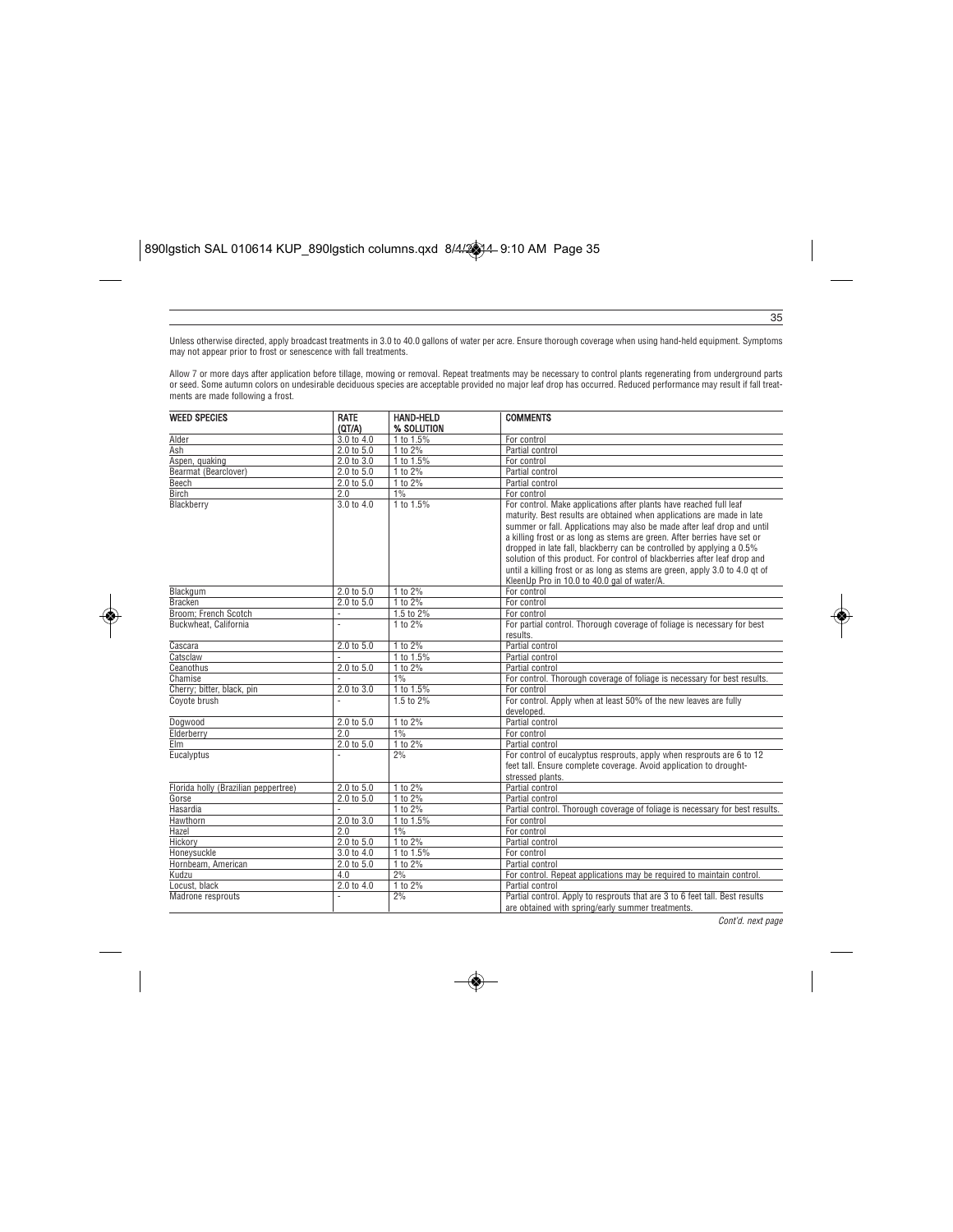Unless otherwise directed, apply broadcast treatments in 3.0 to 40.0 gallons of water per acre. Ensure thorough coverage when using hand-held equipment. Symptoms may not appear prior to frost or senescence with fall treatments.

Allow 7 or more days after application before tillage, mowing or removal. Repeat treatments may be necessary to control plants regenerating from underground parts or seed. Some autumn colors on undesirable deciduous species are acceptable provided no major leaf drop has occurred. Reduced performance may result if fall treatments are made following a frost.

| WEED SPECIES | RATE (QT/A) | HAND-HELD % SOLUTION | COMMENTS |
|---|---|---|---|
| Alder | 3.0 to 4.0 | 1 to 1.5% | For control |
| Ash | 2.0 to 5.0 | 1 to 2% | Partial control |
| Aspen, quaking | 2.0 to 3.0 | 1 to 1.5% | For control |
| Bearmat (Bearclover) | 2.0 to 5.0 | 1 to 2% | Partial control |
| Beech | 2.0 to 5.0 | 1 to 2% | Partial control |
| Birch | 2.0 | 1% | For control |
| Blackberry | 3.0 to 4.0 | 1 to 1.5% | For control. Make applications after plants have reached full leaf maturity. Best results are obtained when applications are made in late summer or fall. Applications may also be made after leaf drop and until a killing frost or as long as stems are green. After berries have set or dropped in late fall, blackberry can be controlled by applying a 0.5% solution of this product. For control of blackberries after leaf drop and until a killing frost or as long as stems are green, apply 3.0 to 4.0 qt of KleenUp Pro in 10.0 to 40.0 gal of water/A. |
| Blackgum | 2.0 to 5.0 | 1 to 2% | For control |
| Bracken | 2.0 to 5.0 | 1 to 2% | For control |
| Broom; French Scotch | - | 1.5 to 2% | For control |
| Buckwheat, California | - | 1 to 2% | For partial control. Thorough coverage of foliage is necessary for best results. |
| Cascara | 2.0 to 5.0 | 1 to 2% | Partial control |
| Catsclaw | - | 1 to 1.5% | Partial control |
| Ceanothus | 2.0 to 5.0 | 1 to 2% | Partial control |
| Chamise | - | 1% | For control. Thorough coverage of foliage is necessary for best results. |
| Cherry; bitter, black, pin | 2.0 to 3.0 | 1 to 1.5% | For control |
| Coyote brush | - | 1.5 to 2% | For control. Apply when at least 50% of the new leaves are fully developed. |
| Dogwood | 2.0 to 5.0 | 1 to 2% | Partial control |
| Elderberry | 2.0 | 1% | For control |
| Elm | 2.0 to 5.0 | 1 to 2% | Partial control |
| Eucalyptus | - | 2% | For control of eucalyptus resprouts, apply when resprouts are 6 to 12 feet tall. Ensure complete coverage. Avoid application to drought-stressed plants. |
| Florida holly (Brazilian peppertree) | 2.0 to 5.0 | 1 to 2% | Partial control |
| Gorse | 2.0 to 5.0 | 1 to 2% | Partial control |
| Hasardia | - | 1 to 2% | Partial control. Thorough coverage of foliage is necessary for best results. |
| Hawthorn | 2.0 to 3.0 | 1 to 1.5% | For control |
| Hazel | 2.0 | 1% | For control |
| Hickory | 2.0 to 5.0 | 1 to 2% | Partial control |
| Honeysuckle | 3.0 to 4.0 | 1 to 1.5% | For control |
| Hornbeam, American | 2.0 to 5.0 | 1 to 2% | Partial control |
| Kudzu | 4.0 | 2% | For control. Repeat applications may be required to maintain control. |
| Locust, black | 2.0 to 4.0 | 1 to 2% | Partial control |
| Madrone resprouts | - | 2% | Partial control. Apply to resprouts that are 3 to 6 feet tall. Best results are obtained with spring/early summer treatments. |

*Cont'd. next page*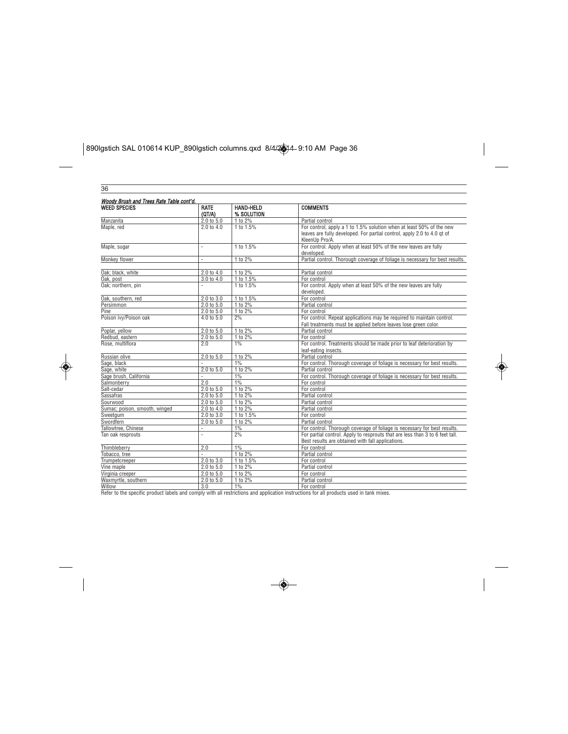*Woody Brush and Trees Rate Table cont'd.*

| WEED SPECIES | RATE (QT/A) | HAND-HELD % SOLUTION | COMMENTS |
|---|---|---|---|
| Manzanita | 2.0 to 5.0 | 1 to 2% | Partial control |
| Maple, red | 2.0 to 4.0 | 1 to 1.5% | For control, apply a 1 to 1.5% solution when at least 50% of the new leaves are fully developed. For partial control, apply 2.0 to 4.0 qt of KleenUp Pro/A. |
| Maple, sugar | - | 1 to 1.5% | For control. Apply when at least 50% of the new leaves are fully developed. |
| Monkey flower | - | 1 to 2% | Partial control. Thorough coverage of foliage is necessary for best results. |
| | | | |
| Oak; black, white | 2.0 to 4.0 | 1 to 2% | Partial control |
| Oak, post | 3.0 to 4.0 | 1 to 1.5% | For control |
| Oak; northern, pin | - | 1 to 1.5% | For control. Apply when at least 50% of the new leaves are fully developed. |
| Oak, southern, red | 2.0 to 3.0 | 1 to 1.5% | For control |
| Persimmon | 2.0 to 5.0 | 1 to 2% | Partial control |
| Pine | 2.0 to 5.0 | 1 to 2% | For control |
| Poison ivy/Poison oak | 4.0 to 5.0 | 2% | For control. Repeat applications may be required to maintain control. Fall treatments must be applied before leaves lose green color. |
| Poplar, yellow | 2.0 to 5.0 | 1 to 2% | Partial control |
| Redbud, eastern | 2.0 to 5.0 | 1 to 2% | For control |
| Rose, multiflora | 2.0 | 1% | For control. Treatments should be made prior to leaf deterioration by leaf-eating insects. |
| Russian olive | 2.0 to 5.0 | 1 to 2% | Partial control |
| Sage, black | - | 1% | For control. Thorough coverage of foliage is necessary for best results. |
| Sage, white | 2.0 to 5.0 | 1 to 2% | Partial control |
| Sage brush, California | - | 1% | For control. Thorough coverage of foliage is necessary for best results. |
| Salmonberry | 2.0 | 1% | For control |
| Salt-cedar | 2.0 to 5.0 | 1 to 2% | For control |
| Sassafras | 2.0 to 5.0 | 1 to 2% | Partial control |
| Sourwood | 2.0 to 5.0 | 1 to 2% | Partial control |
| Sumac; poison, smooth, winged | 2.0 to 4.0 | 1 to 2% | Partial control |
| Sweetgum | 2.0 to 3.0 | 1 to 1.5% | For control |
| Swordfern | 2.0 to 5.0 | 1 to 2% | Partial control |
| Tallowtree, Chinese | - | 1% | For control. Thorough coverage of foliage is necessary for best results. |
| Tan oak resprouts | - | 2% | For partial control. Apply to resprouts that are less than 3 to 6 feet tall. Best results are obtained with fall applications. |
| Thimbleberry | 2.0 | 1% | For control |
| Tobacco, tree | - | 1 to 2% | Partial control |
| Trumpetcreeper | 2.0 to 3.0 | 1 to 1.5% | For control |
| Vine maple | 2.0 to 5.0 | 1 to 2% | Partial control |
| Virginia creeper | 2.0 to 5.0 | 1 to 2% | For control |
| Waxmyrtle, southern | 2.0 to 5.0 | 1 to 2% | Partial control |
| Willow | 3.0 | 1% | For control |

Refer to the specific product labels and comply with all restrictions and application instructions for all products used in tank mixes.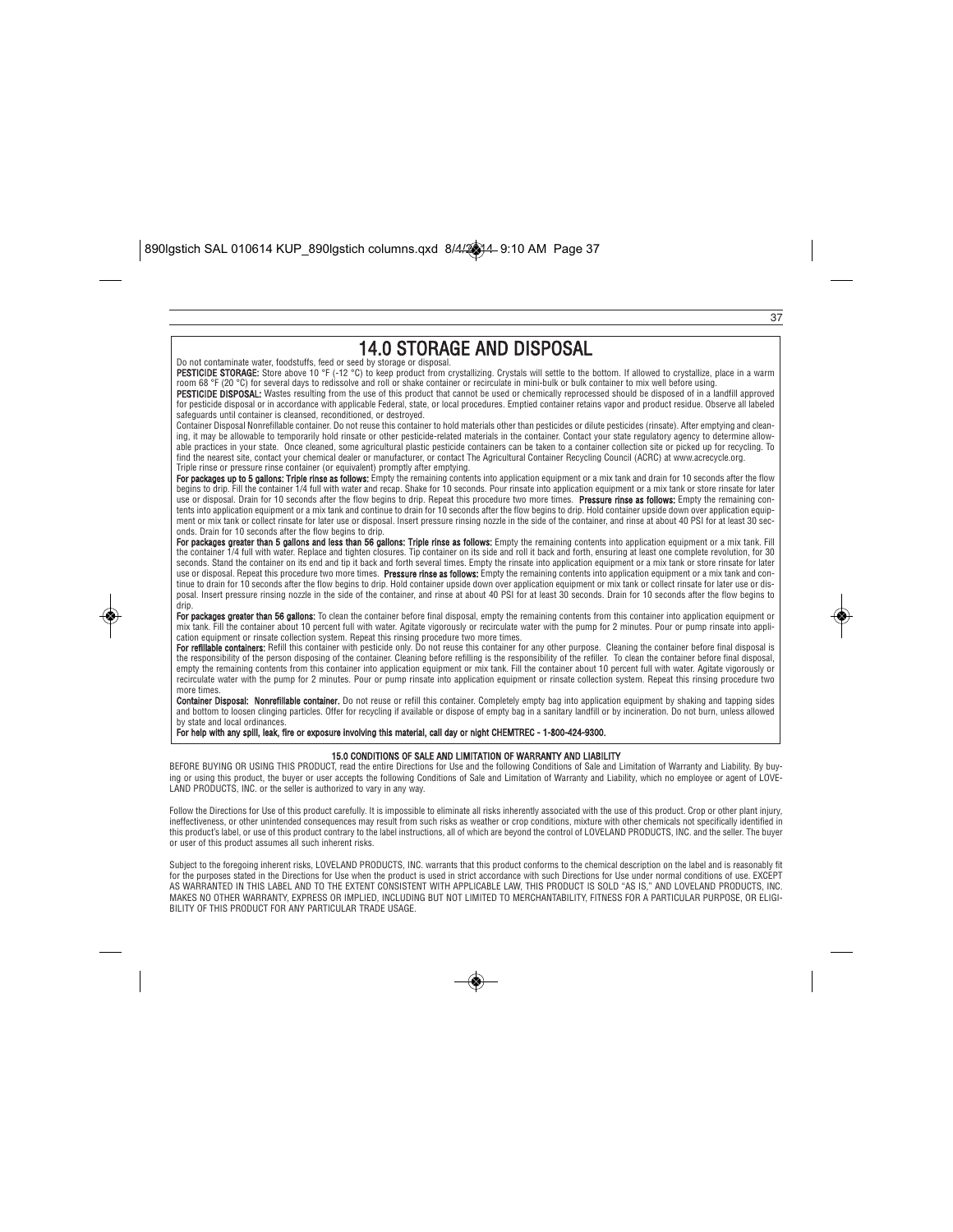# 14.0 STORAGE AND DISPOSAL

Do not contaminate water, foodstuffs, feed or seed by storage or disposal.

**PESTICIDE STORAGE:** Store above 10 °F (-12 °C) to keep product from crystallizing. Crystals will settle to the bottom. If allowed to crystallize, place in a warm room 68 °F (20 °C) for several days to redissolve and roll or shake container or recirculate in mini-bulk or bulk container to mix well before using.

**PESTICIDE DISPOSAL:** Wastes resulting from the use of this product that cannot be used or chemically reprocessed should be disposed of in a landfill approved for pesticide disposal or in accordance with applicable Federal, state, or local procedures. Emptied container retains vapor and product residue. Observe all labeled safeguards until container is cleansed, reconditioned, or destroyed.

Container Disposal Nonrefillable container. Do not reuse this container to hold materials other than pesticides or dilute pesticides (rinsate). After emptying and cleaning, it may be allowable to temporarily hold rinsate or other pesticide-related materials in the container. Contact your state regulatory agency to determine allowable practices in your state. Once cleaned, some agricultural plastic pesticide containers can be taken to a container collection site or picked up for recycling. To find the nearest site, contact your chemical dealer or manufacturer, or contact The Agricultural Container Recycling Council (ACRC) at www.acrecycle.org.

Triple rinse or pressure rinse container (or equivalent) promptly after emptying.

**For packages up to 5 gallons: Triple rinse as follows:** Empty the remaining contents into application equipment or a mix tank and drain for 10 seconds after the flow begins to drip. Fill the container 1/4 full with water and recap. Shake for 10 seconds. Pour rinsate into application equipment or a mix tank or store rinsate for later use or disposal. Drain for 10 seconds after the flow begins to drip. Repeat this procedure two more times. **Pressure rinse as follows:** Empty the remaining contents into application equipment or a mix tank and continue to drain for 10 seconds after the flow begins to drip. Hold container upside down over application equipment or mix tank or collect rinsate for later use or disposal. Insert pressure rinsing nozzle in the side of the container, and rinse at about 40 PSI for at least 30 seconds. Drain for 10 seconds after the flow begins to drip.

**For packages greater than 5 gallons and less than 56 gallons: Triple rinse as follows:** Empty the remaining contents into application equipment or a mix tank. Fill the container 1/4 full with water. Replace and tighten closures. Tip container on its side and roll it back and forth, ensuring at least one complete revolution, for 30 seconds. Stand the container on its end and tip it back and forth several times. Empty the rinsate into application equipment or a mix tank or store rinsate for later use or disposal. Repeat this procedure two more times. **Pressure rinse as follows:** Empty the remaining contents into application equipment or a mix tank and continue to drain for 10 seconds after the flow begins to drip. Hold container upside down over application equipment or mix tank or collect rinsate for later use or disposal. Insert pressure rinsing nozzle in the side of the container, and rinse at about 40 PSI for at least 30 seconds. Drain for 10 seconds after the flow begins to drip.

**For packages greater than 56 gallons:** To clean the container before final disposal, empty the remaining contents from this container into application equipment or mix tank. Fill the container about 10 percent full with water. Agitate vigorously or recirculate water with the pump for 2 minutes. Pour or pump rinsate into application equipment or rinsate collection system. Repeat this rinsing procedure two more times.

**For refillable containers:** Refill this container with pesticide only. Do not reuse this container for any other purpose. Cleaning the container before final disposal is the responsibility of the person disposing of the container. Cleaning before refilling is the responsibility of the refiller. To clean the container before final disposal, empty the remaining contents from this container into application equipment or mix tank. Fill the container about 10 percent full with water. Agitate vigorously or recirculate water with the pump for 2 minutes. Pour or pump rinsate into application equipment or rinsate collection system. Repeat this rinsing procedure two more times.

**Container Disposal: Nonrefillable container.** Do not reuse or refill this container. Completely empty bag into application equipment by shaking and tapping sides and bottom to loosen clinging particles. Offer for recycling if available or dispose of empty bag in a sanitary landfill or by incineration. Do not burn, unless allowed by state and local ordinances.

**For help with any spill, leak, fire or exposure involving this material, call day or night CHEMTREC - 1-800-424-9300.**

## 15.0 CONDITIONS OF SALE AND LIMITATION OF WARRANTY AND LIABILITY

BEFORE BUYING OR USING THIS PRODUCT, read the entire Directions for Use and the following Conditions of Sale and Limitation of Warranty and Liability. By buying or using this product, the buyer or user accepts the following Conditions of Sale and Limitation of Warranty and Liability, which no employee or agent of LOVELAND PRODUCTS, INC. or the seller is authorized to vary in any way.

Follow the Directions for Use of this product carefully. It is impossible to eliminate all risks inherently associated with the use of this product. Crop or other plant injury, ineffectiveness, or other unintended consequences may result from such risks as weather or crop conditions, mixture with other chemicals not specifically identified in this product's label, or use of this product contrary to the label instructions, all of which are beyond the control of LOVELAND PRODUCTS, INC. and the seller. The buyer or user of this product assumes all such inherent risks.

Subject to the foregoing inherent risks, LOVELAND PRODUCTS, INC. warrants that this product conforms to the chemical description on the label and is reasonably fit for the purposes stated in the Directions for Use when the product is used in strict accordance with such Directions for Use under normal conditions of use. EXCEPT AS WARRANTED IN THIS LABEL AND TO THE EXTENT CONSISTENT WITH APPLICABLE LAW, THIS PRODUCT IS SOLD "AS IS," AND LOVELAND PRODUCTS, INC. MAKES NO OTHER WARRANTY, EXPRESS OR IMPLIED, INCLUDING BUT NOT LIMITED TO MERCHANTABILITY, FITNESS FOR A PARTICULAR PURPOSE, OR ELIGIBILITY OF THIS PRODUCT FOR ANY PARTICULAR TRADE USAGE.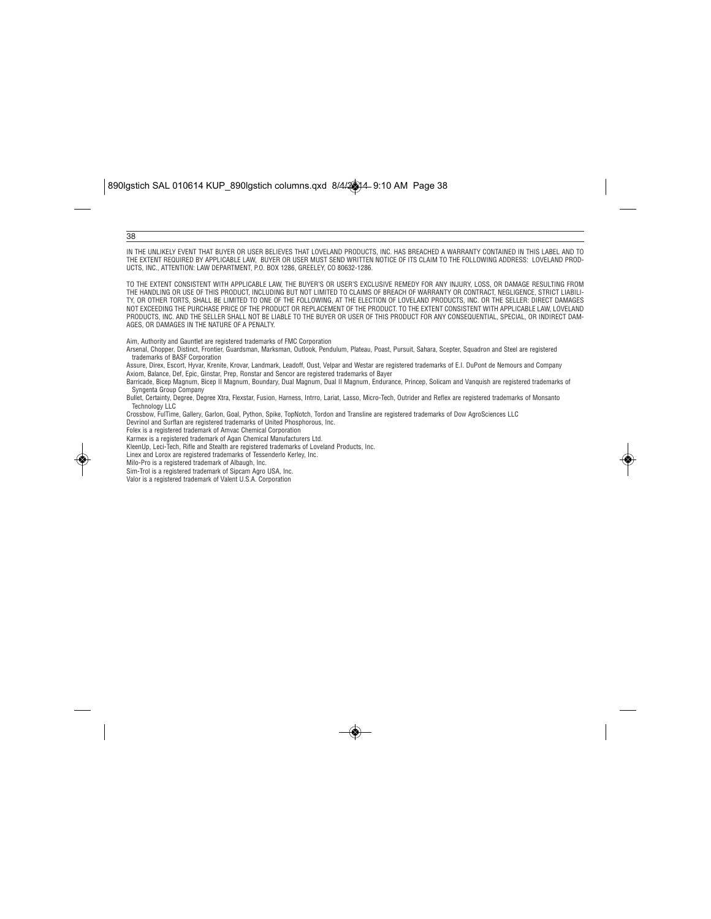IN THE UNLIKELY EVENT THAT BUYER OR USER BELIEVES THAT LOVELAND PRODUCTS, INC. HAS BREACHED A WARRANTY CONTAINED IN THIS LABEL AND TO THE EXTENT REQUIRED BY APPLICABLE LAW, BUYER OR USER MUST SEND WRITTEN NOTICE OF ITS CLAIM TO THE FOLLOWING ADDRESS: LOVELAND PRODUCTS, INC., ATTENTION: LAW DEPARTMENT, P.O. BOX 1286, GREELEY, CO 80632-1286.

TO THE EXTENT CONSISTENT WITH APPLICABLE LAW, THE BUYER'S OR USER'S EXCLUSIVE REMEDY FOR ANY INJURY, LOSS, OR DAMAGE RESULTING FROM THE HANDLING OR USE OF THIS PRODUCT, INCLUDING BUT NOT LIMITED TO CLAIMS OF BREACH OF WARRANTY OR CONTRACT, NEGLIGENCE, STRICT LIABILITY, OR OTHER TORTS, SHALL BE LIMITED TO ONE OF THE FOLLOWING, AT THE ELECTION OF LOVELAND PRODUCTS, INC. OR THE SELLER: DIRECT DAMAGES NOT EXCEEDING THE PURCHASE PRICE OF THE PRODUCT OR REPLACEMENT OF THE PRODUCT. TO THE EXTENT CONSISTENT WITH APPLICABLE LAW, LOVELAND PRODUCTS, INC. AND THE SELLER SHALL NOT BE LIABLE TO THE BUYER OR USER OF THIS PRODUCT FOR ANY CONSEQUENTIAL, SPECIAL, OR INDIRECT DAMAGES, OR DAMAGES IN THE NATURE OF A PENALTY.

Aim, Authority and Gauntlet are registered trademarks of FMC Corporation

Arsenal, Chopper, Distinct, Frontier, Guardsman, Marksman, Outlook, Pendulum, Plateau, Poast, Pursuit, Sahara, Scepter, Squadron and Steel are registered trademarks of BASF Corporation

Assure, Direx, Escort, Hyvar, Krenite, Krovar, Landmark, Leadoff, Oust, Velpar and Westar are registered trademarks of E.I. DuPont de Nemours and Company

Axiom, Balance, Def, Epic, Ginstar, Prep, Ronstar and Sencor are registered trademarks of Bayer

Barricade, Bicep Magnum, Bicep II Magnum, Boundary, Dual Magnum, Dual II Magnum, Endurance, Princep, Solicam and Vanquish are registered trademarks of Syngenta Group Company

Bullet, Certainty, Degree, Degree Xtra, Flexstar, Fusion, Harness, Intrro, Lariat, Lasso, Micro-Tech, Outrider and Reflex are registered trademarks of Monsanto Technology LLC

Crossbow, FulTime, Gallery, Garlon, Goal, Python, Spike, TopNotch, Tordon and Transline are registered trademarks of Dow AgroSciences LLC

Devrinol and Surflan are registered trademarks of United Phosphorous, Inc.

Folex is a registered trademark of Amvac Chemical Corporation

Karmex is a registered trademark of Agan Chemical Manufacturers Ltd.

KleenUp, Leci-Tech, Rifle and Stealth are registered trademarks of Loveland Products, Inc.

Linex and Lorox are registered trademarks of Tessenderlo Kerley, Inc.

Milo-Pro is a registered trademark of Albaugh, Inc.

Sim-Trol is a registered trademark of Sipcam Agro USA, Inc.

Valor is a registered trademark of Valent U.S.A. Corporation